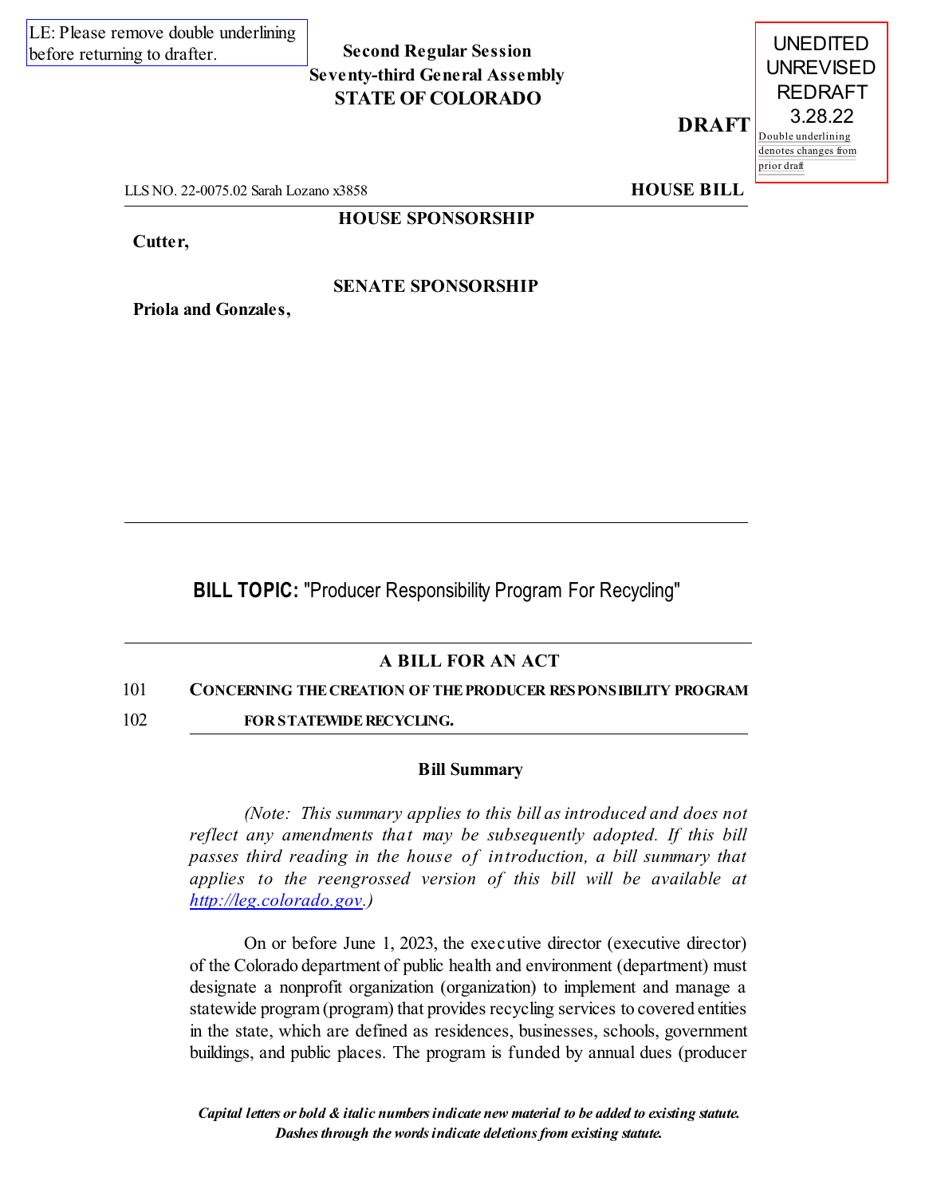LE: Please remove double underlining before returning to drafter.

**Second Regular Session**
**Seventy-third General Assembly**
**STATE OF COLORADO**

UNEDITED
UNREVISED
REDRAFT
3.28.22

Double underlining denotes changes from prior draft

**DRAFT**

LLS NO. 22-0075.02 Sarah Lozano x3858 **HOUSE BILL**

**HOUSE SPONSORSHIP**

**Cutter,**

**SENATE SPONSORSHIP**

**Priola and Gonzales,**

---

**BILL TOPIC:** "Producer Responsibility Program For Recycling"

---

**A BILL FOR AN ACT**

101 **CONCERNING THE CREATION OF THE PRODUCER RESPONSIBILITY PROGRAM**
102 **FOR STATEWIDE RECYCLING.**

**Bill Summary**

*(Note: This summary applies to this bill as introduced and does not reflect any amendments that may be subsequently adopted. If this bill passes third reading in the house of introduction, a bill summary that applies to the reengrossed version of this bill will be available at http://leg.colorado.gov.)*

On or before June 1, 2023, the executive director (executive director) of the Colorado department of public health and environment (department) must designate a nonprofit organization (organization) to implement and manage a statewide program (program) that provides recycling services to covered entities in the state, which are defined as residences, businesses, schools, government buildings, and public places. The program is funded by annual dues (producer

***Capital letters or bold & italic numbers indicate new material to be added to existing statute.***
***Dashes through the words indicate deletions from existing statute.***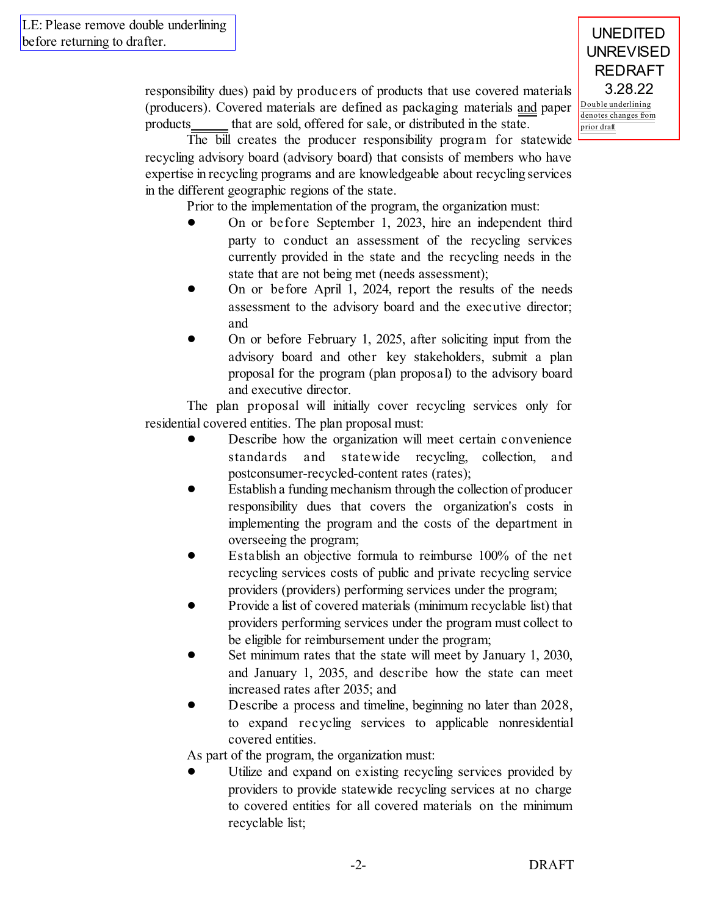LE: Please remove double underlining before returning to drafter.

UNEDITED UNREVISED REDRAFT 3.28.22

Double underlining denotes changes from prior draft

responsibility dues) paid by producers of products that use covered materials (producers). Covered materials are defined as packaging materials and paper products ______ that are sold, offered for sale, or distributed in the state.

The bill creates the producer responsibility program for statewide recycling advisory board (advisory board) that consists of members who have expertise in recycling programs and are knowledgeable about recycling services in the different geographic regions of the state.

Prior to the implementation of the program, the organization must:

- On or before September 1, 2023, hire an independent third party to conduct an assessment of the recycling services currently provided in the state and the recycling needs in the state that are not being met (needs assessment);
- On or before April 1, 2024, report the results of the needs assessment to the advisory board and the executive director; and
- On or before February 1, 2025, after soliciting input from the advisory board and other key stakeholders, submit a plan proposal for the program (plan proposal) to the advisory board and executive director.

The plan proposal will initially cover recycling services only for residential covered entities. The plan proposal must:

- Describe how the organization will meet certain convenience standards and statewide recycling, collection, and postconsumer-recycled-content rates (rates);
- Establish a funding mechanism through the collection of producer responsibility dues that covers the organization's costs in implementing the program and the costs of the department in overseeing the program;
- Establish an objective formula to reimburse 100% of the net recycling services costs of public and private recycling service providers (providers) performing services under the program;
- Provide a list of covered materials (minimum recyclable list) that providers performing services under the program must collect to be eligible for reimbursement under the program;
- Set minimum rates that the state will meet by January 1, 2030, and January 1, 2035, and describe how the state can meet increased rates after 2035; and
- Describe a process and timeline, beginning no later than 2028, to expand recycling services to applicable nonresidential covered entities.

As part of the program, the organization must:

- Utilize and expand on existing recycling services provided by providers to provide statewide recycling services at no charge to covered entities for all covered materials on the minimum recyclable list;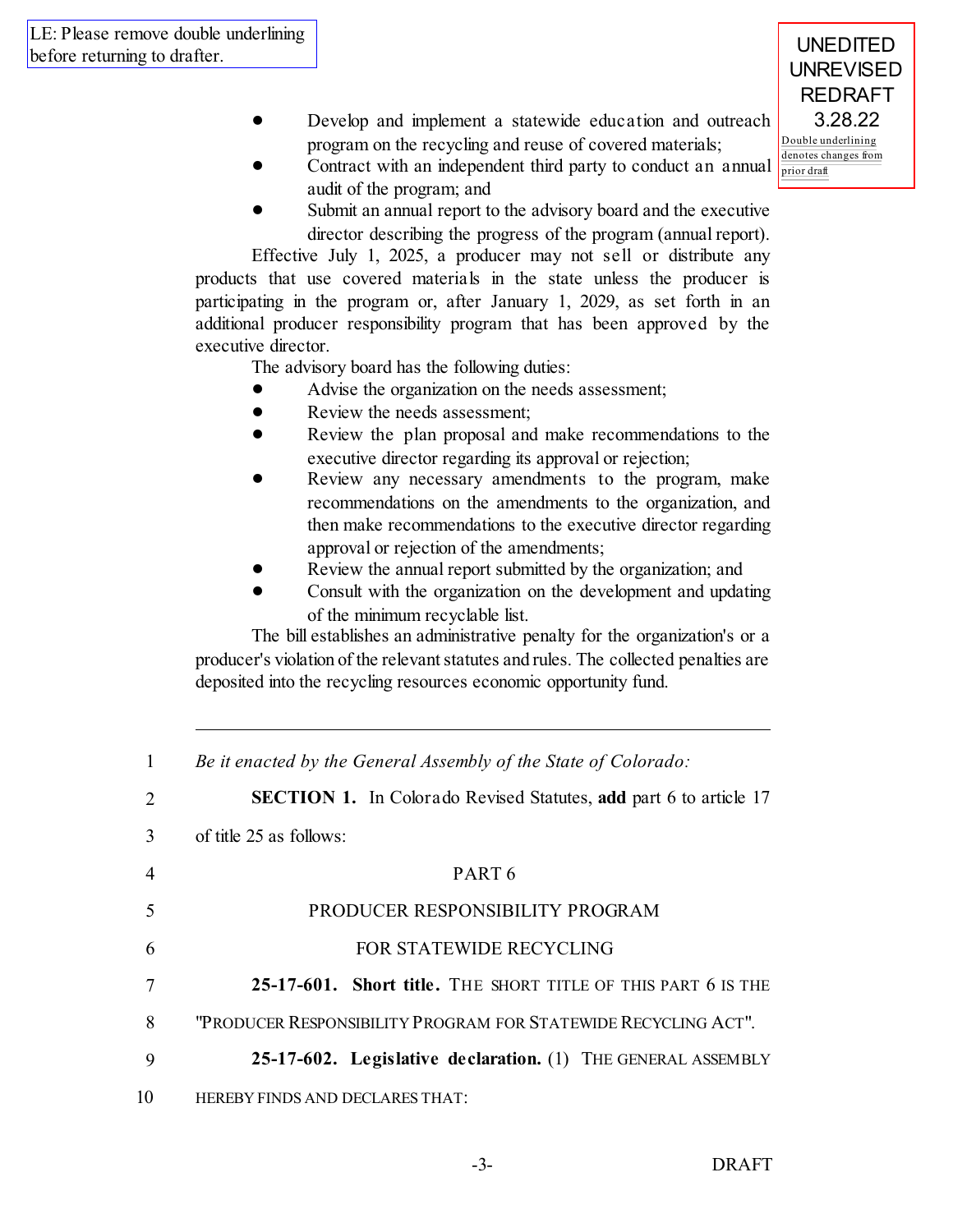LE: Please remove double underlining before returning to drafter.

UNEDITED UNREVISED REDRAFT 3.28.22

Double underlining denotes changes from prior draft

- Develop and implement a statewide education and outreach program on the recycling and reuse of covered materials;
- Contract with an independent third party to conduct an annual audit of the program; and
- Submit an annual report to the advisory board and the executive director describing the progress of the program (annual report).

Effective July 1, 2025, a producer may not sell or distribute any products that use covered materials in the state unless the producer is participating in the program or, after January 1, 2029, as set forth in an additional producer responsibility program that has been approved by the executive director.

The advisory board has the following duties:

- Advise the organization on the needs assessment;
- Review the needs assessment;
- Review the plan proposal and make recommendations to the executive director regarding its approval or rejection;
- Review any necessary amendments to the program, make recommendations on the amendments to the organization, and then make recommendations to the executive director regarding approval or rejection of the amendments;
- Review the annual report submitted by the organization; and
- Consult with the organization on the development and updating of the minimum recyclable list.

The bill establishes an administrative penalty for the organization's or a producer's violation of the relevant statutes and rules. The collected penalties are deposited into the recycling resources economic opportunity fund.

---

1 *Be it enacted by the General Assembly of the State of Colorado:*

2 **SECTION 1.** In Colorado Revised Statutes, **add** part 6 to article 17

3 of title 25 as follows:

4 PART 6

5 PRODUCER RESPONSIBILITY PROGRAM

6 FOR STATEWIDE RECYCLING

7 **25-17-601. Short title.** THE SHORT TITLE OF THIS PART 6 IS THE

8 "PRODUCER RESPONSIBILITY PROGRAM FOR STATEWIDE RECYCLING ACT".

9 **25-17-602. Legislative declaration.** (1) THE GENERAL ASSEMBLY

10 HEREBY FINDS AND DECLARES THAT: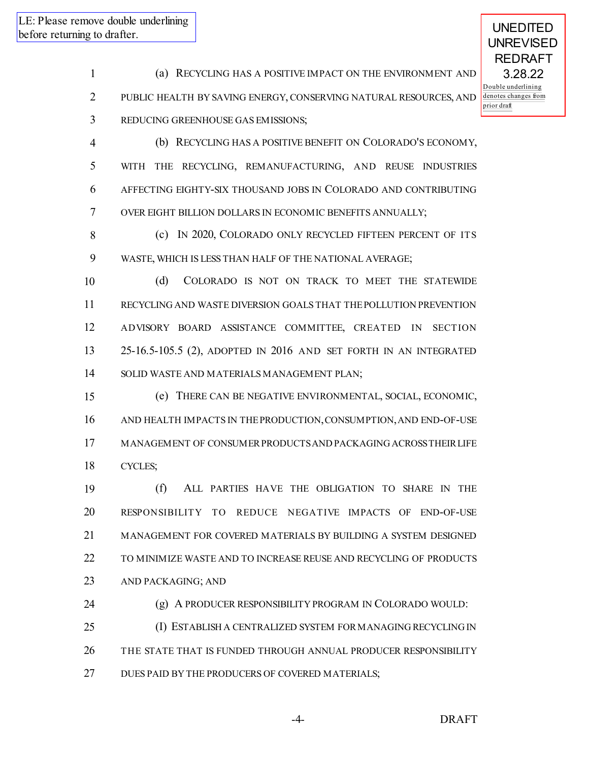LE: Please remove double underling before returning to drafter.

UNEDITED UNREVISED REDRAFT 3.28.22

Double underlining denotes changes from prior draft

(a) RECYCLING HAS A POSITIVE IMPACT ON THE ENVIRONMENT AND PUBLIC HEALTH BY SAVING ENERGY, CONSERVING NATURAL RESOURCES, AND REDUCING GREENHOUSE GAS EMISSIONS;

(b) RECYCLING HAS A POSITIVE BENEFIT ON COLORADO'S ECONOMY, WITH THE RECYCLING, REMANUFACTURING, AND REUSE INDUSTRIES AFFECTING EIGHTY-SIX THOUSAND JOBS IN COLORADO AND CONTRIBUTING OVER EIGHT BILLION DOLLARS IN ECONOMIC BENEFITS ANNUALLY;

(c) IN 2020, COLORADO ONLY RECYCLED FIFTEEN PERCENT OF ITS WASTE, WHICH IS LESS THAN HALF OF THE NATIONAL AVERAGE;

(d) COLORADO IS NOT ON TRACK TO MEET THE STATEWIDE RECYCLING AND WASTE DIVERSION GOALS THAT THE POLLUTION PREVENTION ADVISORY BOARD ASSISTANCE COMMITTEE, CREATED IN SECTION 25-16.5-105.5 (2), ADOPTED IN 2016 AND SET FORTH IN AN INTEGRATED SOLID WASTE AND MATERIALS MANAGEMENT PLAN;

(e) THERE CAN BE NEGATIVE ENVIRONMENTAL, SOCIAL, ECONOMIC, AND HEALTH IMPACTS IN THE PRODUCTION, CONSUMPTION, AND END-OF-USE MANAGEMENT OF CONSUMER PRODUCTS AND PACKAGING ACROSS THEIR LIFE CYCLES;

(f) ALL PARTIES HAVE THE OBLIGATION TO SHARE IN THE RESPONSIBILITY TO REDUCE NEGATIVE IMPACTS OF END-OF-USE MANAGEMENT FOR COVERED MATERIALS BY BUILDING A SYSTEM DESIGNED TO MINIMIZE WASTE AND TO INCREASE REUSE AND RECYCLING OF PRODUCTS AND PACKAGING; AND

(g) A PRODUCER RESPONSIBILITY PROGRAM IN COLORADO WOULD:

(I) ESTABLISH A CENTRALIZED SYSTEM FOR MANAGING RECYCLING IN THE STATE THAT IS FUNDED THROUGH ANNUAL PRODUCER RESPONSIBILITY DUES PAID BY THE PRODUCERS OF COVERED MATERIALS;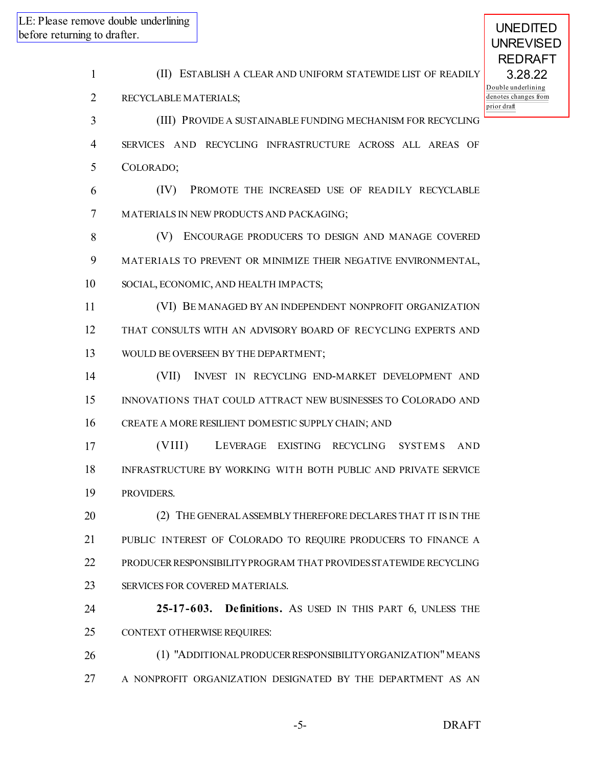LE: Please remove double underlining before returning to drafter.

UNEDITED UNREVISED REDRAFT 3.28.22

Double underlining denotes changes from prior draft

(II) ESTABLISH A CLEAR AND UNIFORM STATEWIDE LIST OF READILY RECYCLABLE MATERIALS;

(III) PROVIDE A SUSTAINABLE FUNDING MECHANISM FOR RECYCLING SERVICES AND RECYCLING INFRASTRUCTURE ACROSS ALL AREAS OF COLORADO;

(IV) PROMOTE THE INCREASED USE OF READILY RECYCLABLE MATERIALS IN NEW PRODUCTS AND PACKAGING;

(V) ENCOURAGE PRODUCERS TO DESIGN AND MANAGE COVERED MATERIALS TO PREVENT OR MINIMIZE THEIR NEGATIVE ENVIRONMENTAL, SOCIAL, ECONOMIC, AND HEALTH IMPACTS;

(VI) BE MANAGED BY AN INDEPENDENT NONPROFIT ORGANIZATION THAT CONSULTS WITH AN ADVISORY BOARD OF RECYCLING EXPERTS AND WOULD BE OVERSEEN BY THE DEPARTMENT;

(VII) INVEST IN RECYCLING END-MARKET DEVELOPMENT AND INNOVATIONS THAT COULD ATTRACT NEW BUSINESSES TO COLORADO AND CREATE A MORE RESILIENT DOMESTIC SUPPLY CHAIN; AND

(VIII) LEVERAGE EXISTING RECYCLING SYSTEMS AND INFRASTRUCTURE BY WORKING WITH BOTH PUBLIC AND PRIVATE SERVICE PROVIDERS.

(2) THE GENERAL ASSEMBLY THEREFORE DECLARES THAT IT IS IN THE PUBLIC INTEREST OF COLORADO TO REQUIRE PRODUCERS TO FINANCE A PRODUCER RESPONSIBILITY PROGRAM THAT PROVIDES STATEWIDE RECYCLING SERVICES FOR COVERED MATERIALS.

**25-17-603. Definitions.** AS USED IN THIS PART 6, UNLESS THE CONTEXT OTHERWISE REQUIRES:

(1) "ADDITIONAL PRODUCER RESPONSIBILITY ORGANIZATION" MEANS A NONPROFIT ORGANIZATION DESIGNATED BY THE DEPARTMENT AS AN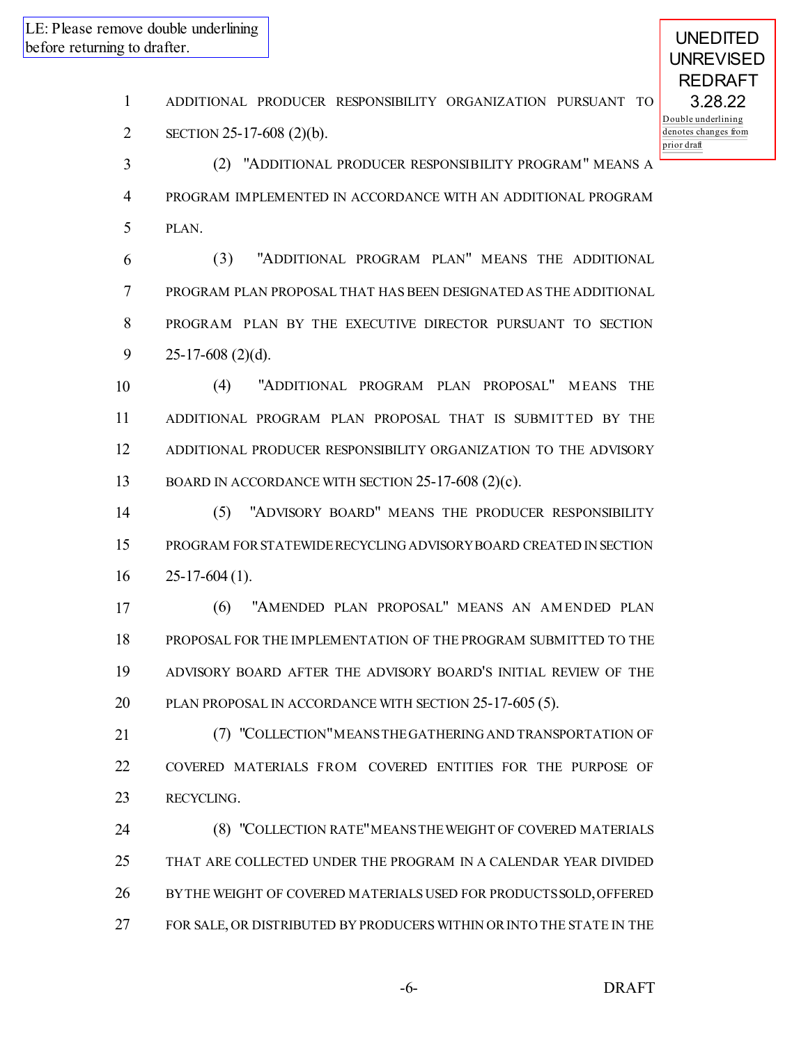LE: Please remove double underlining before returning to drafter.

UNEDITED UNREVISED REDRAFT 3.28.22

Double underlining denotes changes from prior draft

ADDITIONAL PRODUCER RESPONSIBILITY ORGANIZATION PURSUANT TO SECTION 25-17-608 (2)(b).

(2) "ADDITIONAL PRODUCER RESPONSIBILITY PROGRAM" MEANS A PROGRAM IMPLEMENTED IN ACCORDANCE WITH AN ADDITIONAL PROGRAM PLAN.

(3) "ADDITIONAL PROGRAM PLAN" MEANS THE ADDITIONAL PROGRAM PLAN PROPOSAL THAT HAS BEEN DESIGNATED AS THE ADDITIONAL PROGRAM PLAN BY THE EXECUTIVE DIRECTOR PURSUANT TO SECTION 25-17-608 (2)(d).

(4) "ADDITIONAL PROGRAM PLAN PROPOSAL" MEANS THE ADDITIONAL PROGRAM PLAN PROPOSAL THAT IS SUBMITTED BY THE ADDITIONAL PRODUCER RESPONSIBILITY ORGANIZATION TO THE ADVISORY BOARD IN ACCORDANCE WITH SECTION 25-17-608 (2)(c).

(5) "ADVISORY BOARD" MEANS THE PRODUCER RESPONSIBILITY PROGRAM FOR STATEWIDE RECYCLING ADVISORY BOARD CREATED IN SECTION 25-17-604 (1).

(6) "AMENDED PLAN PROPOSAL" MEANS AN AMENDED PLAN PROPOSAL FOR THE IMPLEMENTATION OF THE PROGRAM SUBMITTED TO THE ADVISORY BOARD AFTER THE ADVISORY BOARD'S INITIAL REVIEW OF THE PLAN PROPOSAL IN ACCORDANCE WITH SECTION 25-17-605 (5).

(7) "COLLECTION" MEANS THE GATHERING AND TRANSPORTATION OF COVERED MATERIALS FROM COVERED ENTITIES FOR THE PURPOSE OF RECYCLING.

(8) "COLLECTION RATE" MEANS THE WEIGHT OF COVERED MATERIALS THAT ARE COLLECTED UNDER THE PROGRAM IN A CALENDAR YEAR DIVIDED BY THE WEIGHT OF COVERED MATERIALS USED FOR PRODUCTS SOLD, OFFERED FOR SALE, OR DISTRIBUTED BY PRODUCERS WITHIN OR INTO THE STATE IN THE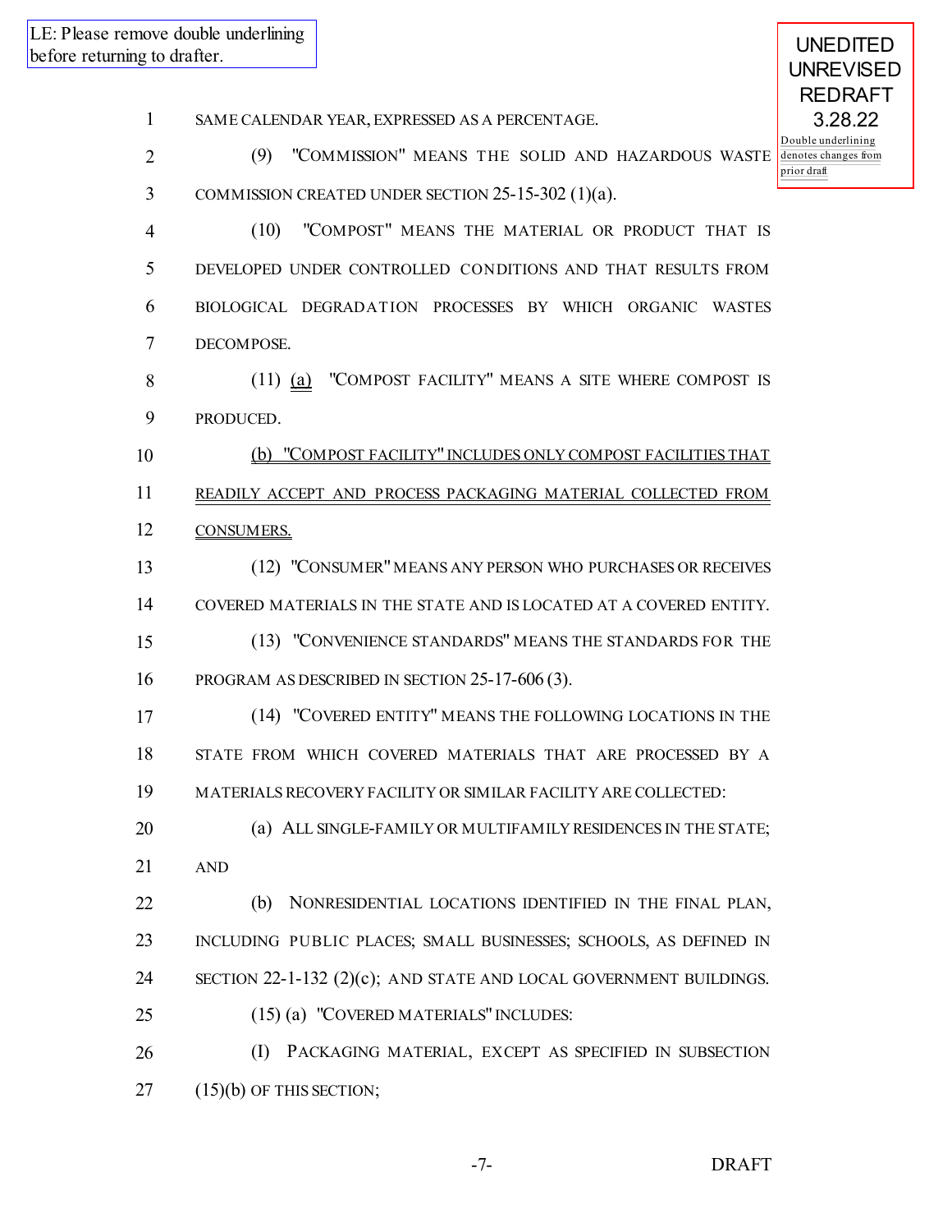LE: Please remove double underlining before returning to drafter.

UNEDITED UNREVISED REDRAFT 3.28.22

Double underlining denotes changes from prior draft

1 SAME CALENDAR YEAR, EXPRESSED AS A PERCENTAGE.

2 (9) "COMMISSION" MEANS THE SOLID AND HAZARDOUS WASTE
3 COMMISSION CREATED UNDER SECTION 25-15-302 (1)(a).

4 (10) "COMPOST" MEANS THE MATERIAL OR PRODUCT THAT IS
5 DEVELOPED UNDER CONTROLLED CONDITIONS AND THAT RESULTS FROM
6 BIOLOGICAL DEGRADATION PROCESSES BY WHICH ORGANIC WASTES
7 DECOMPOSE.

8 (11) <u>(a)</u> "COMPOST FACILITY" MEANS A SITE WHERE COMPOST IS
9 PRODUCED.

10 <u>(b) "COMPOST FACILITY" INCLUDES ONLY COMPOST FACILITIES THAT</u>
11 <u>READILY ACCEPT AND PROCESS PACKAGING MATERIAL COLLECTED FROM</u>
12 <u>CONSUMERS.</u>

13 (12) "CONSUMER" MEANS ANY PERSON WHO PURCHASES OR RECEIVES
14 COVERED MATERIALS IN THE STATE AND IS LOCATED AT A COVERED ENTITY.

15 (13) "CONVENIENCE STANDARDS" MEANS THE STANDARDS FOR THE
16 PROGRAM AS DESCRIBED IN SECTION 25-17-606 (3).

17 (14) "COVERED ENTITY" MEANS THE FOLLOWING LOCATIONS IN THE
18 STATE FROM WHICH COVERED MATERIALS THAT ARE PROCESSED BY A
19 MATERIALS RECOVERY FACILITY OR SIMILAR FACILITY ARE COLLECTED:

20 (a) ALL SINGLE-FAMILY OR MULTIFAMILY RESIDENCES IN THE STATE;
21 AND

22 (b) NONRESIDENTIAL LOCATIONS IDENTIFIED IN THE FINAL PLAN,
23 INCLUDING PUBLIC PLACES; SMALL BUSINESSES; SCHOOLS, AS DEFINED IN
24 SECTION 22-1-132 (2)(c); AND STATE AND LOCAL GOVERNMENT BUILDINGS.

25 (15) (a) "COVERED MATERIALS" INCLUDES:

26 (I) PACKAGING MATERIAL, EXCEPT AS SPECIFIED IN SUBSECTION
27 (15)(b) OF THIS SECTION;

DRAFT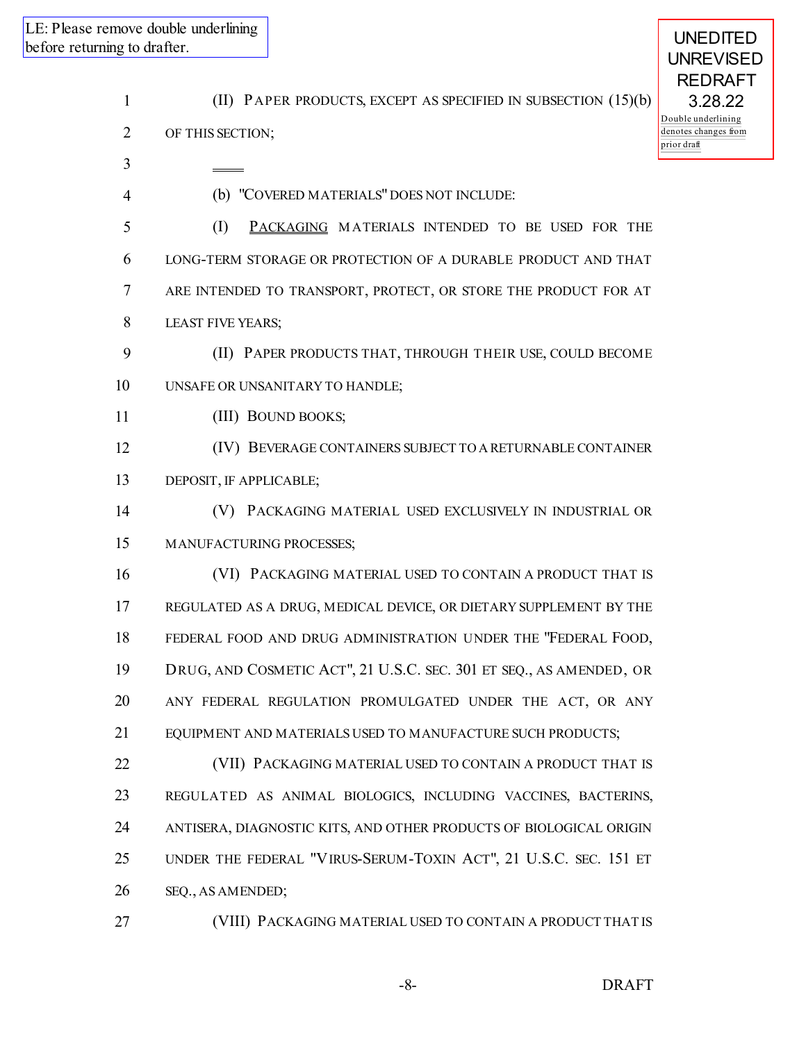LE: Please remove double underlining before returning to drafter.

UNEDITED
UNREVISED
REDRAFT
3.28.22

Double underlining denotes changes from prior draft

(II) PAPER PRODUCTS, EXCEPT AS SPECIFIED IN SUBSECTION (15)(b) OF THIS SECTION;

(b) "COVERED MATERIALS" DOES NOT INCLUDE:

(I) PACKAGING MATERIALS INTENDED TO BE USED FOR THE LONG-TERM STORAGE OR PROTECTION OF A DURABLE PRODUCT AND THAT ARE INTENDED TO TRANSPORT, PROTECT, OR STORE THE PRODUCT FOR AT LEAST FIVE YEARS;

(II) PAPER PRODUCTS THAT, THROUGH THEIR USE, COULD BECOME UNSAFE OR UNSANITARY TO HANDLE;

(III) BOUND BOOKS;

(IV) BEVERAGE CONTAINERS SUBJECT TO A RETURNABLE CONTAINER DEPOSIT, IF APPLICABLE;

(V) PACKAGING MATERIAL USED EXCLUSIVELY IN INDUSTRIAL OR MANUFACTURING PROCESSES;

(VI) PACKAGING MATERIAL USED TO CONTAIN A PRODUCT THAT IS REGULATED AS A DRUG, MEDICAL DEVICE, OR DIETARY SUPPLEMENT BY THE FEDERAL FOOD AND DRUG ADMINISTRATION UNDER THE "FEDERAL FOOD, DRUG, AND COSMETIC ACT", 21 U.S.C. SEC. 301 ET SEQ., AS AMENDED, OR ANY FEDERAL REGULATION PROMULGATED UNDER THE ACT, OR ANY EQUIPMENT AND MATERIALS USED TO MANUFACTURE SUCH PRODUCTS;

(VII) PACKAGING MATERIAL USED TO CONTAIN A PRODUCT THAT IS REGULATED AS ANIMAL BIOLOGICS, INCLUDING VACCINES, BACTERINS, ANTISERA, DIAGNOSTIC KITS, AND OTHER PRODUCTS OF BIOLOGICAL ORIGIN UNDER THE FEDERAL "VIRUS-SERUM-TOXIN ACT", 21 U.S.C. SEC. 151 ET SEQ., AS AMENDED;

(VIII) PACKAGING MATERIAL USED TO CONTAIN A PRODUCT THAT IS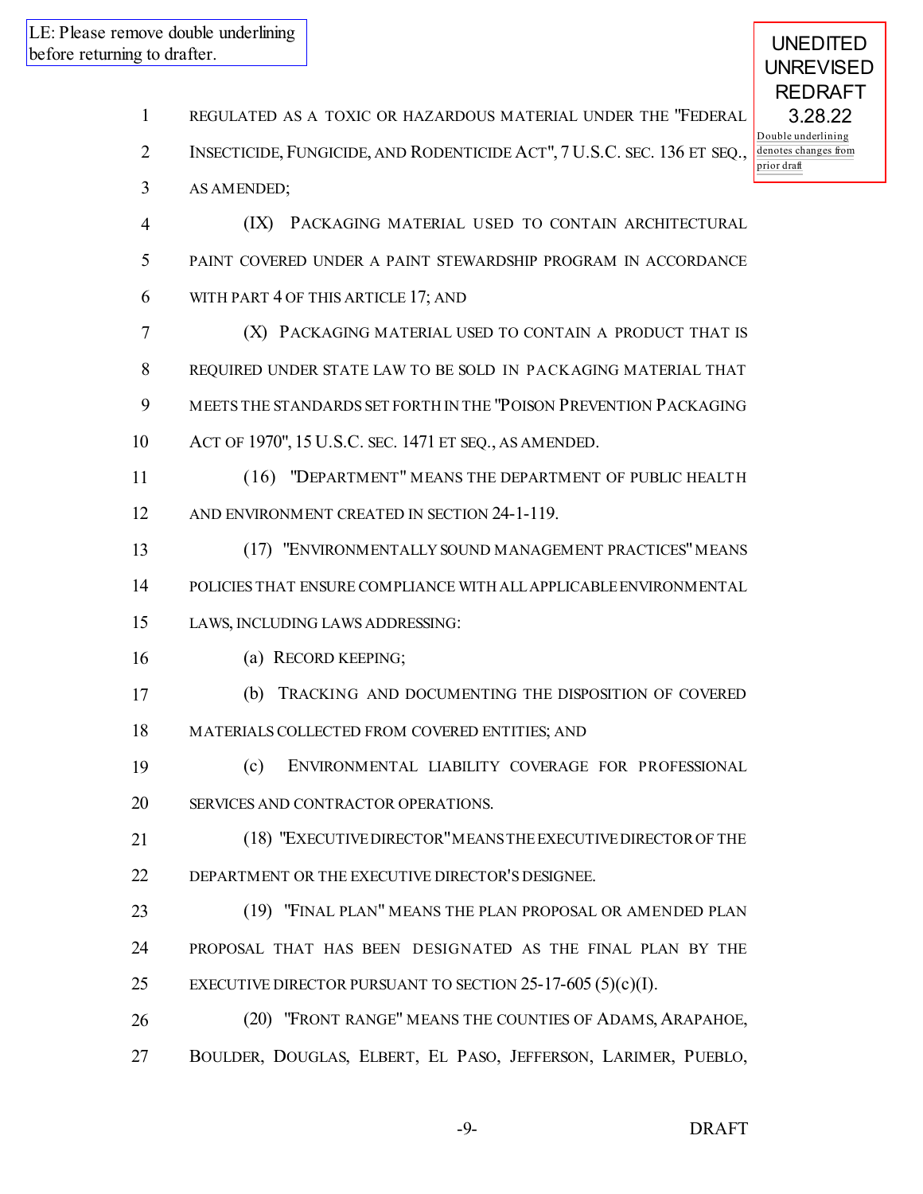LE: Please remove double underlining before returning to drafter.

UNEDITED UNREVISED REDRAFT 3.28.22

Double underlining denotes changes from prior draft

REGULATED AS A TOXIC OR HAZARDOUS MATERIAL UNDER THE "FEDERAL INSECTICIDE, FUNGICIDE, AND RODENTICIDE ACT", 7 U.S.C. SEC. 136 ET SEQ., AS AMENDED;

(IX) PACKAGING MATERIAL USED TO CONTAIN ARCHITECTURAL PAINT COVERED UNDER A PAINT STEWARDSHIP PROGRAM IN ACCORDANCE WITH PART 4 OF THIS ARTICLE 17; AND

(X) PACKAGING MATERIAL USED TO CONTAIN A PRODUCT THAT IS REQUIRED UNDER STATE LAW TO BE SOLD IN PACKAGING MATERIAL THAT MEETS THE STANDARDS SET FORTH IN THE "POISON PREVENTION PACKAGING ACT OF 1970", 15 U.S.C. SEC. 1471 ET SEQ., AS AMENDED.

(16) "DEPARTMENT" MEANS THE DEPARTMENT OF PUBLIC HEALTH AND ENVIRONMENT CREATED IN SECTION 24-1-119.

(17) "ENVIRONMENTALLY SOUND MANAGEMENT PRACTICES" MEANS POLICIES THAT ENSURE COMPLIANCE WITH ALL APPLICABLE ENVIRONMENTAL LAWS, INCLUDING LAWS ADDRESSING:

(a) RECORD KEEPING;

(b) TRACKING AND DOCUMENTING THE DISPOSITION OF COVERED MATERIALS COLLECTED FROM COVERED ENTITIES; AND

(c) ENVIRONMENTAL LIABILITY COVERAGE FOR PROFESSIONAL SERVICES AND CONTRACTOR OPERATIONS.

(18) "EXECUTIVE DIRECTOR" MEANS THE EXECUTIVE DIRECTOR OF THE DEPARTMENT OR THE EXECUTIVE DIRECTOR'S DESIGNEE.

(19) "FINAL PLAN" MEANS THE PLAN PROPOSAL OR AMENDED PLAN PROPOSAL THAT HAS BEEN DESIGNATED AS THE FINAL PLAN BY THE EXECUTIVE DIRECTOR PURSUANT TO SECTION 25-17-605 (5)(c)(I).

(20) "FRONT RANGE" MEANS THE COUNTIES OF ADAMS, ARAPAHOE, BOULDER, DOUGLAS, ELBERT, EL PASO, JEFFERSON, LARIMER, PUEBLO,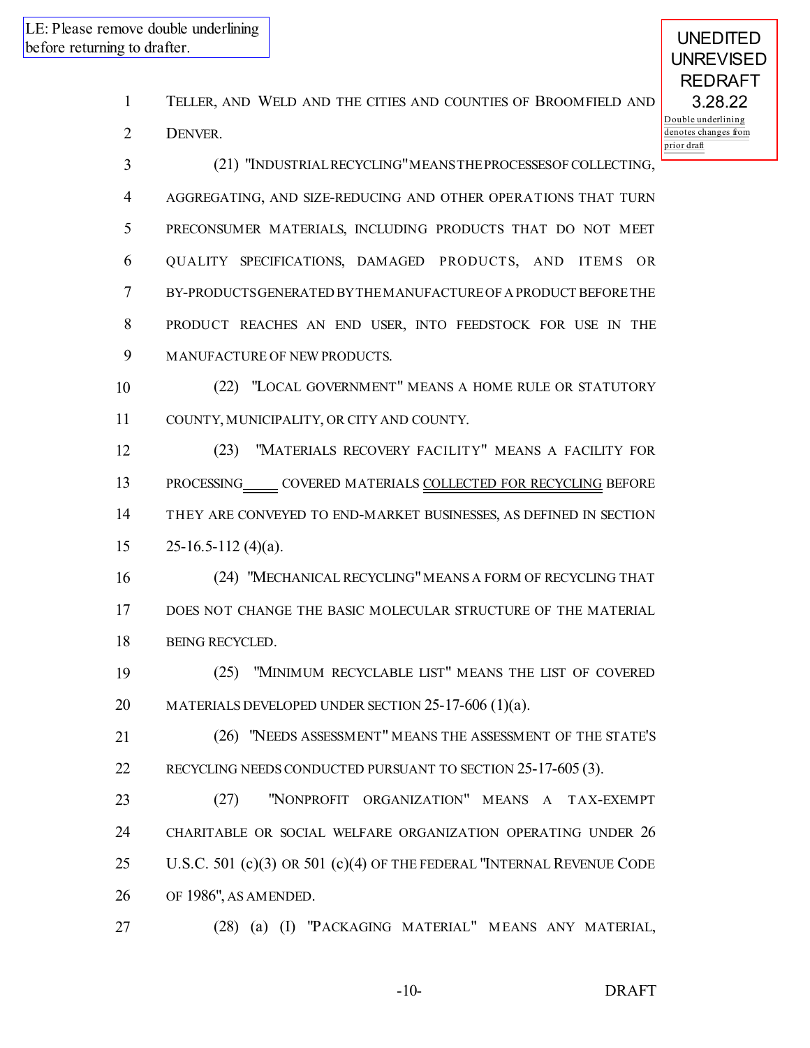LE: Please remove double underlining before returning to drafter.

UNEDITED UNREVISED REDRAFT 3.28.22

Double underlining denotes changes from prior draft

TELLER, AND WELD AND THE CITIES AND COUNTIES OF BROOMFIELD AND DENVER.

(21) "INDUSTRIAL RECYCLING" MEANS THE PROCESSES OF COLLECTING, AGGREGATING, AND SIZE-REDUCING AND OTHER OPERATIONS THAT TURN PRECONSUMER MATERIALS, INCLUDING PRODUCTS THAT DO NOT MEET QUALITY SPECIFICATIONS, DAMAGED PRODUCTS, AND ITEMS OR BY-PRODUCTS GENERATED BY THE MANUFACTURE OF A PRODUCT BEFORE THE PRODUCT REACHES AN END USER, INTO FEEDSTOCK FOR USE IN THE MANUFACTURE OF NEW PRODUCTS.

(22) "LOCAL GOVERNMENT" MEANS A HOME RULE OR STATUTORY COUNTY, MUNICIPALITY, OR CITY AND COUNTY.

(23) "MATERIALS RECOVERY FACILITY" MEANS A FACILITY FOR PROCESSING COVERED MATERIALS COLLECTED FOR RECYCLING BEFORE THEY ARE CONVEYED TO END-MARKET BUSINESSES, AS DEFINED IN SECTION 25-16.5-112 (4)(a).

(24) "MECHANICAL RECYCLING" MEANS A FORM OF RECYCLING THAT DOES NOT CHANGE THE BASIC MOLECULAR STRUCTURE OF THE MATERIAL BEING RECYCLED.

(25) "MINIMUM RECYCLABLE LIST" MEANS THE LIST OF COVERED MATERIALS DEVELOPED UNDER SECTION 25-17-606 (1)(a).

(26) "NEEDS ASSESSMENT" MEANS THE ASSESSMENT OF THE STATE'S RECYCLING NEEDS CONDUCTED PURSUANT TO SECTION 25-17-605 (3).

(27) "NONPROFIT ORGANIZATION" MEANS A TAX-EXEMPT CHARITABLE OR SOCIAL WELFARE ORGANIZATION OPERATING UNDER 26 U.S.C. 501 (c)(3) OR 501 (c)(4) OF THE FEDERAL "INTERNAL REVENUE CODE OF 1986", AS AMENDED.

(28) (a) (I) "PACKAGING MATERIAL" MEANS ANY MATERIAL,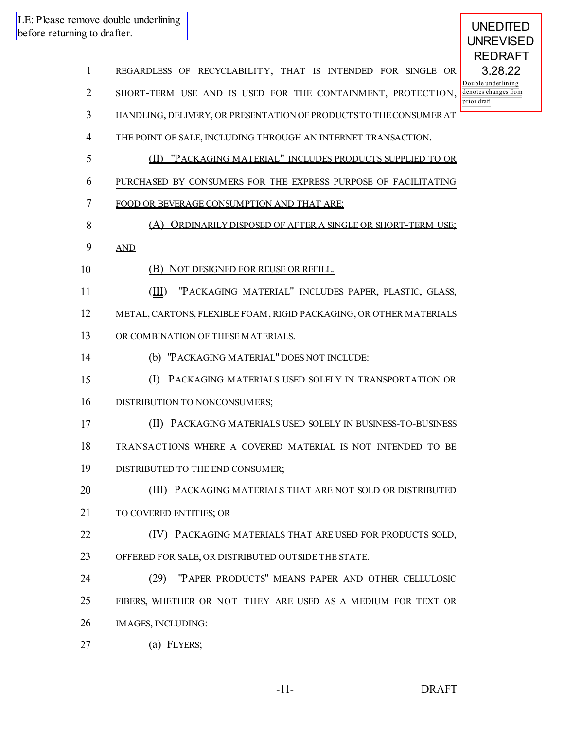LE: Please remove double underlining before returning to drafter.

UNEDITED UNREVISED REDRAFT 3.28.22

Double underlining denotes changes from prior draft

REGARDLESS OF RECYCLABILITY, THAT IS INTENDED FOR SINGLE OR SHORT-TERM USE AND IS USED FOR THE CONTAINMENT, PROTECTION, HANDLING, DELIVERY, OR PRESENTATION OF PRODUCTS TO THE CONSUMER AT THE POINT OF SALE, INCLUDING THROUGH AN INTERNET TRANSACTION.

(II) "PACKAGING MATERIAL" INCLUDES PRODUCTS SUPPLIED TO OR PURCHASED BY CONSUMERS FOR THE EXPRESS PURPOSE OF FACILITATING FOOD OR BEVERAGE CONSUMPTION AND THAT ARE:

(A) ORDINARILY DISPOSED OF AFTER A SINGLE OR SHORT-TERM USE; AND

(B) NOT DESIGNED FOR REUSE OR REFILL.

(III) "PACKAGING MATERIAL" INCLUDES PAPER, PLASTIC, GLASS, METAL, CARTONS, FLEXIBLE FOAM, RIGID PACKAGING, OR OTHER MATERIALS OR COMBINATION OF THESE MATERIALS.

(b) "PACKAGING MATERIAL" DOES NOT INCLUDE:

(I) PACKAGING MATERIALS USED SOLELY IN TRANSPORTATION OR DISTRIBUTION TO NONCONSUMERS;

(II) PACKAGING MATERIALS USED SOLELY IN BUSINESS-TO-BUSINESS TRANSACTIONS WHERE A COVERED MATERIAL IS NOT INTENDED TO BE DISTRIBUTED TO THE END CONSUMER;

(III) PACKAGING MATERIALS THAT ARE NOT SOLD OR DISTRIBUTED TO COVERED ENTITIES; OR

(IV) PACKAGING MATERIALS THAT ARE USED FOR PRODUCTS SOLD, OFFERED FOR SALE, OR DISTRIBUTED OUTSIDE THE STATE.

(29) "PAPER PRODUCTS" MEANS PAPER AND OTHER CELLULOSIC FIBERS, WHETHER OR NOT THEY ARE USED AS A MEDIUM FOR TEXT OR IMAGES, INCLUDING:

(a) FLYERS;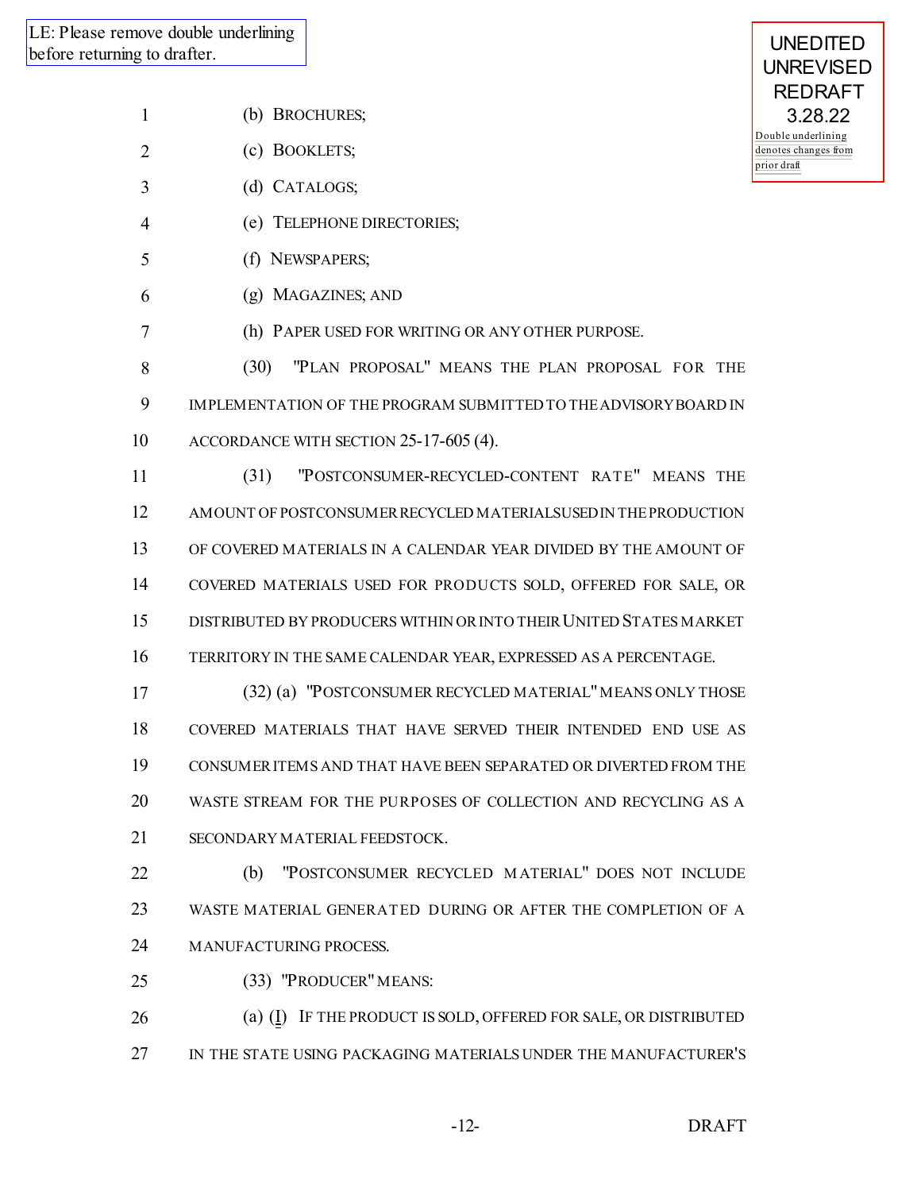LE: Please remove double underlining before returning to drafter.

UNEDITED UNREVISED REDRAFT 3.28.22

Double underlining denotes changes from prior draft

(b) BROCHURES;

(c) BOOKLETS;

(d) CATALOGS;

(e) TELEPHONE DIRECTORIES;

(f) NEWSPAPERS;

(g) MAGAZINES; AND

(h) PAPER USED FOR WRITING OR ANY OTHER PURPOSE.

(30) "PLAN PROPOSAL" MEANS THE PLAN PROPOSAL FOR THE IMPLEMENTATION OF THE PROGRAM SUBMITTED TO THE ADVISORY BOARD IN ACCORDANCE WITH SECTION 25-17-605 (4).

(31) "POSTCONSUMER-RECYCLED-CONTENT RATE" MEANS THE AMOUNT OF POSTCONSUMER RECYCLED MATERIALS USED IN THE PRODUCTION OF COVERED MATERIALS IN A CALENDAR YEAR DIVIDED BY THE AMOUNT OF COVERED MATERIALS USED FOR PRODUCTS SOLD, OFFERED FOR SALE, OR DISTRIBUTED BY PRODUCERS WITHIN OR INTO THEIR UNITED STATES MARKET TERRITORY IN THE SAME CALENDAR YEAR, EXPRESSED AS A PERCENTAGE.

(32) (a) "POSTCONSUMER RECYCLED MATERIAL" MEANS ONLY THOSE COVERED MATERIALS THAT HAVE SERVED THEIR INTENDED END USE AS CONSUMER ITEMS AND THAT HAVE BEEN SEPARATED OR DIVERTED FROM THE WASTE STREAM FOR THE PURPOSES OF COLLECTION AND RECYCLING AS A SECONDARY MATERIAL FEEDSTOCK.

(b) "POSTCONSUMER RECYCLED MATERIAL" DOES NOT INCLUDE WASTE MATERIAL GENERATED DURING OR AFTER THE COMPLETION OF A MANUFACTURING PROCESS.

(33) "PRODUCER" MEANS:

(a) (I) IF THE PRODUCT IS SOLD, OFFERED FOR SALE, OR DISTRIBUTED IN THE STATE USING PACKAGING MATERIALS UNDER THE MANUFACTURER'S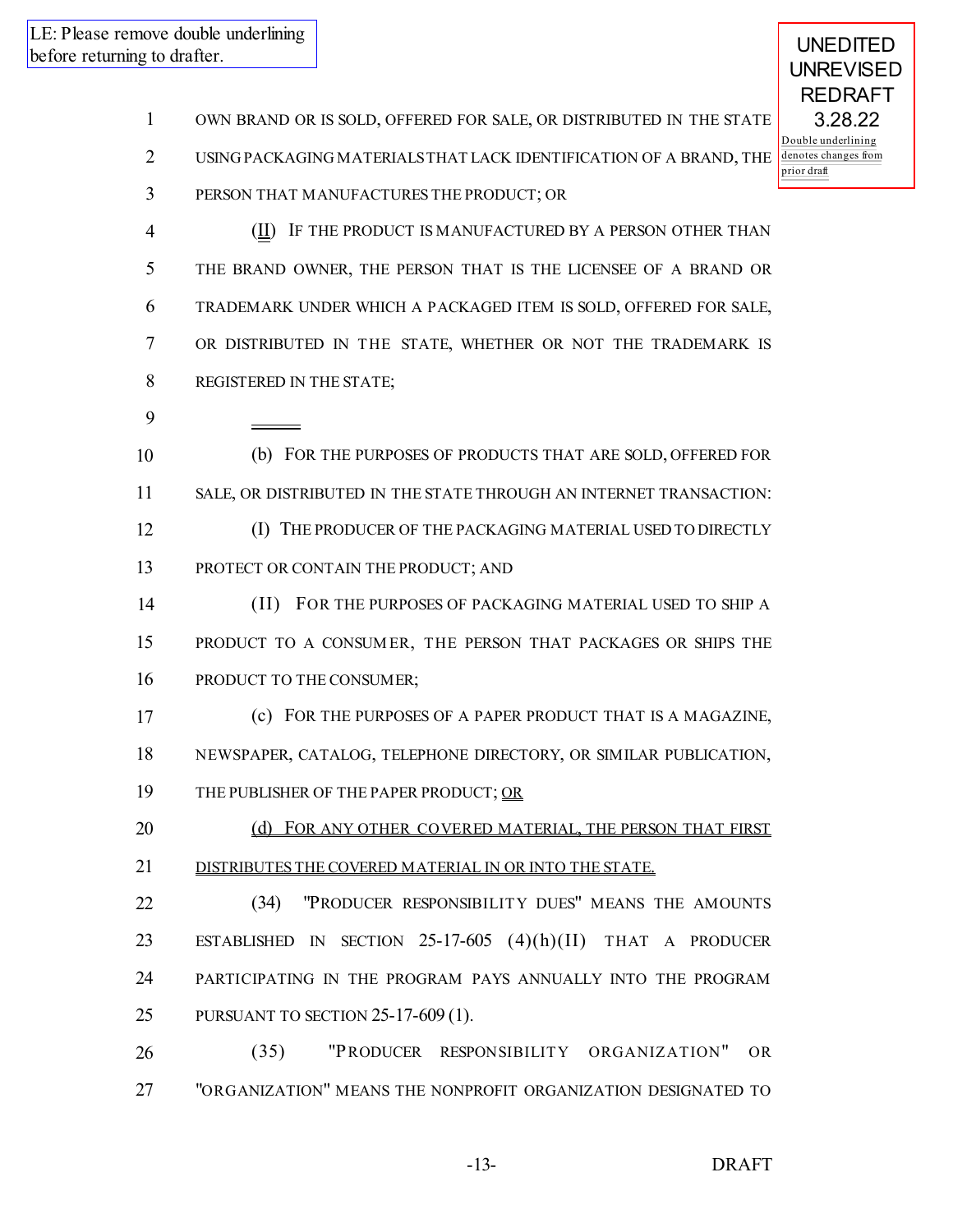LE: Please remove double underlining before returning to drafter.

UNEDITED UNREVISED REDRAFT 3.28.22

Double underlining denotes changes from prior draft

OWN BRAND OR IS SOLD, OFFERED FOR SALE, OR DISTRIBUTED IN THE STATE USING PACKAGING MATERIALS THAT LACK IDENTIFICATION OF A BRAND, THE PERSON THAT MANUFACTURES THE PRODUCT; OR

(II) IF THE PRODUCT IS MANUFACTURED BY A PERSON OTHER THAN THE BRAND OWNER, THE PERSON THAT IS THE LICENSEE OF A BRAND OR TRADEMARK UNDER WHICH A PACKAGED ITEM IS SOLD, OFFERED FOR SALE, OR DISTRIBUTED IN THE STATE, WHETHER OR NOT THE TRADEMARK IS REGISTERED IN THE STATE;

(b) FOR THE PURPOSES OF PRODUCTS THAT ARE SOLD, OFFERED FOR SALE, OR DISTRIBUTED IN THE STATE THROUGH AN INTERNET TRANSACTION:

(I) THE PRODUCER OF THE PACKAGING MATERIAL USED TO DIRECTLY PROTECT OR CONTAIN THE PRODUCT; AND

(II) FOR THE PURPOSES OF PACKAGING MATERIAL USED TO SHIP A PRODUCT TO A CONSUMER, THE PERSON THAT PACKAGES OR SHIPS THE PRODUCT TO THE CONSUMER;

(c) FOR THE PURPOSES OF A PAPER PRODUCT THAT IS A MAGAZINE, NEWSPAPER, CATALOG, TELEPHONE DIRECTORY, OR SIMILAR PUBLICATION, THE PUBLISHER OF THE PAPER PRODUCT; OR

(d) FOR ANY OTHER COVERED MATERIAL, THE PERSON THAT FIRST DISTRIBUTES THE COVERED MATERIAL IN OR INTO THE STATE.

(34) "PRODUCER RESPONSIBILITY DUES" MEANS THE AMOUNTS ESTABLISHED IN SECTION 25-17-605 (4)(h)(II) THAT A PRODUCER PARTICIPATING IN THE PROGRAM PAYS ANNUALLY INTO THE PROGRAM PURSUANT TO SECTION 25-17-609 (1).

(35) "PRODUCER RESPONSIBILITY ORGANIZATION" OR "ORGANIZATION" MEANS THE NONPROFIT ORGANIZATION DESIGNATED TO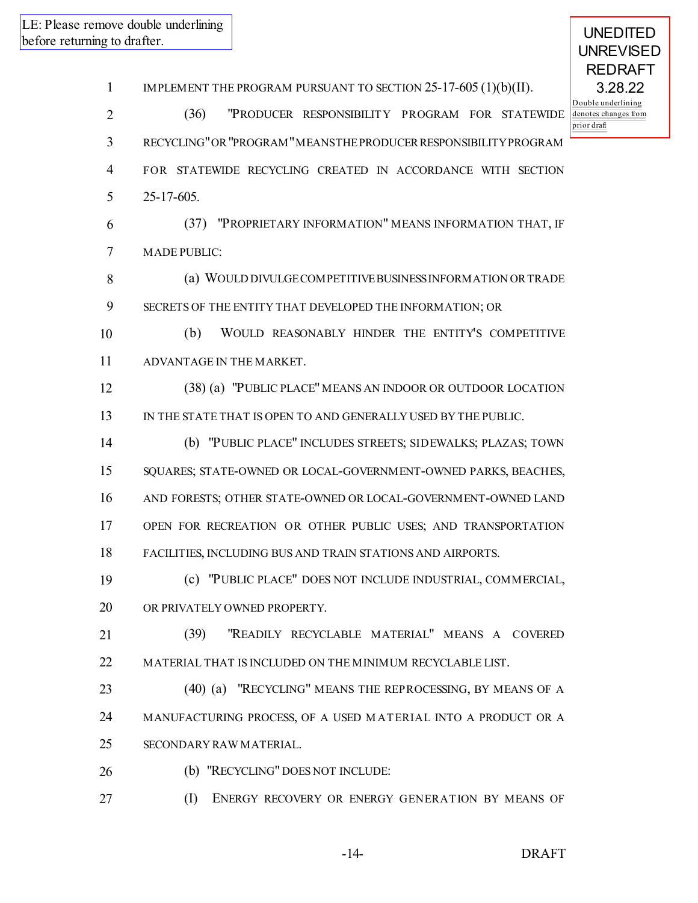LE: Please remove double underlining before returning to drafter.

UNEDITED UNREVISED REDRAFT 3.28.22

Double underlining denotes changes from prior draft

IMPLEMENT THE PROGRAM PURSUANT TO SECTION 25-17-605 (1)(b)(II).

(36) "PRODUCER RESPONSIBILITY PROGRAM FOR STATEWIDE RECYCLING" OR "PROGRAM" MEANS THE PRODUCER RESPONSIBILITY PROGRAM FOR STATEWIDE RECYCLING CREATED IN ACCORDANCE WITH SECTION 25-17-605.

(37) "PROPRIETARY INFORMATION" MEANS INFORMATION THAT, IF MADE PUBLIC:

(a) WOULD DIVULGE COMPETITIVE BUSINESS INFORMATION OR TRADE SECRETS OF THE ENTITY THAT DEVELOPED THE INFORMATION; OR

(b) WOULD REASONABLY HINDER THE ENTITY'S COMPETITIVE ADVANTAGE IN THE MARKET.

(38) (a) "PUBLIC PLACE" MEANS AN INDOOR OR OUTDOOR LOCATION IN THE STATE THAT IS OPEN TO AND GENERALLY USED BY THE PUBLIC.

(b) "PUBLIC PLACE" INCLUDES STREETS; SIDEWALKS; PLAZAS; TOWN SQUARES; STATE-OWNED OR LOCAL-GOVERNMENT-OWNED PARKS, BEACHES, AND FORESTS; OTHER STATE-OWNED OR LOCAL-GOVERNMENT-OWNED LAND OPEN FOR RECREATION OR OTHER PUBLIC USES; AND TRANSPORTATION FACILITIES, INCLUDING BUS AND TRAIN STATIONS AND AIRPORTS.

(c) "PUBLIC PLACE" DOES NOT INCLUDE INDUSTRIAL, COMMERCIAL, OR PRIVATELY OWNED PROPERTY.

(39) "READILY RECYCLABLE MATERIAL" MEANS A COVERED MATERIAL THAT IS INCLUDED ON THE MINIMUM RECYCLABLE LIST.

(40) (a) "RECYCLING" MEANS THE REPROCESSING, BY MEANS OF A MANUFACTURING PROCESS, OF A USED MATERIAL INTO A PRODUCT OR A SECONDARY RAW MATERIAL.

(b) "RECYCLING" DOES NOT INCLUDE:

(I) ENERGY RECOVERY OR ENERGY GENERATION BY MEANS OF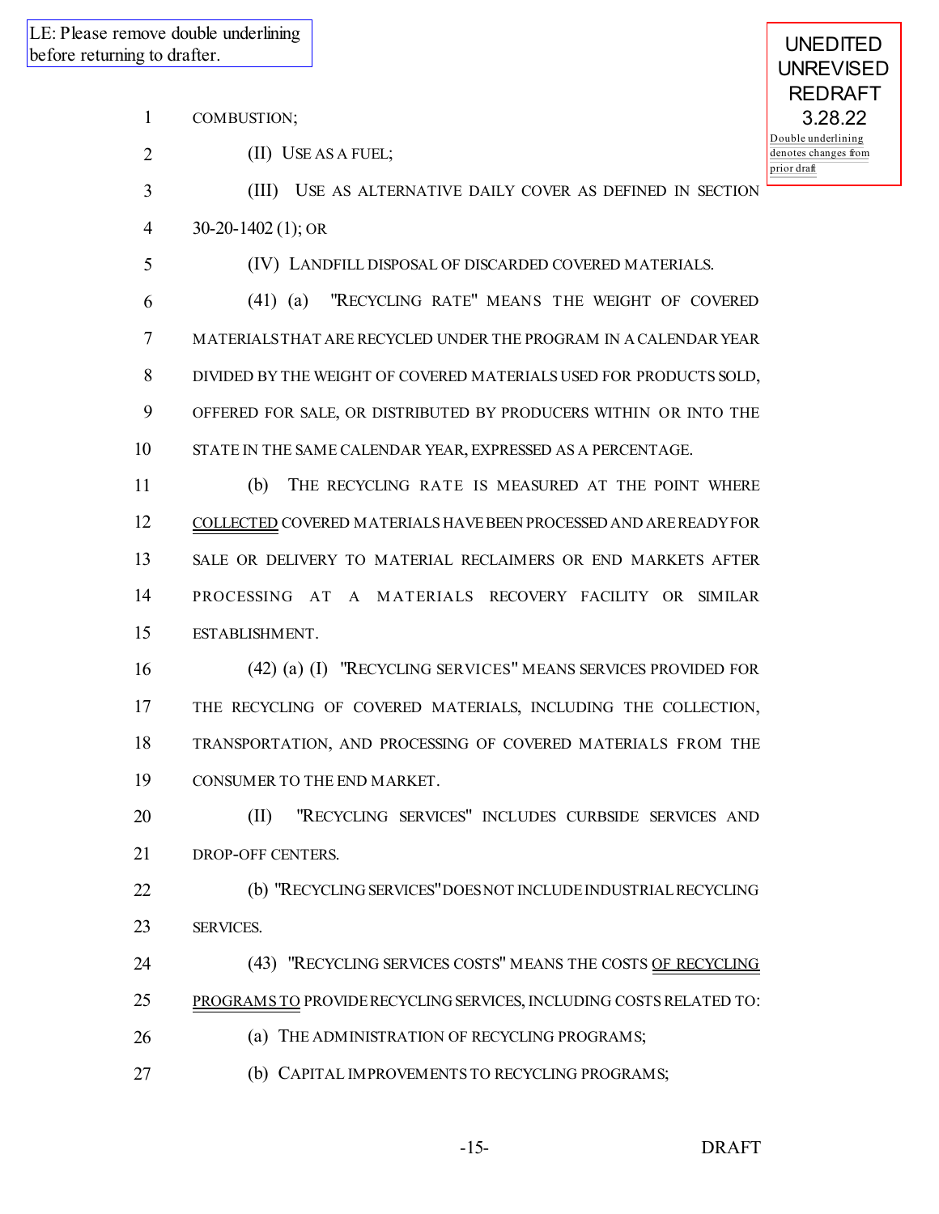LE: Please remove double underlining before returning to drafter.

UNEDITED UNREVISED REDRAFT 3.28.22

Double underlining denotes changes from prior draft

COMBUSTION;

(II) USE AS A FUEL;

(III) USE AS ALTERNATIVE DAILY COVER AS DEFINED IN SECTION 30-20-1402 (1); OR

(IV) LANDFILL DISPOSAL OF DISCARDED COVERED MATERIALS.

(41) (a) "RECYCLING RATE" MEANS THE WEIGHT OF COVERED MATERIALS THAT ARE RECYCLED UNDER THE PROGRAM IN A CALENDAR YEAR DIVIDED BY THE WEIGHT OF COVERED MATERIALS USED FOR PRODUCTS SOLD, OFFERED FOR SALE, OR DISTRIBUTED BY PRODUCERS WITHIN OR INTO THE STATE IN THE SAME CALENDAR YEAR, EXPRESSED AS A PERCENTAGE.

(b) THE RECYCLING RATE IS MEASURED AT THE POINT WHERE COLLECTED COVERED MATERIALS HAVE BEEN PROCESSED AND ARE READY FOR SALE OR DELIVERY TO MATERIAL RECLAIMERS OR END MARKETS AFTER PROCESSING AT A MATERIALS RECOVERY FACILITY OR SIMILAR ESTABLISHMENT.

(42) (a) (I) "RECYCLING SERVICES" MEANS SERVICES PROVIDED FOR THE RECYCLING OF COVERED MATERIALS, INCLUDING THE COLLECTION, TRANSPORTATION, AND PROCESSING OF COVERED MATERIALS FROM THE CONSUMER TO THE END MARKET.

(II) "RECYCLING SERVICES" INCLUDES CURBSIDE SERVICES AND DROP-OFF CENTERS.

(b) "RECYCLING SERVICES" DOES NOT INCLUDE INDUSTRIAL RECYCLING SERVICES.

(43) "RECYCLING SERVICES COSTS" MEANS THE COSTS OF RECYCLING PROGRAMS TO PROVIDE RECYCLING SERVICES, INCLUDING COSTS RELATED TO:

(a) THE ADMINISTRATION OF RECYCLING PROGRAMS;

(b) CAPITAL IMPROVEMENTS TO RECYCLING PROGRAMS;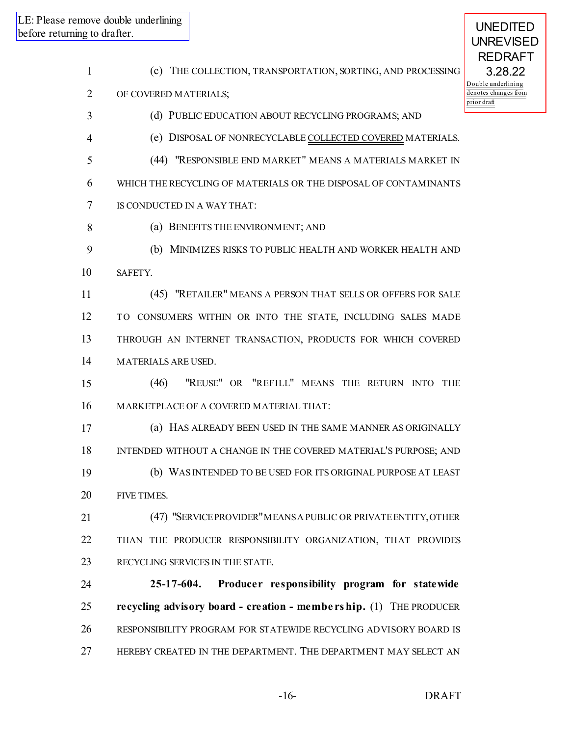LE: Please remove double underlining before returning to drafter.

UNEDITED UNREVISED REDRAFT 3.28.22

Double underlining denotes changes from prior draft

(c) THE COLLECTION, TRANSPORTATION, SORTING, AND PROCESSING OF COVERED MATERIALS;

(d) PUBLIC EDUCATION ABOUT RECYCLING PROGRAMS; AND

(e) DISPOSAL OF NONRECYCLABLE <u>COLLECTED COVERED</u> MATERIALS.

(44) "RESPONSIBLE END MARKET" MEANS A MATERIALS MARKET IN WHICH THE RECYCLING OF MATERIALS OR THE DISPOSAL OF CONTAMINANTS IS CONDUCTED IN A WAY THAT:

(a) BENEFITS THE ENVIRONMENT; AND

(b) MINIMIZES RISKS TO PUBLIC HEALTH AND WORKER HEALTH AND SAFETY.

(45) "RETAILER" MEANS A PERSON THAT SELLS OR OFFERS FOR SALE TO CONSUMERS WITHIN OR INTO THE STATE, INCLUDING SALES MADE THROUGH AN INTERNET TRANSACTION, PRODUCTS FOR WHICH COVERED MATERIALS ARE USED.

(46) "REUSE" OR "REFILL" MEANS THE RETURN INTO THE MARKETPLACE OF A COVERED MATERIAL THAT:

(a) HAS ALREADY BEEN USED IN THE SAME MANNER AS ORIGINALLY INTENDED WITHOUT A CHANGE IN THE COVERED MATERIAL'S PURPOSE; AND

(b) WAS INTENDED TO BE USED FOR ITS ORIGINAL PURPOSE AT LEAST FIVE TIMES.

(47) "SERVICE PROVIDER" MEANS A PUBLIC OR PRIVATE ENTITY, OTHER THAN THE PRODUCER RESPONSIBILITY ORGANIZATION, THAT PROVIDES RECYCLING SERVICES IN THE STATE.

**25-17-604. Producer responsibility program for statewide recycling advisory board - creation - membership.** (1) THE PRODUCER RESPONSIBILITY PROGRAM FOR STATEWIDE RECYCLING ADVISORY BOARD IS HEREBY CREATED IN THE DEPARTMENT. THE DEPARTMENT MAY SELECT AN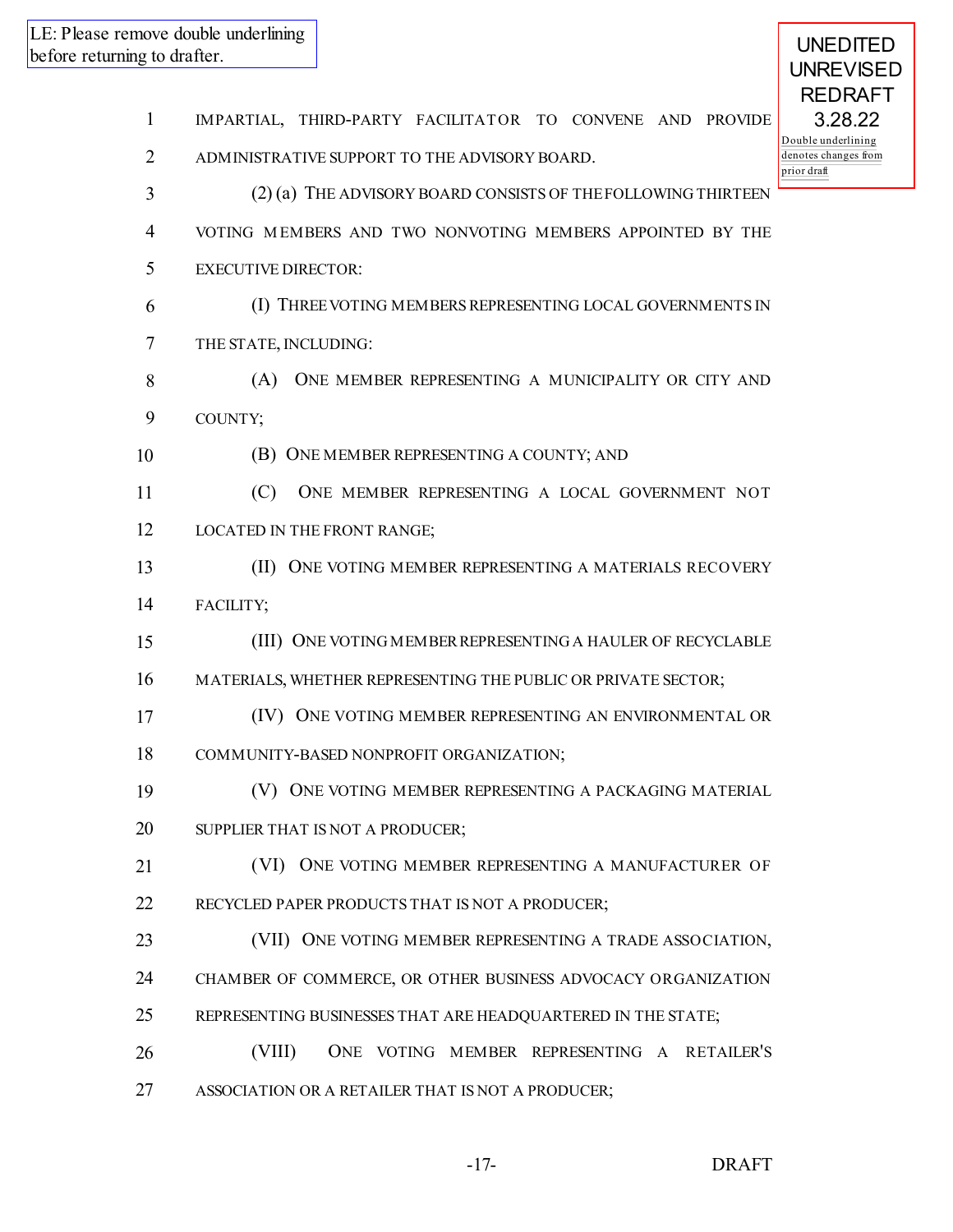LE: Please remove double underlining before returning to drafter.

UNEDITED UNREVISED REDRAFT 3.28.22

Double underlining denotes changes from prior draft

IMPARTIAL, THIRD-PARTY FACILITATOR TO CONVENE AND PROVIDE ADMINISTRATIVE SUPPORT TO THE ADVISORY BOARD.

(2) (a) THE ADVISORY BOARD CONSISTS OF THE FOLLOWING THIRTEEN VOTING MEMBERS AND TWO NONVOTING MEMBERS APPOINTED BY THE EXECUTIVE DIRECTOR:

(I) THREE VOTING MEMBERS REPRESENTING LOCAL GOVERNMENTS IN THE STATE, INCLUDING:

(A) ONE MEMBER REPRESENTING A MUNICIPALITY OR CITY AND COUNTY;

(B) ONE MEMBER REPRESENTING A COUNTY; AND

(C) ONE MEMBER REPRESENTING A LOCAL GOVERNMENT NOT LOCATED IN THE FRONT RANGE;

(II) ONE VOTING MEMBER REPRESENTING A MATERIALS RECOVERY FACILITY;

(III) ONE VOTING MEMBER REPRESENTING A HAULER OF RECYCLABLE MATERIALS, WHETHER REPRESENTING THE PUBLIC OR PRIVATE SECTOR;

(IV) ONE VOTING MEMBER REPRESENTING AN ENVIRONMENTAL OR COMMUNITY-BASED NONPROFIT ORGANIZATION;

(V) ONE VOTING MEMBER REPRESENTING A PACKAGING MATERIAL SUPPLIER THAT IS NOT A PRODUCER;

(VI) ONE VOTING MEMBER REPRESENTING A MANUFACTURER OF RECYCLED PAPER PRODUCTS THAT IS NOT A PRODUCER;

(VII) ONE VOTING MEMBER REPRESENTING A TRADE ASSOCIATION, CHAMBER OF COMMERCE, OR OTHER BUSINESS ADVOCACY ORGANIZATION REPRESENTING BUSINESSES THAT ARE HEADQUARTERED IN THE STATE;

(VIII) ONE VOTING MEMBER REPRESENTING A RETAILER'S ASSOCIATION OR A RETAILER THAT IS NOT A PRODUCER;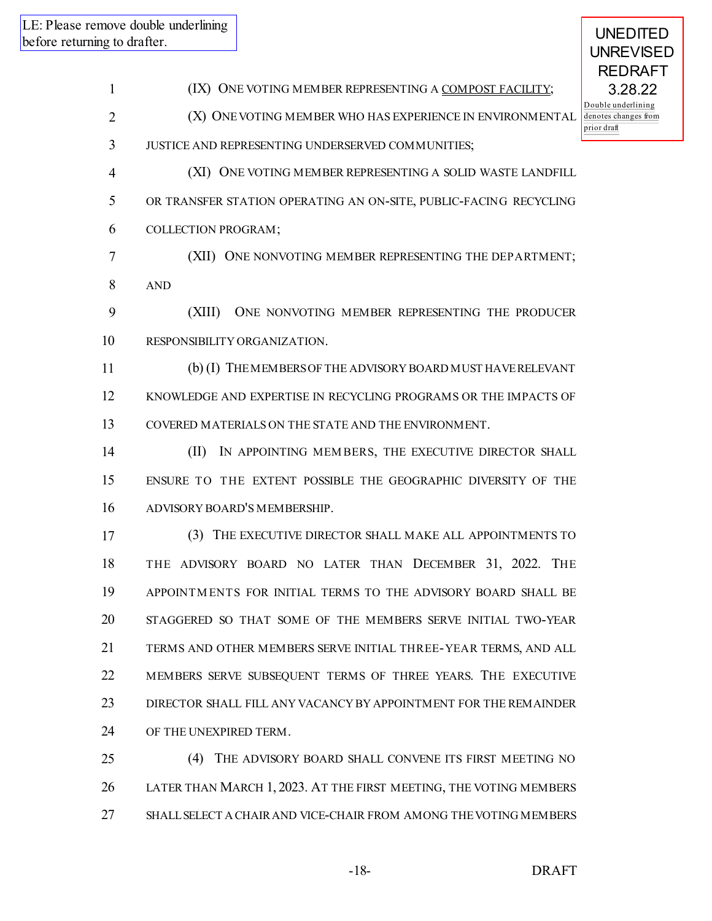LE: Please remove double underlining before returning to drafter.

UNEDITED UNREVISED REDRAFT 3.28.22

Double underlining denotes changes from prior draft

(IX) ONE VOTING MEMBER REPRESENTING A COMPOST FACILITY;

(X) ONE VOTING MEMBER WHO HAS EXPERIENCE IN ENVIRONMENTAL JUSTICE AND REPRESENTING UNDERSERVED COMMUNITIES;

(XI) ONE VOTING MEMBER REPRESENTING A SOLID WASTE LANDFILL OR TRANSFER STATION OPERATING AN ON-SITE, PUBLIC-FACING RECYCLING COLLECTION PROGRAM;

(XII) ONE NONVOTING MEMBER REPRESENTING THE DEPARTMENT; AND

(XIII) ONE NONVOTING MEMBER REPRESENTING THE PRODUCER RESPONSIBILITY ORGANIZATION.

(b) (I) THE MEMBERS OF THE ADVISORY BOARD MUST HAVE RELEVANT KNOWLEDGE AND EXPERTISE IN RECYCLING PROGRAMS OR THE IMPACTS OF COVERED MATERIALS ON THE STATE AND THE ENVIRONMENT.

(II) IN APPOINTING MEMBERS, THE EXECUTIVE DIRECTOR SHALL ENSURE TO THE EXTENT POSSIBLE THE GEOGRAPHIC DIVERSITY OF THE ADVISORY BOARD'S MEMBERSHIP.

(3) THE EXECUTIVE DIRECTOR SHALL MAKE ALL APPOINTMENTS TO THE ADVISORY BOARD NO LATER THAN DECEMBER 31, 2022. THE APPOINTMENTS FOR INITIAL TERMS TO THE ADVISORY BOARD SHALL BE STAGGERED SO THAT SOME OF THE MEMBERS SERVE INITIAL TWO-YEAR TERMS AND OTHER MEMBERS SERVE INITIAL THREE-YEAR TERMS, AND ALL MEMBERS SERVE SUBSEQUENT TERMS OF THREE YEARS. THE EXECUTIVE DIRECTOR SHALL FILL ANY VACANCY BY APPOINTMENT FOR THE REMAINDER OF THE UNEXPIRED TERM.

(4) THE ADVISORY BOARD SHALL CONVENE ITS FIRST MEETING NO LATER THAN MARCH 1, 2023. AT THE FIRST MEETING, THE VOTING MEMBERS SHALL SELECT A CHAIR AND VICE-CHAIR FROM AMONG THE VOTING MEMBERS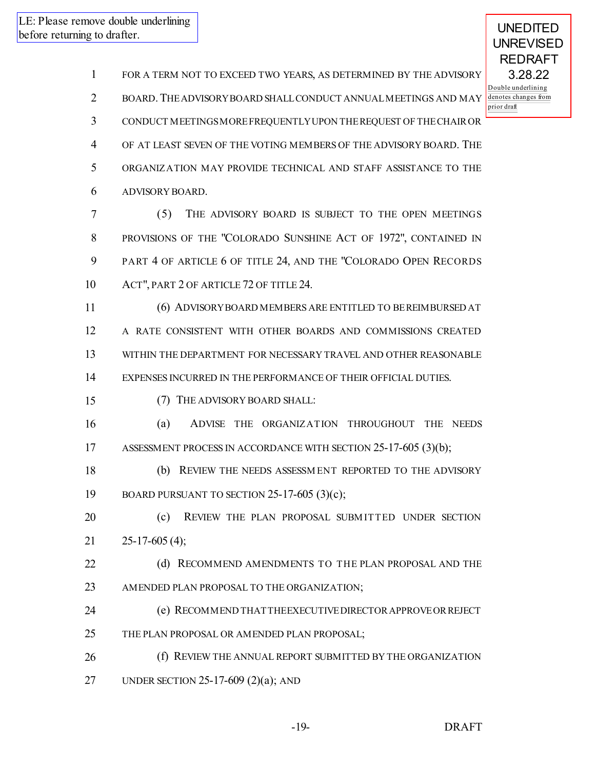LE: Please remove double underlining before returning to drafter.

UNEDITED UNREVISED REDRAFT 3.28.22

Double underlining denotes changes from prior draft

1 FOR A TERM NOT TO EXCEED TWO YEARS, AS DETERMINED BY THE ADVISORY
2 BOARD. THE ADVISORY BOARD SHALL CONDUCT ANNUAL MEETINGS AND MAY
3 CONDUCT MEETINGS MORE FREQUENTLY UPON THE REQUEST OF THE CHAIR OR
4 OF AT LEAST SEVEN OF THE VOTING MEMBERS OF THE ADVISORY BOARD. THE
5 ORGANIZATION MAY PROVIDE TECHNICAL AND STAFF ASSISTANCE TO THE
6 ADVISORY BOARD.

7 (5) THE ADVISORY BOARD IS SUBJECT TO THE OPEN MEETINGS
8 PROVISIONS OF THE "COLORADO SUNSHINE ACT OF 1972", CONTAINED IN
9 PART 4 OF ARTICLE 6 OF TITLE 24, AND THE "COLORADO OPEN RECORDS
10 ACT", PART 2 OF ARTICLE 72 OF TITLE 24.

11 (6) ADVISORY BOARD MEMBERS ARE ENTITLED TO BE REIMBURSED AT
12 A RATE CONSISTENT WITH OTHER BOARDS AND COMMISSIONS CREATED
13 WITHIN THE DEPARTMENT FOR NECESSARY TRAVEL AND OTHER REASONABLE
14 EXPENSES INCURRED IN THE PERFORMANCE OF THEIR OFFICIAL DUTIES.

15 (7) THE ADVISORY BOARD SHALL:

16 (a) ADVISE THE ORGANIZATION THROUGHOUT THE NEEDS
17 ASSESSMENT PROCESS IN ACCORDANCE WITH SECTION 25-17-605 (3)(b);

18 (b) REVIEW THE NEEDS ASSESSMENT REPORTED TO THE ADVISORY
19 BOARD PURSUANT TO SECTION 25-17-605 (3)(c);

20 (c) REVIEW THE PLAN PROPOSAL SUBMITTED UNDER SECTION
21 25-17-605 (4);

22 (d) RECOMMEND AMENDMENTS TO THE PLAN PROPOSAL AND THE
23 AMENDED PLAN PROPOSAL TO THE ORGANIZATION;

24 (e) RECOMMEND THAT THE EXECUTIVE DIRECTOR APPROVE OR REJECT
25 THE PLAN PROPOSAL OR AMENDED PLAN PROPOSAL;

26 (f) REVIEW THE ANNUAL REPORT SUBMITTED BY THE ORGANIZATION
27 UNDER SECTION 25-17-609 (2)(a); AND

DRAFT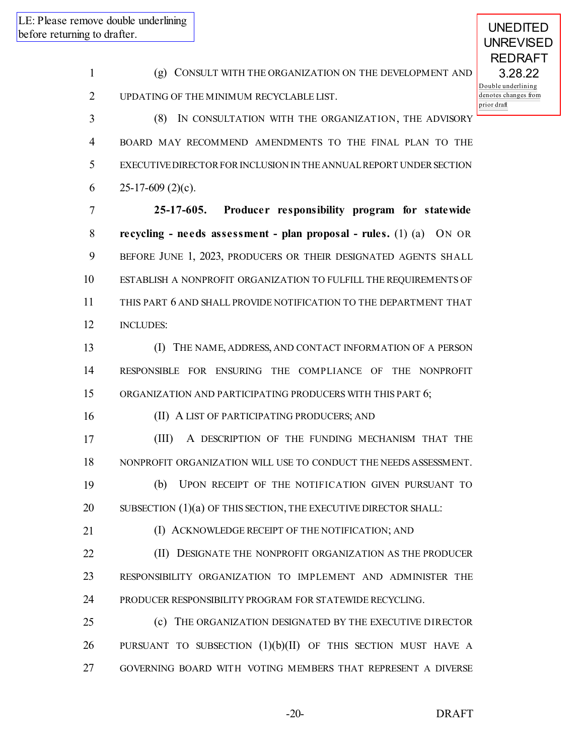LE: Please remove double underlining before returning to drafter.

UNEDITED UNREVISED REDRAFT 3.28.22
Double underlining denotes changes from prior draft

(g) CONSULT WITH THE ORGANIZATION ON THE DEVELOPMENT AND UPDATING OF THE MINIMUM RECYCLABLE LIST.

(8) IN CONSULTATION WITH THE ORGANIZATION, THE ADVISORY BOARD MAY RECOMMEND AMENDMENTS TO THE FINAL PLAN TO THE EXECUTIVE DIRECTOR FOR INCLUSION IN THE ANNUAL REPORT UNDER SECTION 25-17-609 (2)(c).

**25-17-605. Producer responsibility program for statewide recycling - needs assessment - plan proposal - rules.** (1) (a) ON OR BEFORE JUNE 1, 2023, PRODUCERS OR THEIR DESIGNATED AGENTS SHALL ESTABLISH A NONPROFIT ORGANIZATION TO FULFILL THE REQUIREMENTS OF THIS PART 6 AND SHALL PROVIDE NOTIFICATION TO THE DEPARTMENT THAT INCLUDES:

(I) THE NAME, ADDRESS, AND CONTACT INFORMATION OF A PERSON RESPONSIBLE FOR ENSURING THE COMPLIANCE OF THE NONPROFIT ORGANIZATION AND PARTICIPATING PRODUCERS WITH THIS PART 6;

(II) A LIST OF PARTICIPATING PRODUCERS; AND

(III) A DESCRIPTION OF THE FUNDING MECHANISM THAT THE NONPROFIT ORGANIZATION WILL USE TO CONDUCT THE NEEDS ASSESSMENT.

(b) UPON RECEIPT OF THE NOTIFICATION GIVEN PURSUANT TO SUBSECTION (1)(a) OF THIS SECTION, THE EXECUTIVE DIRECTOR SHALL:

(I) ACKNOWLEDGE RECEIPT OF THE NOTIFICATION; AND

(II) DESIGNATE THE NONPROFIT ORGANIZATION AS THE PRODUCER RESPONSIBILITY ORGANIZATION TO IMPLEMENT AND ADMINISTER THE PRODUCER RESPONSIBILITY PROGRAM FOR STATEWIDE RECYCLING.

(c) THE ORGANIZATION DESIGNATED BY THE EXECUTIVE DIRECTOR PURSUANT TO SUBSECTION (1)(b)(II) OF THIS SECTION MUST HAVE A GOVERNING BOARD WITH VOTING MEMBERS THAT REPRESENT A DIVERSE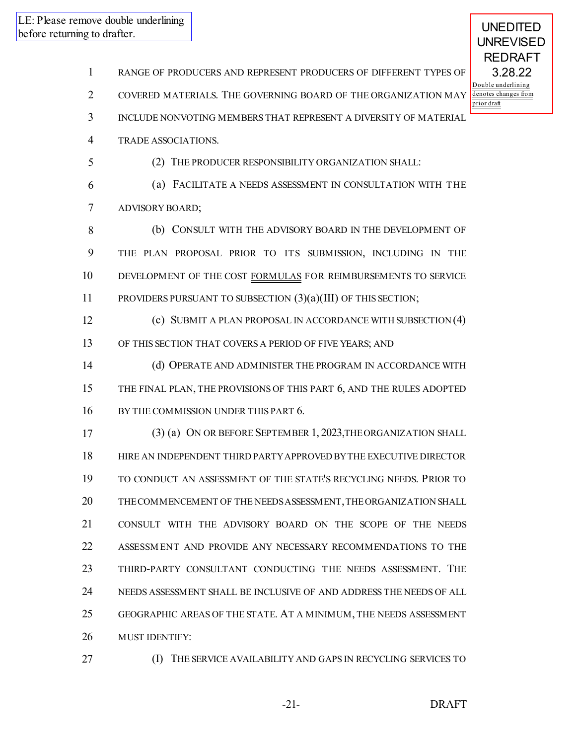LE: Please remove double underlining before returning to drafter.

UNEDITED UNREVISED REDRAFT 3.28.22

Double underlining denotes changes from prior draft

RANGE OF PRODUCERS AND REPRESENT PRODUCERS OF DIFFERENT TYPES OF COVERED MATERIALS. THE GOVERNING BOARD OF THE ORGANIZATION MAY INCLUDE NONVOTING MEMBERS THAT REPRESENT A DIVERSITY OF MATERIAL TRADE ASSOCIATIONS.

(2) THE PRODUCER RESPONSIBILITY ORGANIZATION SHALL:

(a) FACILITATE A NEEDS ASSESSMENT IN CONSULTATION WITH THE ADVISORY BOARD;

(b) CONSULT WITH THE ADVISORY BOARD IN THE DEVELOPMENT OF THE PLAN PROPOSAL PRIOR TO ITS SUBMISSION, INCLUDING IN THE DEVELOPMENT OF THE COST FORMULAS FOR REIMBURSEMENTS TO SERVICE PROVIDERS PURSUANT TO SUBSECTION (3)(a)(III) OF THIS SECTION;

(c) SUBMIT A PLAN PROPOSAL IN ACCORDANCE WITH SUBSECTION (4) OF THIS SECTION THAT COVERS A PERIOD OF FIVE YEARS; AND

(d) OPERATE AND ADMINISTER THE PROGRAM IN ACCORDANCE WITH THE FINAL PLAN, THE PROVISIONS OF THIS PART 6, AND THE RULES ADOPTED BY THE COMMISSION UNDER THIS PART 6.

(3) (a) ON OR BEFORE SEPTEMBER 1, 2023, THE ORGANIZATION SHALL HIRE AN INDEPENDENT THIRD PARTY APPROVED BY THE EXECUTIVE DIRECTOR TO CONDUCT AN ASSESSMENT OF THE STATE'S RECYCLING NEEDS. PRIOR TO THE COMMENCEMENT OF THE NEEDS ASSESSMENT, THE ORGANIZATION SHALL CONSULT WITH THE ADVISORY BOARD ON THE SCOPE OF THE NEEDS ASSESSMENT AND PROVIDE ANY NECESSARY RECOMMENDATIONS TO THE THIRD-PARTY CONSULTANT CONDUCTING THE NEEDS ASSESSMENT. THE NEEDS ASSESSMENT SHALL BE INCLUSIVE OF AND ADDRESS THE NEEDS OF ALL GEOGRAPHIC AREAS OF THE STATE. AT A MINIMUM, THE NEEDS ASSESSMENT MUST IDENTIFY:

(I) THE SERVICE AVAILABILITY AND GAPS IN RECYCLING SERVICES TO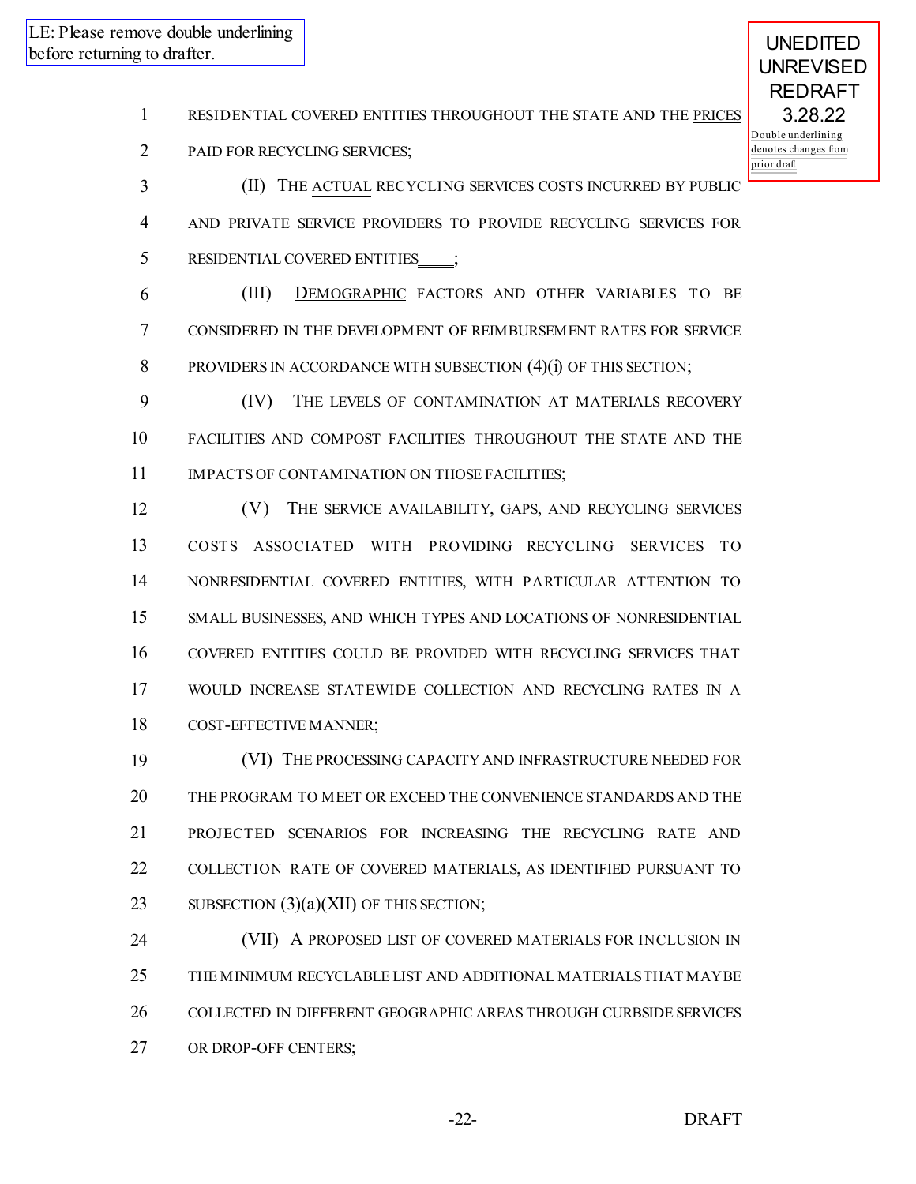LE: Please remove double underlining before returning to drafter.

UNEDITED UNREVISED REDRAFT 3.28.22

Double underlining denotes changes from prior draft

1 RESIDENTIAL COVERED ENTITIES THROUGHOUT THE STATE AND THE PRICES
2 PAID FOR RECYCLING SERVICES;

3 (II) THE ACTUAL RECYCLING SERVICES COSTS INCURRED BY PUBLIC
4 AND PRIVATE SERVICE PROVIDERS TO PROVIDE RECYCLING SERVICES FOR
5 RESIDENTIAL COVERED ENTITIES____;

6 (III) DEMOGRAPHIC FACTORS AND OTHER VARIABLES TO BE
7 CONSIDERED IN THE DEVELOPMENT OF REIMBURSEMENT RATES FOR SERVICE
8 PROVIDERS IN ACCORDANCE WITH SUBSECTION (4)(i) OF THIS SECTION;

9 (IV) THE LEVELS OF CONTAMINATION AT MATERIALS RECOVERY
10 FACILITIES AND COMPOST FACILITIES THROUGHOUT THE STATE AND THE
11 IMPACTS OF CONTAMINATION ON THOSE FACILITIES;

12 (V) THE SERVICE AVAILABILITY, GAPS, AND RECYCLING SERVICES
13 COSTS ASSOCIATED WITH PROVIDING RECYCLING SERVICES TO
14 NONRESIDENTIAL COVERED ENTITIES, WITH PARTICULAR ATTENTION TO
15 SMALL BUSINESSES, AND WHICH TYPES AND LOCATIONS OF NONRESIDENTIAL
16 COVERED ENTITIES COULD BE PROVIDED WITH RECYCLING SERVICES THAT
17 WOULD INCREASE STATEWIDE COLLECTION AND RECYCLING RATES IN A
18 COST-EFFECTIVE MANNER;

19 (VI) THE PROCESSING CAPACITY AND INFRASTRUCTURE NEEDED FOR
20 THE PROGRAM TO MEET OR EXCEED THE CONVENIENCE STANDARDS AND THE
21 PROJECTED SCENARIOS FOR INCREASING THE RECYCLING RATE AND
22 COLLECTION RATE OF COVERED MATERIALS, AS IDENTIFIED PURSUANT TO
23 SUBSECTION (3)(a)(XII) OF THIS SECTION;

24 (VII) A PROPOSED LIST OF COVERED MATERIALS FOR INCLUSION IN
25 THE MINIMUM RECYCLABLE LIST AND ADDITIONAL MATERIALS THAT MAY BE
26 COLLECTED IN DIFFERENT GEOGRAPHIC AREAS THROUGH CURBSIDE SERVICES
27 OR DROP-OFF CENTERS;

DRAFT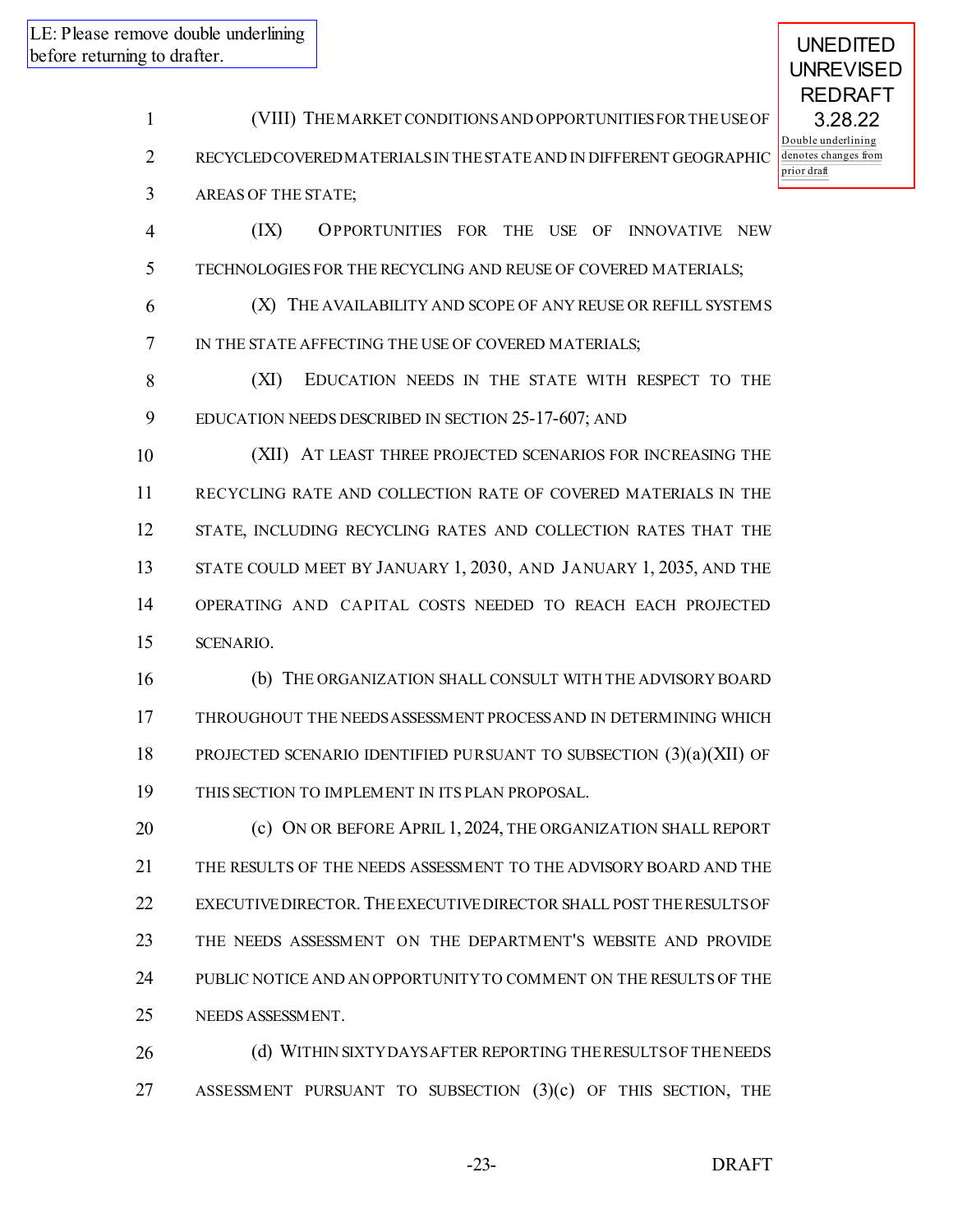LE: Please remove double underlining before returning to drafter.

UNEDITED UNREVISED REDRAFT 3.28.22

Double underlining denotes changes from prior draft

(VIII) THE MARKET CONDITIONS AND OPPORTUNITIES FOR THE USE OF RECYCLED COVERED MATERIALS IN THE STATE AND IN DIFFERENT GEOGRAPHIC AREAS OF THE STATE;

(IX) OPPORTUNITIES FOR THE USE OF INNOVATIVE NEW TECHNOLOGIES FOR THE RECYCLING AND REUSE OF COVERED MATERIALS;

(X) THE AVAILABILITY AND SCOPE OF ANY REUSE OR REFILL SYSTEMS IN THE STATE AFFECTING THE USE OF COVERED MATERIALS;

(XI) EDUCATION NEEDS IN THE STATE WITH RESPECT TO THE EDUCATION NEEDS DESCRIBED IN SECTION 25-17-607; AND

(XII) AT LEAST THREE PROJECTED SCENARIOS FOR INCREASING THE RECYCLING RATE AND COLLECTION RATE OF COVERED MATERIALS IN THE STATE, INCLUDING RECYCLING RATES AND COLLECTION RATES THAT THE STATE COULD MEET BY JANUARY 1, 2030, AND JANUARY 1, 2035, AND THE OPERATING AND CAPITAL COSTS NEEDED TO REACH EACH PROJECTED SCENARIO.

(b) THE ORGANIZATION SHALL CONSULT WITH THE ADVISORY BOARD THROUGHOUT THE NEEDS ASSESSMENT PROCESS AND IN DETERMINING WHICH PROJECTED SCENARIO IDENTIFIED PURSUANT TO SUBSECTION (3)(a)(XII) OF THIS SECTION TO IMPLEMENT IN ITS PLAN PROPOSAL.

(c) ON OR BEFORE APRIL 1, 2024, THE ORGANIZATION SHALL REPORT THE RESULTS OF THE NEEDS ASSESSMENT TO THE ADVISORY BOARD AND THE EXECUTIVE DIRECTOR. THE EXECUTIVE DIRECTOR SHALL POST THE RESULTS OF THE NEEDS ASSESSMENT ON THE DEPARTMENT'S WEBSITE AND PROVIDE PUBLIC NOTICE AND AN OPPORTUNITY TO COMMENT ON THE RESULTS OF THE NEEDS ASSESSMENT.

(d) WITHIN SIXTY DAYS AFTER REPORTING THE RESULTS OF THE NEEDS ASSESSMENT PURSUANT TO SUBSECTION (3)(c) OF THIS SECTION, THE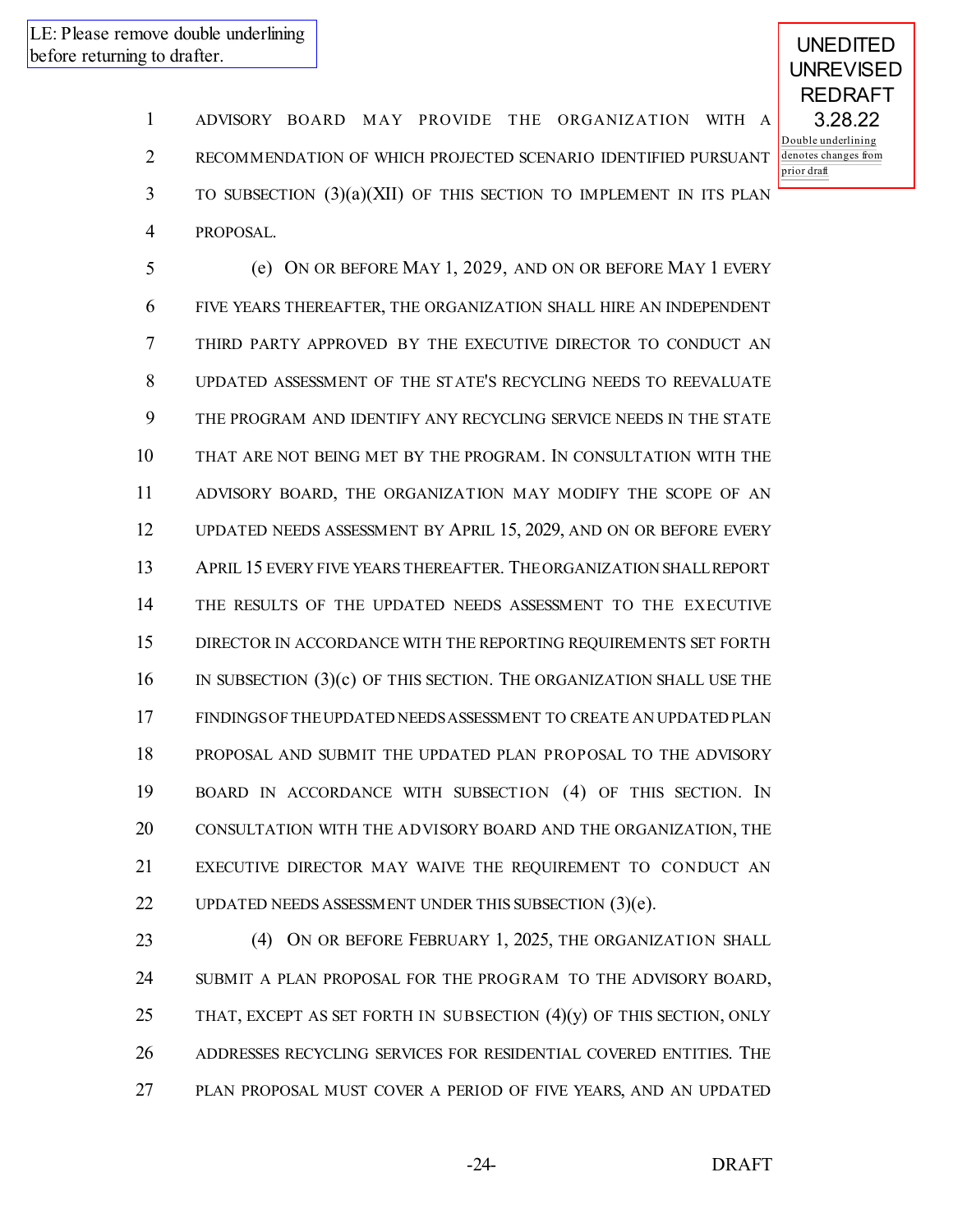LE: Please remove double underlining before returning to drafter.

UNEDITED UNREVISED REDRAFT 3.28.22

Double underlining denotes changes from prior draft

ADVISORY BOARD MAY PROVIDE THE ORGANIZATION WITH A RECOMMENDATION OF WHICH PROJECTED SCENARIO IDENTIFIED PURSUANT TO SUBSECTION (3)(a)(XII) OF THIS SECTION TO IMPLEMENT IN ITS PLAN PROPOSAL.

(e) ON OR BEFORE MAY 1, 2029, AND ON OR BEFORE MAY 1 EVERY FIVE YEARS THEREAFTER, THE ORGANIZATION SHALL HIRE AN INDEPENDENT THIRD PARTY APPROVED BY THE EXECUTIVE DIRECTOR TO CONDUCT AN UPDATED ASSESSMENT OF THE STATE'S RECYCLING NEEDS TO REEVALUATE THE PROGRAM AND IDENTIFY ANY RECYCLING SERVICE NEEDS IN THE STATE THAT ARE NOT BEING MET BY THE PROGRAM. IN CONSULTATION WITH THE ADVISORY BOARD, THE ORGANIZATION MAY MODIFY THE SCOPE OF AN UPDATED NEEDS ASSESSMENT BY APRIL 15, 2029, AND ON OR BEFORE EVERY APRIL 15 EVERY FIVE YEARS THEREAFTER. THE ORGANIZATION SHALL REPORT THE RESULTS OF THE UPDATED NEEDS ASSESSMENT TO THE EXECUTIVE DIRECTOR IN ACCORDANCE WITH THE REPORTING REQUIREMENTS SET FORTH IN SUBSECTION (3)(c) OF THIS SECTION. THE ORGANIZATION SHALL USE THE FINDINGS OF THE UPDATED NEEDS ASSESSMENT TO CREATE AN UPDATED PLAN PROPOSAL AND SUBMIT THE UPDATED PLAN PROPOSAL TO THE ADVISORY BOARD IN ACCORDANCE WITH SUBSECTION (4) OF THIS SECTION. IN CONSULTATION WITH THE ADVISORY BOARD AND THE ORGANIZATION, THE EXECUTIVE DIRECTOR MAY WAIVE THE REQUIREMENT TO CONDUCT AN UPDATED NEEDS ASSESSMENT UNDER THIS SUBSECTION (3)(e).

(4) ON OR BEFORE FEBRUARY 1, 2025, THE ORGANIZATION SHALL SUBMIT A PLAN PROPOSAL FOR THE PROGRAM TO THE ADVISORY BOARD, THAT, EXCEPT AS SET FORTH IN SUBSECTION (4)(y) OF THIS SECTION, ONLY ADDRESSES RECYCLING SERVICES FOR RESIDENTIAL COVERED ENTITIES. THE PLAN PROPOSAL MUST COVER A PERIOD OF FIVE YEARS, AND AN UPDATED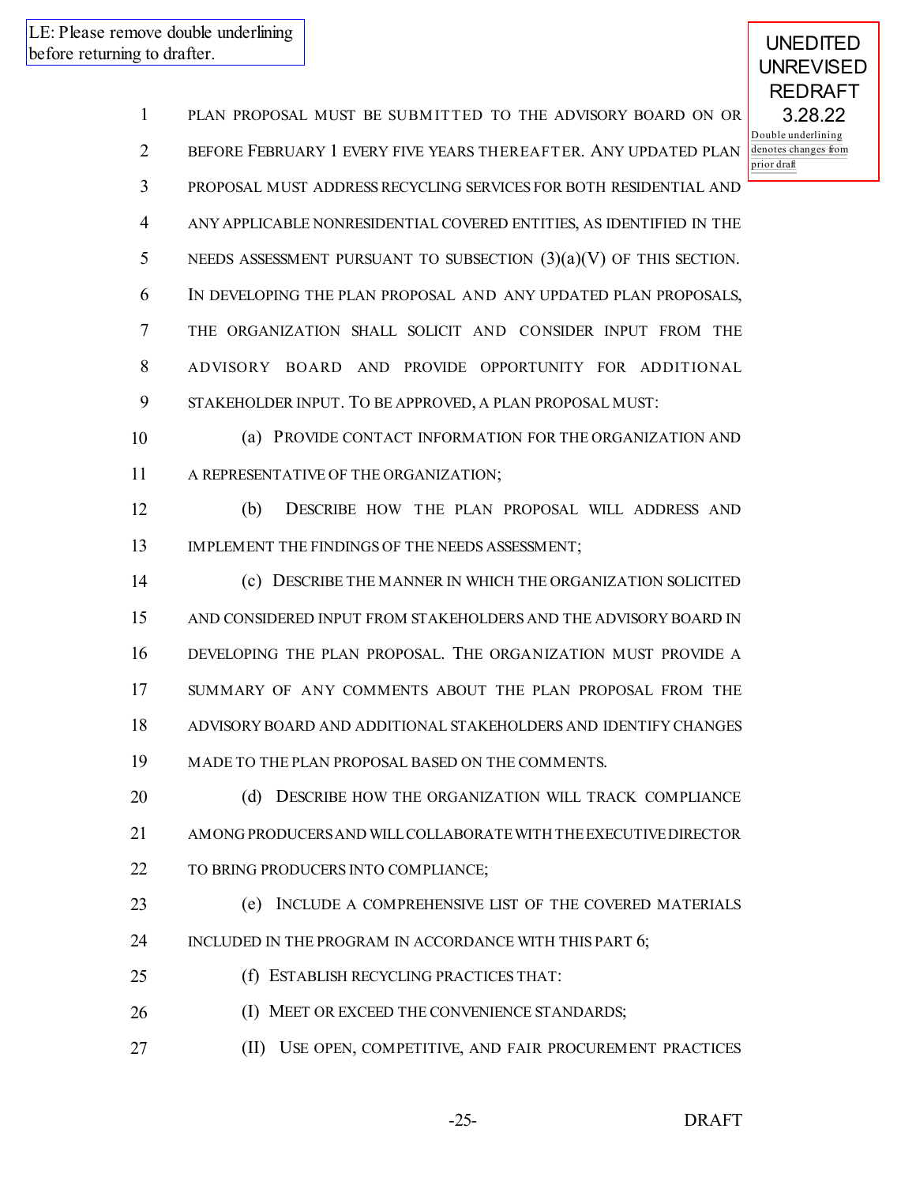LE: Please remove double underlining before returning to drafter.

UNEDITED UNREVISED REDRAFT 3.28.22

Double underlining denotes changes from prior draft

PLAN PROPOSAL MUST BE SUBMITTED TO THE ADVISORY BOARD ON OR BEFORE FEBRUARY 1 EVERY FIVE YEARS THEREAFTER. ANY UPDATED PLAN PROPOSAL MUST ADDRESS RECYCLING SERVICES FOR BOTH RESIDENTIAL AND ANY APPLICABLE NONRESIDENTIAL COVERED ENTITIES, AS IDENTIFIED IN THE NEEDS ASSESSMENT PURSUANT TO SUBSECTION (3)(a)(V) OF THIS SECTION. IN DEVELOPING THE PLAN PROPOSAL AND ANY UPDATED PLAN PROPOSALS, THE ORGANIZATION SHALL SOLICIT AND CONSIDER INPUT FROM THE ADVISORY BOARD AND PROVIDE OPPORTUNITY FOR ADDITIONAL STAKEHOLDER INPUT. TO BE APPROVED, A PLAN PROPOSAL MUST:

(a) PROVIDE CONTACT INFORMATION FOR THE ORGANIZATION AND A REPRESENTATIVE OF THE ORGANIZATION;

(b) DESCRIBE HOW THE PLAN PROPOSAL WILL ADDRESS AND IMPLEMENT THE FINDINGS OF THE NEEDS ASSESSMENT;

(c) DESCRIBE THE MANNER IN WHICH THE ORGANIZATION SOLICITED AND CONSIDERED INPUT FROM STAKEHOLDERS AND THE ADVISORY BOARD IN DEVELOPING THE PLAN PROPOSAL. THE ORGANIZATION MUST PROVIDE A SUMMARY OF ANY COMMENTS ABOUT THE PLAN PROPOSAL FROM THE ADVISORY BOARD AND ADDITIONAL STAKEHOLDERS AND IDENTIFY CHANGES MADE TO THE PLAN PROPOSAL BASED ON THE COMMENTS.

(d) DESCRIBE HOW THE ORGANIZATION WILL TRACK COMPLIANCE AMONG PRODUCERS AND WILL COLLABORATE WITH THE EXECUTIVE DIRECTOR TO BRING PRODUCERS INTO COMPLIANCE;

(e) INCLUDE A COMPREHENSIVE LIST OF THE COVERED MATERIALS INCLUDED IN THE PROGRAM IN ACCORDANCE WITH THIS PART 6;

(f) ESTABLISH RECYCLING PRACTICES THAT:

(I) MEET OR EXCEED THE CONVENIENCE STANDARDS;

(II) USE OPEN, COMPETITIVE, AND FAIR PROCUREMENT PRACTICES

DRAFT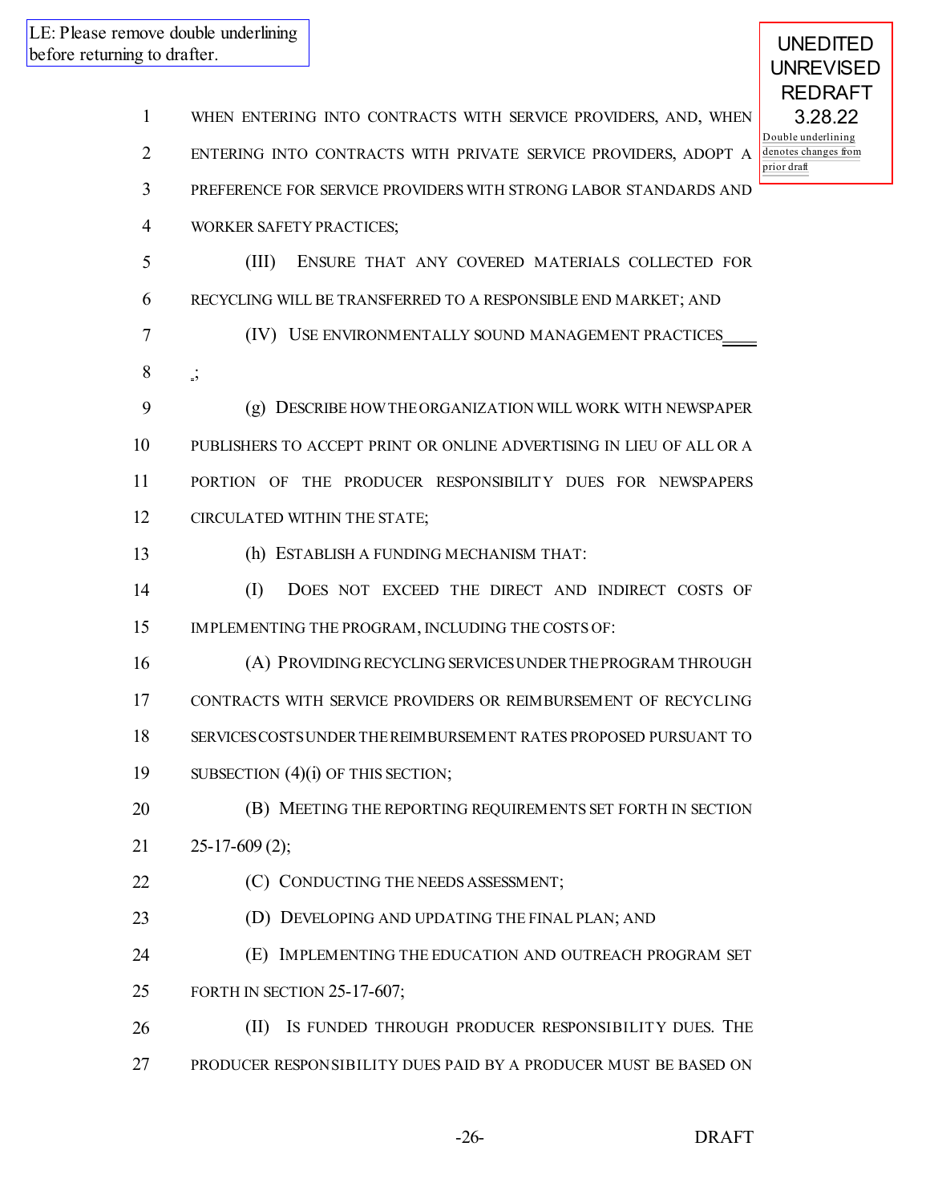LE: Please remove double underlining before returning to drafter.

UNEDITED UNREVISED REDRAFT 3.28.22

Double underlining denotes changes from prior draft

WHEN ENTERING INTO CONTRACTS WITH SERVICE PROVIDERS, AND, WHEN ENTERING INTO CONTRACTS WITH PRIVATE SERVICE PROVIDERS, ADOPT A PREFERENCE FOR SERVICE PROVIDERS WITH STRONG LABOR STANDARDS AND WORKER SAFETY PRACTICES;

(III) ENSURE THAT ANY COVERED MATERIALS COLLECTED FOR RECYCLING WILL BE TRANSFERRED TO A RESPONSIBLE END MARKET; AND

(IV) USE ENVIRONMENTALLY SOUND MANAGEMENT PRACTICES.;

(g) DESCRIBE HOW THE ORGANIZATION WILL WORK WITH NEWSPAPER PUBLISHERS TO ACCEPT PRINT OR ONLINE ADVERTISING IN LIEU OF ALL OR A PORTION OF THE PRODUCER RESPONSIBILITY DUES FOR NEWSPAPERS CIRCULATED WITHIN THE STATE;

(h) ESTABLISH A FUNDING MECHANISM THAT:

(I) DOES NOT EXCEED THE DIRECT AND INDIRECT COSTS OF IMPLEMENTING THE PROGRAM, INCLUDING THE COSTS OF:

(A) PROVIDING RECYCLING SERVICES UNDER THE PROGRAM THROUGH CONTRACTS WITH SERVICE PROVIDERS OR REIMBURSEMENT OF RECYCLING SERVICES COSTS UNDER THE REIMBURSEMENT RATES PROPOSED PURSUANT TO SUBSECTION (4)(i) OF THIS SECTION;

(B) MEETING THE REPORTING REQUIREMENTS SET FORTH IN SECTION 25-17-609 (2);

(C) CONDUCTING THE NEEDS ASSESSMENT;

(D) DEVELOPING AND UPDATING THE FINAL PLAN; AND

(E) IMPLEMENTING THE EDUCATION AND OUTREACH PROGRAM SET FORTH IN SECTION 25-17-607;

(II) IS FUNDED THROUGH PRODUCER RESPONSIBILITY DUES. THE PRODUCER RESPONSIBILITY DUES PAID BY A PRODUCER MUST BE BASED ON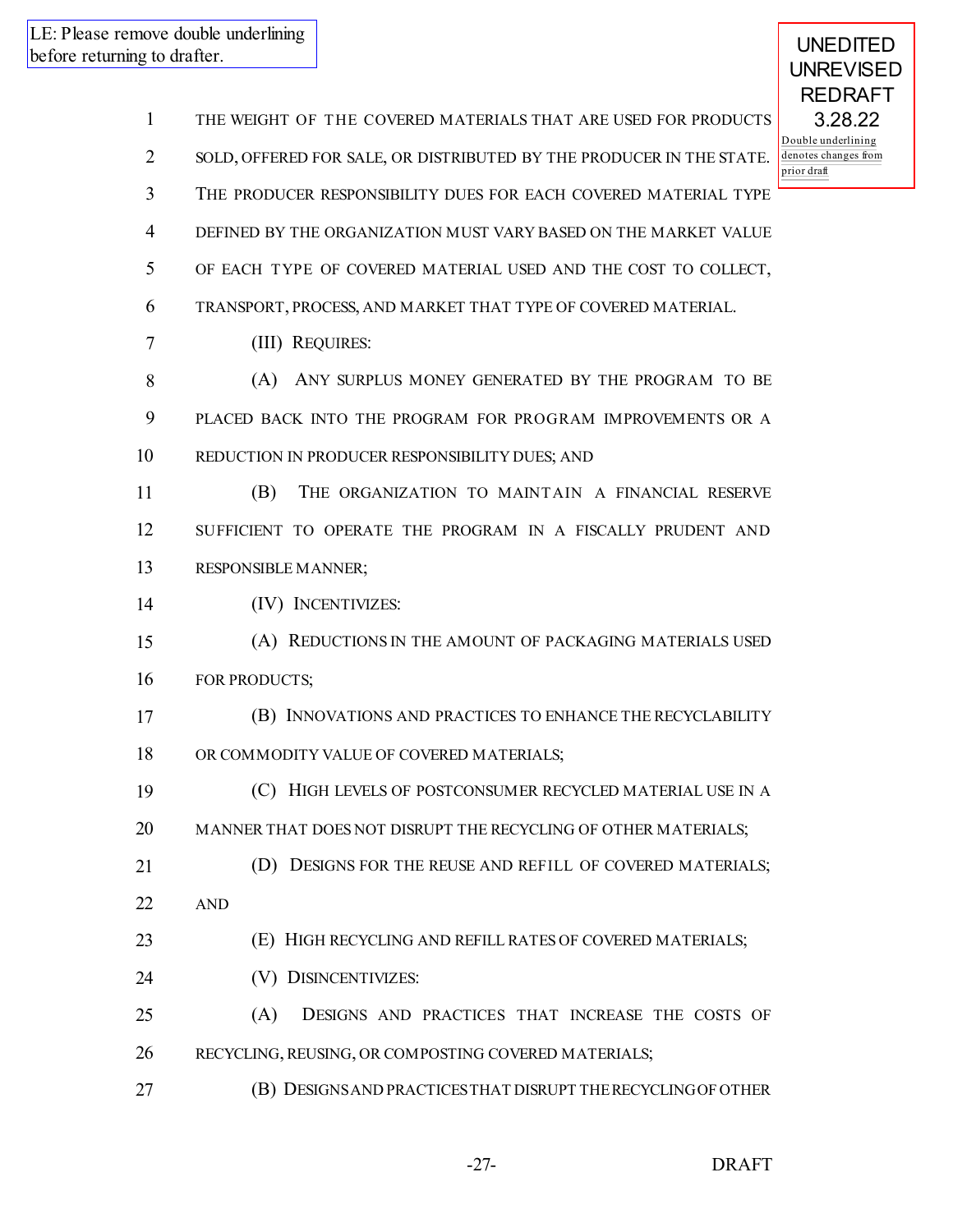LE: Please remove double underlining before returning to drafter.

UNEDITED UNREVISED REDRAFT 3.28.22

Double underlining denotes changes from prior draft

THE WEIGHT OF THE COVERED MATERIALS THAT ARE USED FOR PRODUCTS SOLD, OFFERED FOR SALE, OR DISTRIBUTED BY THE PRODUCER IN THE STATE. THE PRODUCER RESPONSIBILITY DUES FOR EACH COVERED MATERIAL TYPE DEFINED BY THE ORGANIZATION MUST VARY BASED ON THE MARKET VALUE OF EACH TYPE OF COVERED MATERIAL USED AND THE COST TO COLLECT, TRANSPORT, PROCESS, AND MARKET THAT TYPE OF COVERED MATERIAL.

(III) REQUIRES:

(A) ANY SURPLUS MONEY GENERATED BY THE PROGRAM TO BE PLACED BACK INTO THE PROGRAM FOR PROGRAM IMPROVEMENTS OR A REDUCTION IN PRODUCER RESPONSIBILITY DUES; AND

(B) THE ORGANIZATION TO MAINTAIN A FINANCIAL RESERVE SUFFICIENT TO OPERATE THE PROGRAM IN A FISCALLY PRUDENT AND RESPONSIBLE MANNER;

(IV) INCENTIVIZES:

(A) REDUCTIONS IN THE AMOUNT OF PACKAGING MATERIALS USED FOR PRODUCTS;

(B) INNOVATIONS AND PRACTICES TO ENHANCE THE RECYCLABILITY OR COMMODITY VALUE OF COVERED MATERIALS;

(C) HIGH LEVELS OF POSTCONSUMER RECYCLED MATERIAL USE IN A MANNER THAT DOES NOT DISRUPT THE RECYCLING OF OTHER MATERIALS;

(D) DESIGNS FOR THE REUSE AND REFILL OF COVERED MATERIALS; AND

(E) HIGH RECYCLING AND REFILL RATES OF COVERED MATERIALS;

(V) DISINCENTIVIZES:

(A) DESIGNS AND PRACTICES THAT INCREASE THE COSTS OF RECYCLING, REUSING, OR COMPOSTING COVERED MATERIALS;

(B) DESIGNS AND PRACTICES THAT DISRUPT THE RECYCLING OF OTHER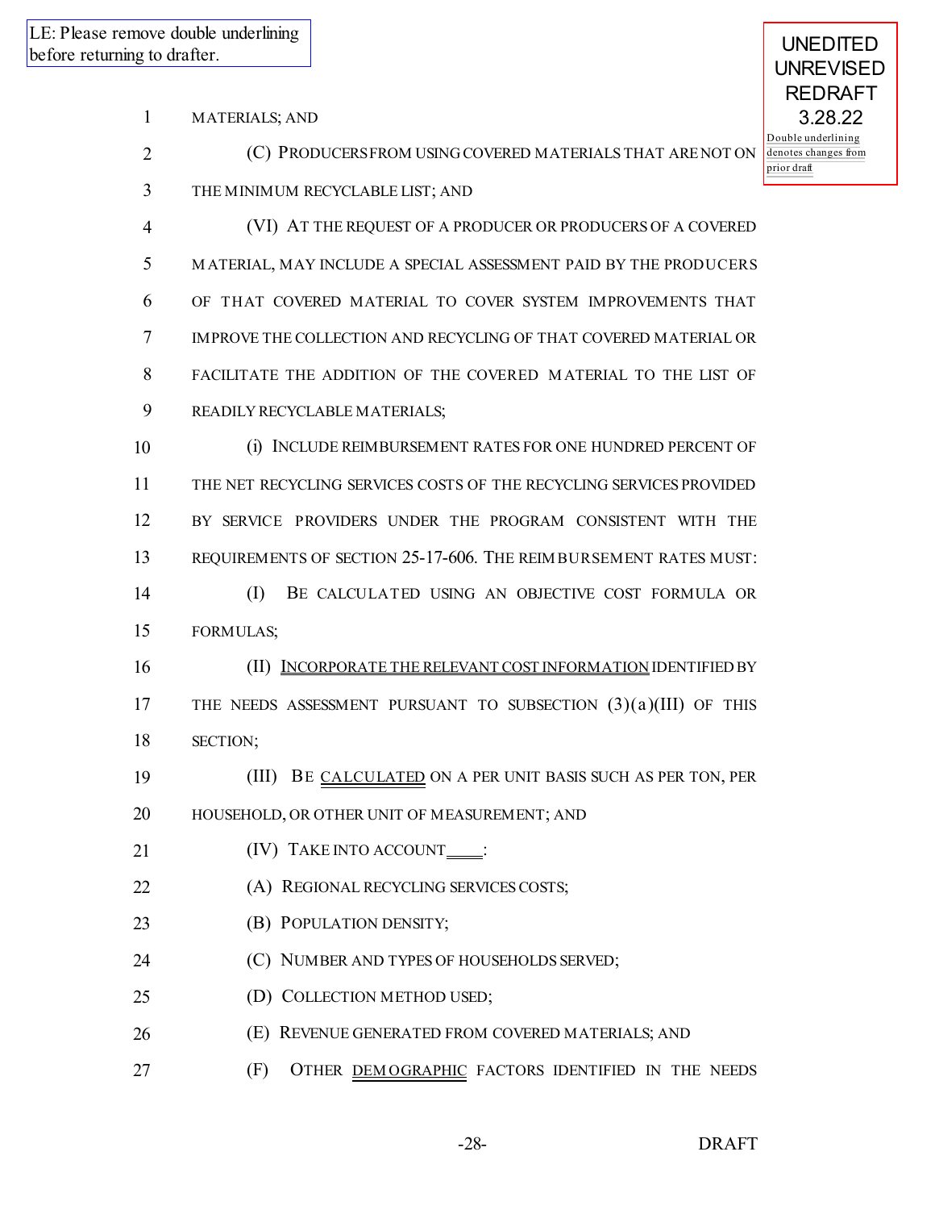LE: Please remove double underlining before returning to drafter.

UNEDITED UNREVISED REDRAFT 3.28.22

Double underlining denotes changes from prior draft

1 MATERIALS; AND

2 (C) PRODUCERS FROM USING COVERED MATERIALS THAT ARE NOT ON

3 THE MINIMUM RECYCLABLE LIST; AND

4 (VI) AT THE REQUEST OF A PRODUCER OR PRODUCERS OF A COVERED

5 MATERIAL, MAY INCLUDE A SPECIAL ASSESSMENT PAID BY THE PRODUCERS

6 OF THAT COVERED MATERIAL TO COVER SYSTEM IMPROVEMENTS THAT

7 IMPROVE THE COLLECTION AND RECYCLING OF THAT COVERED MATERIAL OR

8 FACILITATE THE ADDITION OF THE COVERED MATERIAL TO THE LIST OF

9 READILY RECYCLABLE MATERIALS;

10 (i) INCLUDE REIMBURSEMENT RATES FOR ONE HUNDRED PERCENT OF

11 THE NET RECYCLING SERVICES COSTS OF THE RECYCLING SERVICES PROVIDED

12 BY SERVICE PROVIDERS UNDER THE PROGRAM CONSISTENT WITH THE

13 REQUIREMENTS OF SECTION 25-17-606. THE REIMBURSEMENT RATES MUST:

14 (I) BE CALCULATED USING AN OBJECTIVE COST FORMULA OR

15 FORMULAS;

16 (II) INCORPORATE THE RELEVANT COST INFORMATION IDENTIFIED BY

17 THE NEEDS ASSESSMENT PURSUANT TO SUBSECTION (3)(a)(III) OF THIS

18 SECTION;

19 (III) BE CALCULATED ON A PER UNIT BASIS SUCH AS PER TON, PER

20 HOUSEHOLD, OR OTHER UNIT OF MEASUREMENT; AND

21 (IV) TAKE INTO ACCOUNT____:

22 (A) REGIONAL RECYCLING SERVICES COSTS;

23 (B) POPULATION DENSITY;

24 (C) NUMBER AND TYPES OF HOUSEHOLDS SERVED;

25 (D) COLLECTION METHOD USED;

26 (E) REVENUE GENERATED FROM COVERED MATERIALS; AND

27 (F) OTHER DEMOGRAPHIC FACTORS IDENTIFIED IN THE NEEDS

DRAFT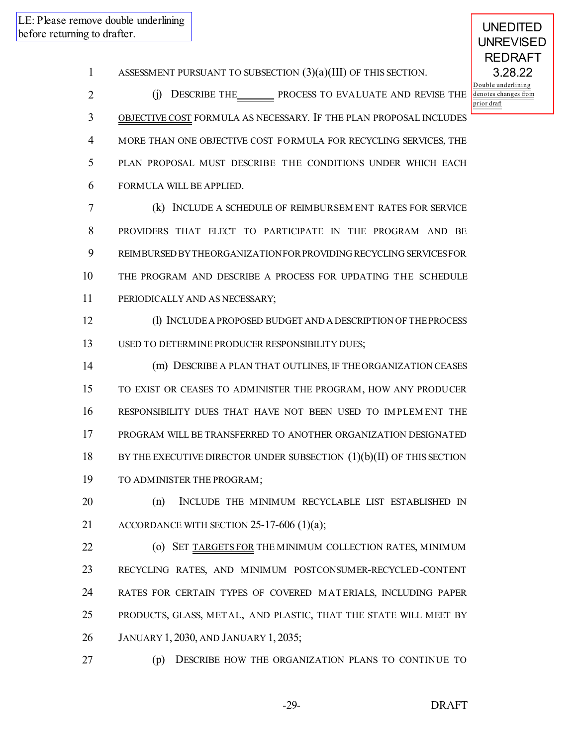LE: Please remove double underlining before returning to drafter.

UNEDITED UNREVISED REDRAFT 3.28.22

Double underlining denotes changes from prior draft

ASSESSMENT PURSUANT TO SUBSECTION (3)(a)(III) OF THIS SECTION.

(j) DESCRIBE THE ______ PROCESS TO EVALUATE AND REVISE THE OBJECTIVE COST FORMULA AS NECESSARY. IF THE PLAN PROPOSAL INCLUDES MORE THAN ONE OBJECTIVE COST FORMULA FOR RECYCLING SERVICES, THE PLAN PROPOSAL MUST DESCRIBE THE CONDITIONS UNDER WHICH EACH FORMULA WILL BE APPLIED.

(k) INCLUDE A SCHEDULE OF REIMBURSEMENT RATES FOR SERVICE PROVIDERS THAT ELECT TO PARTICIPATE IN THE PROGRAM AND BE REIMBURSED BY THE ORGANIZATION FOR PROVIDING RECYCLING SERVICES FOR THE PROGRAM AND DESCRIBE A PROCESS FOR UPDATING THE SCHEDULE PERIODICALLY AND AS NECESSARY;

(l) INCLUDE A PROPOSED BUDGET AND A DESCRIPTION OF THE PROCESS USED TO DETERMINE PRODUCER RESPONSIBILITY DUES;

(m) DESCRIBE A PLAN THAT OUTLINES, IF THE ORGANIZATION CEASES TO EXIST OR CEASES TO ADMINISTER THE PROGRAM, HOW ANY PRODUCER RESPONSIBILITY DUES THAT HAVE NOT BEEN USED TO IMPLEMENT THE PROGRAM WILL BE TRANSFERRED TO ANOTHER ORGANIZATION DESIGNATED BY THE EXECUTIVE DIRECTOR UNDER SUBSECTION (1)(b)(II) OF THIS SECTION TO ADMINISTER THE PROGRAM;

(n) INCLUDE THE MINIMUM RECYCLABLE LIST ESTABLISHED IN ACCORDANCE WITH SECTION 25-17-606 (1)(a);

(o) SET TARGETS FOR THE MINIMUM COLLECTION RATES, MINIMUM RECYCLING RATES, AND MINIMUM POSTCONSUMER-RECYCLED-CONTENT RATES FOR CERTAIN TYPES OF COVERED MATERIALS, INCLUDING PAPER PRODUCTS, GLASS, METAL, AND PLASTIC, THAT THE STATE WILL MEET BY JANUARY 1, 2030, AND JANUARY 1, 2035;

(p) DESCRIBE HOW THE ORGANIZATION PLANS TO CONTINUE TO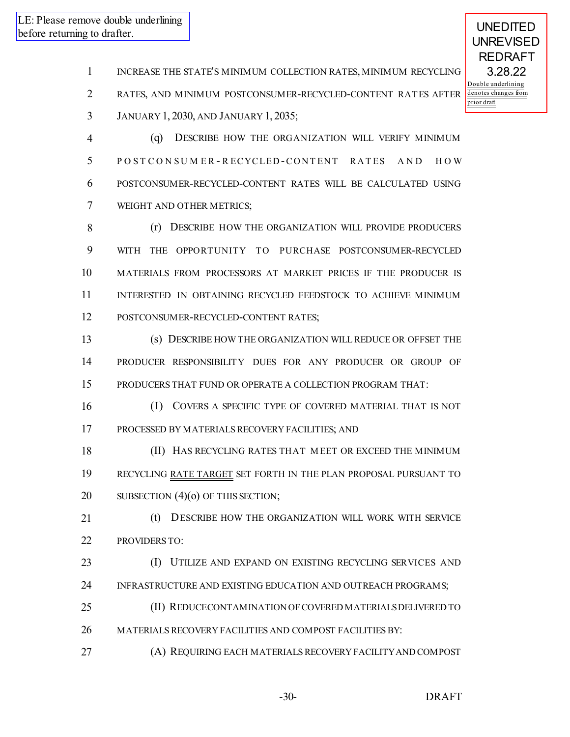LE: Please remove double underlining before returning to drafter.

UNEDITED UNREVISED REDRAFT 3.28.22

Double underlining denotes changes from prior draft

INCREASE THE STATE'S MINIMUM COLLECTION RATES, MINIMUM RECYCLING RATES, AND MINIMUM POSTCONSUMER-RECYCLED-CONTENT RATES AFTER JANUARY 1, 2030, AND JANUARY 1, 2035;

(q) DESCRIBE HOW THE ORGANIZATION WILL VERIFY MINIMUM POSTCONSUMER-RECYCLED-CONTENT RATES AND HOW POSTCONSUMER-RECYCLED-CONTENT RATES WILL BE CALCULATED USING WEIGHT AND OTHER METRICS;

(r) DESCRIBE HOW THE ORGANIZATION WILL PROVIDE PRODUCERS WITH THE OPPORTUNITY TO PURCHASE POSTCONSUMER-RECYCLED MATERIALS FROM PROCESSORS AT MARKET PRICES IF THE PRODUCER IS INTERESTED IN OBTAINING RECYCLED FEEDSTOCK TO ACHIEVE MINIMUM POSTCONSUMER-RECYCLED-CONTENT RATES;

(s) DESCRIBE HOW THE ORGANIZATION WILL REDUCE OR OFFSET THE PRODUCER RESPONSIBILITY DUES FOR ANY PRODUCER OR GROUP OF PRODUCERS THAT FUND OR OPERATE A COLLECTION PROGRAM THAT:

(I) COVERS A SPECIFIC TYPE OF COVERED MATERIAL THAT IS NOT PROCESSED BY MATERIALS RECOVERY FACILITIES; AND

(II) HAS RECYCLING RATES THAT MEET OR EXCEED THE MINIMUM RECYCLING RATE TARGET SET FORTH IN THE PLAN PROPOSAL PURSUANT TO SUBSECTION (4)(o) OF THIS SECTION;

(t) DESCRIBE HOW THE ORGANIZATION WILL WORK WITH SERVICE PROVIDERS TO:

(I) UTILIZE AND EXPAND ON EXISTING RECYCLING SERVICES AND INFRASTRUCTURE AND EXISTING EDUCATION AND OUTREACH PROGRAMS;

(II) REDUCE CONTAMINATION OF COVERED MATERIALS DELIVERED TO MATERIALS RECOVERY FACILITIES AND COMPOST FACILITIES BY:

(A) REQUIRING EACH MATERIALS RECOVERY FACILITY AND COMPOST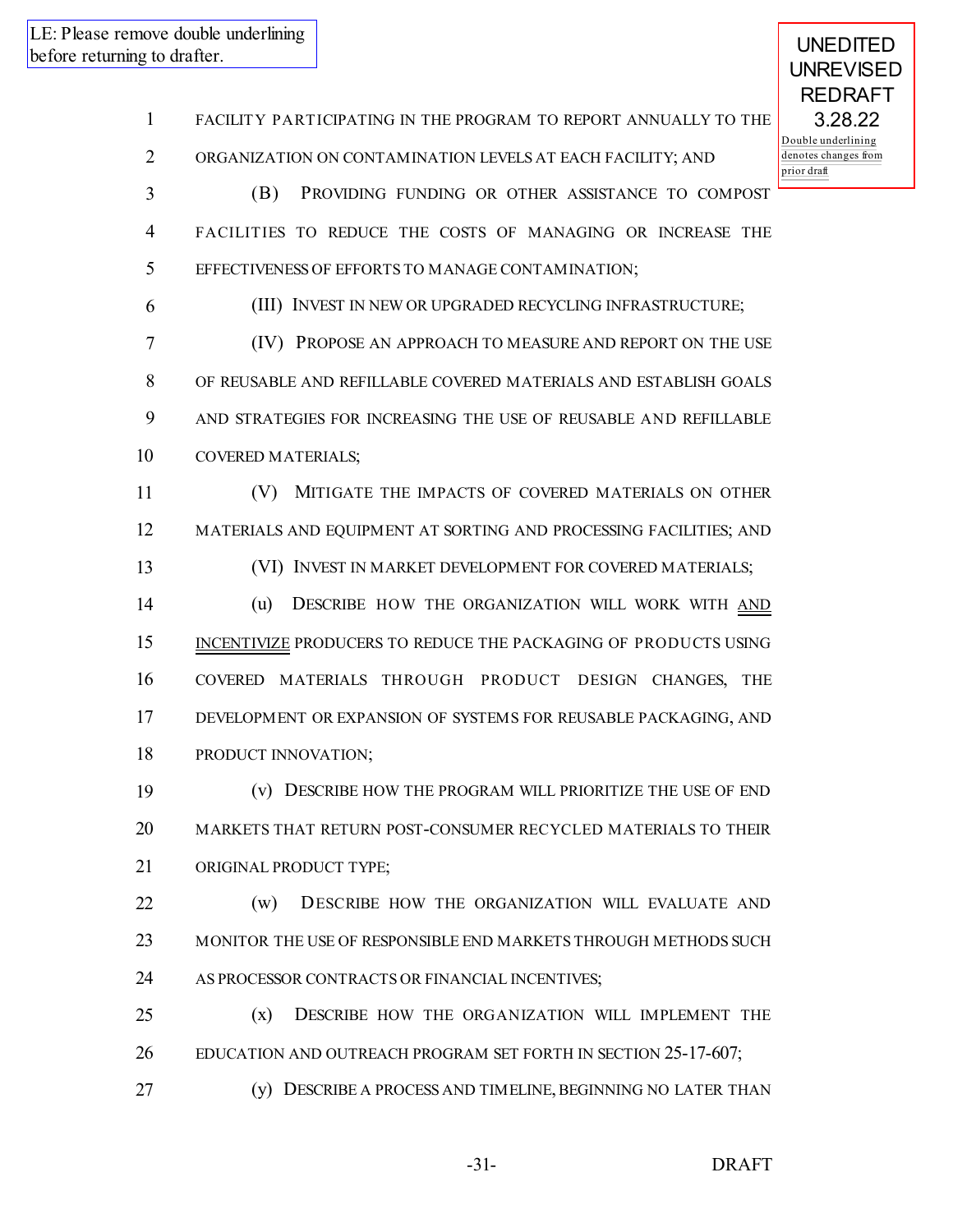LE: Please remove double underlining before returning to drafter.

UNEDITED UNREVISED REDRAFT 3.28.22

Double underlining denotes changes from prior draft

FACILITY PARTICIPATING IN THE PROGRAM TO REPORT ANNUALLY TO THE ORGANIZATION ON CONTAMINATION LEVELS AT EACH FACILITY; AND

(B) PROVIDING FUNDING OR OTHER ASSISTANCE TO COMPOST FACILITIES TO REDUCE THE COSTS OF MANAGING OR INCREASE THE EFFECTIVENESS OF EFFORTS TO MANAGE CONTAMINATION;

(III) INVEST IN NEW OR UPGRADED RECYCLING INFRASTRUCTURE;

(IV) PROPOSE AN APPROACH TO MEASURE AND REPORT ON THE USE OF REUSABLE AND REFILLABLE COVERED MATERIALS AND ESTABLISH GOALS AND STRATEGIES FOR INCREASING THE USE OF REUSABLE AND REFILLABLE COVERED MATERIALS;

(V) MITIGATE THE IMPACTS OF COVERED MATERIALS ON OTHER MATERIALS AND EQUIPMENT AT SORTING AND PROCESSING FACILITIES; AND

(VI) INVEST IN MARKET DEVELOPMENT FOR COVERED MATERIALS;

(u) DESCRIBE HOW THE ORGANIZATION WILL WORK WITH AND INCENTIVIZE PRODUCERS TO REDUCE THE PACKAGING OF PRODUCTS USING COVERED MATERIALS THROUGH PRODUCT DESIGN CHANGES, THE DEVELOPMENT OR EXPANSION OF SYSTEMS FOR REUSABLE PACKAGING, AND PRODUCT INNOVATION;

(v) DESCRIBE HOW THE PROGRAM WILL PRIORITIZE THE USE OF END MARKETS THAT RETURN POST-CONSUMER RECYCLED MATERIALS TO THEIR ORIGINAL PRODUCT TYPE;

(w) DESCRIBE HOW THE ORGANIZATION WILL EVALUATE AND MONITOR THE USE OF RESPONSIBLE END MARKETS THROUGH METHODS SUCH AS PROCESSOR CONTRACTS OR FINANCIAL INCENTIVES;

(x) DESCRIBE HOW THE ORGANIZATION WILL IMPLEMENT THE EDUCATION AND OUTREACH PROGRAM SET FORTH IN SECTION 25-17-607;

(y) DESCRIBE A PROCESS AND TIMELINE, BEGINNING NO LATER THAN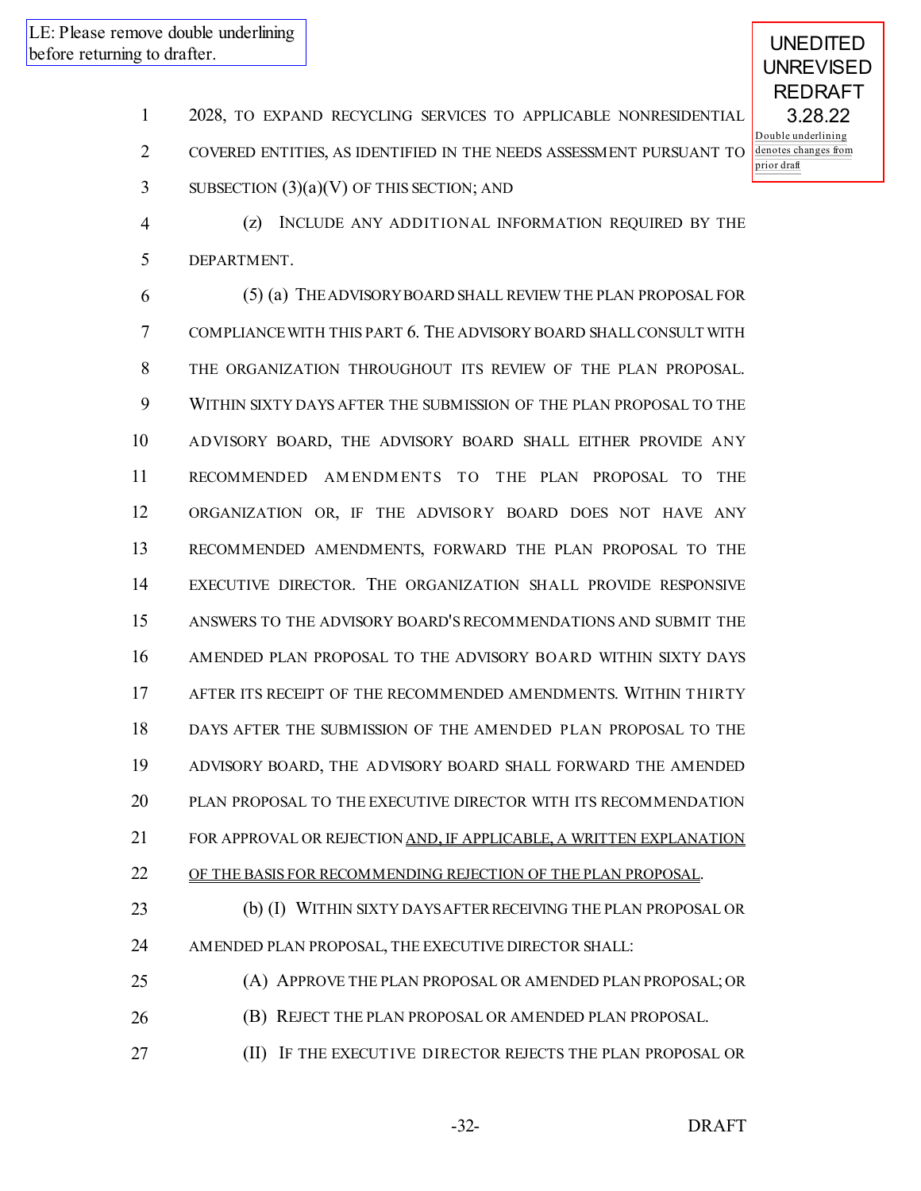LE: Please remove double underlining before returning to drafter.

UNEDITED UNREVISED REDRAFT 3.28.22

Double underlining denotes changes from prior draft

1 2028, TO EXPAND RECYCLING SERVICES TO APPLICABLE NONRESIDENTIAL
2 COVERED ENTITIES, AS IDENTIFIED IN THE NEEDS ASSESSMENT PURSUANT TO
3 SUBSECTION (3)(a)(V) OF THIS SECTION; AND

4 (z) INCLUDE ANY ADDITIONAL INFORMATION REQUIRED BY THE
5 DEPARTMENT.

6 (5) (a) THE ADVISORY BOARD SHALL REVIEW THE PLAN PROPOSAL FOR
7 COMPLIANCE WITH THIS PART 6. THE ADVISORY BOARD SHALL CONSULT WITH
8 THE ORGANIZATION THROUGHOUT ITS REVIEW OF THE PLAN PROPOSAL.
9 WITHIN SIXTY DAYS AFTER THE SUBMISSION OF THE PLAN PROPOSAL TO THE
10 ADVISORY BOARD, THE ADVISORY BOARD SHALL EITHER PROVIDE ANY
11 RECOMMENDED AMENDMENTS TO THE PLAN PROPOSAL TO THE
12 ORGANIZATION OR, IF THE ADVISORY BOARD DOES NOT HAVE ANY
13 RECOMMENDED AMENDMENTS, FORWARD THE PLAN PROPOSAL TO THE
14 EXECUTIVE DIRECTOR. THE ORGANIZATION SHALL PROVIDE RESPONSIVE
15 ANSWERS TO THE ADVISORY BOARD'S RECOMMENDATIONS AND SUBMIT THE
16 AMENDED PLAN PROPOSAL TO THE ADVISORY BOARD WITHIN SIXTY DAYS
17 AFTER ITS RECEIPT OF THE RECOMMENDED AMENDMENTS. WITHIN THIRTY
18 DAYS AFTER THE SUBMISSION OF THE AMENDED PLAN PROPOSAL TO THE
19 ADVISORY BOARD, THE ADVISORY BOARD SHALL FORWARD THE AMENDED
20 PLAN PROPOSAL TO THE EXECUTIVE DIRECTOR WITH ITS RECOMMENDATION
21 FOR APPROVAL OR REJECTION AND, IF APPLICABLE, A WRITTEN EXPLANATION
22 OF THE BASIS FOR RECOMMENDING REJECTION OF THE PLAN PROPOSAL.

23 (b) (I) WITHIN SIXTY DAYS AFTER RECEIVING THE PLAN PROPOSAL OR
24 AMENDED PLAN PROPOSAL, THE EXECUTIVE DIRECTOR SHALL:

25 (A) APPROVE THE PLAN PROPOSAL OR AMENDED PLAN PROPOSAL; OR

26 (B) REJECT THE PLAN PROPOSAL OR AMENDED PLAN PROPOSAL.

27 (II) IF THE EXECUTIVE DIRECTOR REJECTS THE PLAN PROPOSAL OR

DRAFT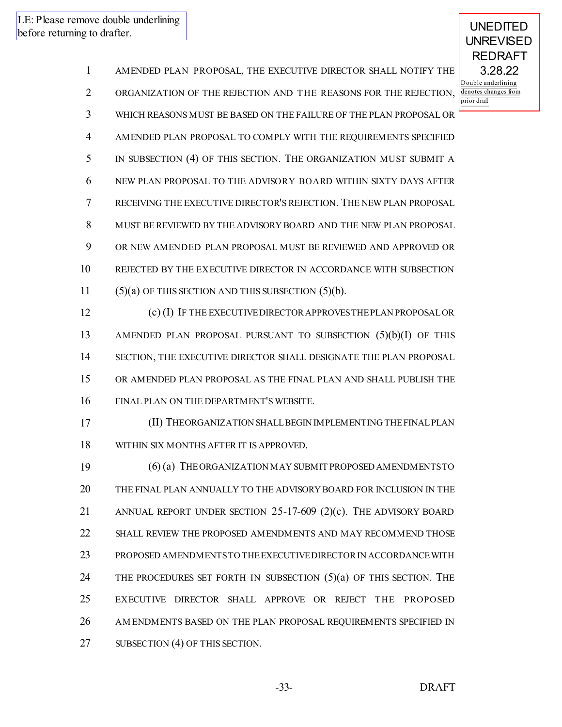LE: Please remove double underlining before returning to drafter.

UNEDITED UNREVISED REDRAFT 3.28.22

Double underlining denotes changes from prior draft

AMENDED PLAN PROPOSAL, THE EXECUTIVE DIRECTOR SHALL NOTIFY THE ORGANIZATION OF THE REJECTION AND THE REASONS FOR THE REJECTION, WHICH REASONS MUST BE BASED ON THE FAILURE OF THE PLAN PROPOSAL OR AMENDED PLAN PROPOSAL TO COMPLY WITH THE REQUIREMENTS SPECIFIED IN SUBSECTION (4) OF THIS SECTION. THE ORGANIZATION MUST SUBMIT A NEW PLAN PROPOSAL TO THE ADVISORY BOARD WITHIN SIXTY DAYS AFTER RECEIVING THE EXECUTIVE DIRECTOR'S REJECTION. THE NEW PLAN PROPOSAL MUST BE REVIEWED BY THE ADVISORY BOARD AND THE NEW PLAN PROPOSAL OR NEW AMENDED PLAN PROPOSAL MUST BE REVIEWED AND APPROVED OR REJECTED BY THE EXECUTIVE DIRECTOR IN ACCORDANCE WITH SUBSECTION (5)(a) OF THIS SECTION AND THIS SUBSECTION (5)(b).

(c) (I) IF THE EXECUTIVE DIRECTOR APPROVES THE PLAN PROPOSAL OR AMENDED PLAN PROPOSAL PURSUANT TO SUBSECTION (5)(b)(I) OF THIS SECTION, THE EXECUTIVE DIRECTOR SHALL DESIGNATE THE PLAN PROPOSAL OR AMENDED PLAN PROPOSAL AS THE FINAL PLAN AND SHALL PUBLISH THE FINAL PLAN ON THE DEPARTMENT'S WEBSITE.

(II) THE ORGANIZATION SHALL BEGIN IMPLEMENTING THE FINAL PLAN WITHIN SIX MONTHS AFTER IT IS APPROVED.

(6) (a) THE ORGANIZATION MAY SUBMIT PROPOSED AMENDMENTS TO THE FINAL PLAN ANNUALLY TO THE ADVISORY BOARD FOR INCLUSION IN THE ANNUAL REPORT UNDER SECTION 25-17-609 (2)(c). THE ADVISORY BOARD SHALL REVIEW THE PROPOSED AMENDMENTS AND MAY RECOMMEND THOSE PROPOSED AMENDMENTS TO THE EXECUTIVE DIRECTOR IN ACCORDANCE WITH THE PROCEDURES SET FORTH IN SUBSECTION (5)(a) OF THIS SECTION. THE EXECUTIVE DIRECTOR SHALL APPROVE OR REJECT THE PROPOSED AMENDMENTS BASED ON THE PLAN PROPOSAL REQUIREMENTS SPECIFIED IN SUBSECTION (4) OF THIS SECTION.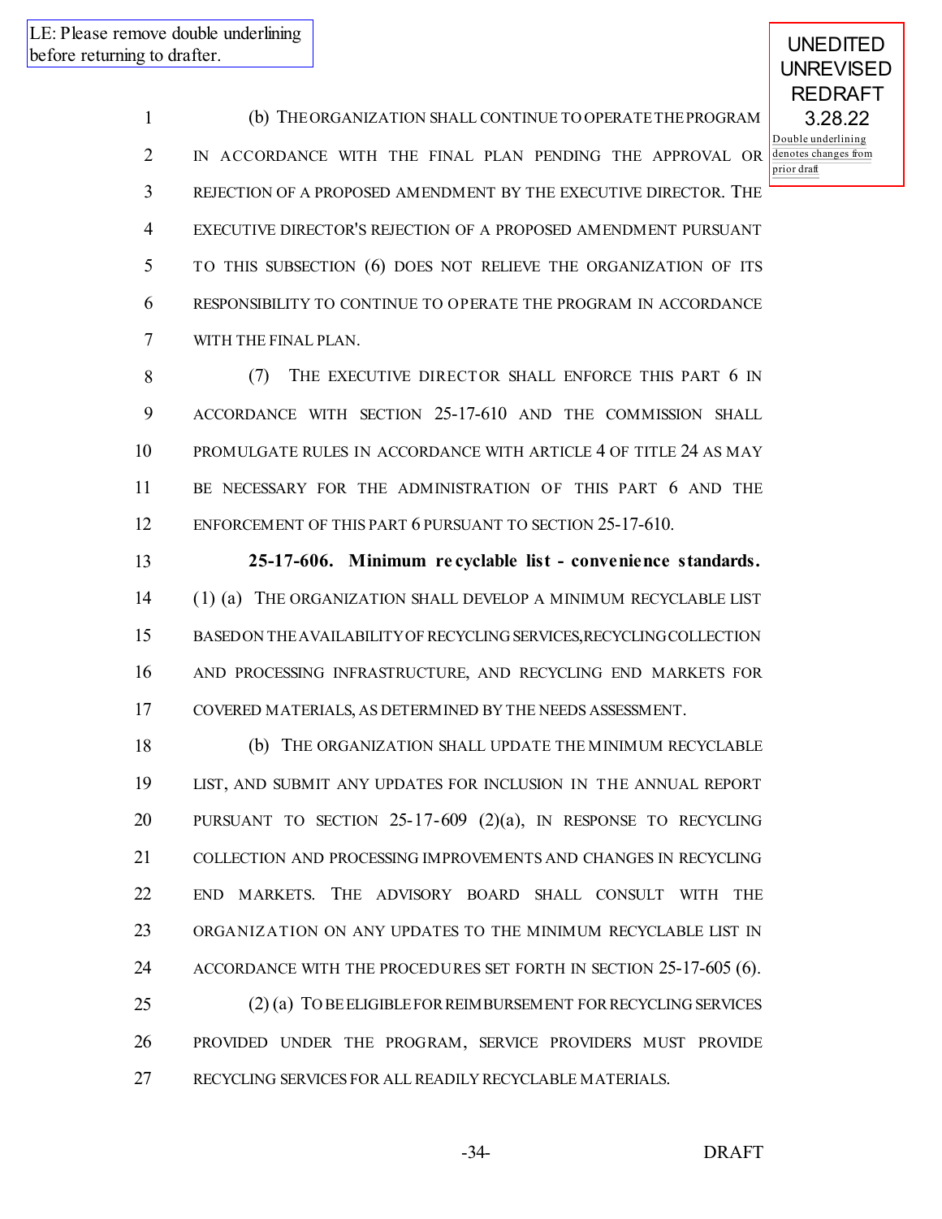(b) THE ORGANIZATION SHALL CONTINUE TO OPERATE THE PROGRAM IN ACCORDANCE WITH THE FINAL PLAN PENDING THE APPROVAL OR REJECTION OF A PROPOSED AMENDMENT BY THE EXECUTIVE DIRECTOR. THE EXECUTIVE DIRECTOR'S REJECTION OF A PROPOSED AMENDMENT PURSUANT TO THIS SUBSECTION (6) DOES NOT RELIEVE THE ORGANIZATION OF ITS RESPONSIBILITY TO CONTINUE TO OPERATE THE PROGRAM IN ACCORDANCE WITH THE FINAL PLAN.

(7) THE EXECUTIVE DIRECTOR SHALL ENFORCE THIS PART 6 IN ACCORDANCE WITH SECTION 25-17-610 AND THE COMMISSION SHALL PROMULGATE RULES IN ACCORDANCE WITH ARTICLE 4 OF TITLE 24 AS MAY BE NECESSARY FOR THE ADMINISTRATION OF THIS PART 6 AND THE ENFORCEMENT OF THIS PART 6 PURSUANT TO SECTION 25-17-610.

**25-17-606. Minimum recyclable list - convenience standards.** (1) (a) THE ORGANIZATION SHALL DEVELOP A MINIMUM RECYCLABLE LIST BASED ON THE AVAILABILITY OF RECYCLING SERVICES, RECYCLING COLLECTION AND PROCESSING INFRASTRUCTURE, AND RECYCLING END MARKETS FOR COVERED MATERIALS, AS DETERMINED BY THE NEEDS ASSESSMENT.

(b) THE ORGANIZATION SHALL UPDATE THE MINIMUM RECYCLABLE LIST, AND SUBMIT ANY UPDATES FOR INCLUSION IN THE ANNUAL REPORT PURSUANT TO SECTION 25-17-609 (2)(a), IN RESPONSE TO RECYCLING COLLECTION AND PROCESSING IMPROVEMENTS AND CHANGES IN RECYCLING END MARKETS. THE ADVISORY BOARD SHALL CONSULT WITH THE ORGANIZATION ON ANY UPDATES TO THE MINIMUM RECYCLABLE LIST IN ACCORDANCE WITH THE PROCEDURES SET FORTH IN SECTION 25-17-605 (6).

(2) (a) TO BE ELIGIBLE FOR REIMBURSEMENT FOR RECYCLING SERVICES PROVIDED UNDER THE PROGRAM, SERVICE PROVIDERS MUST PROVIDE RECYCLING SERVICES FOR ALL READILY RECYCLABLE MATERIALS.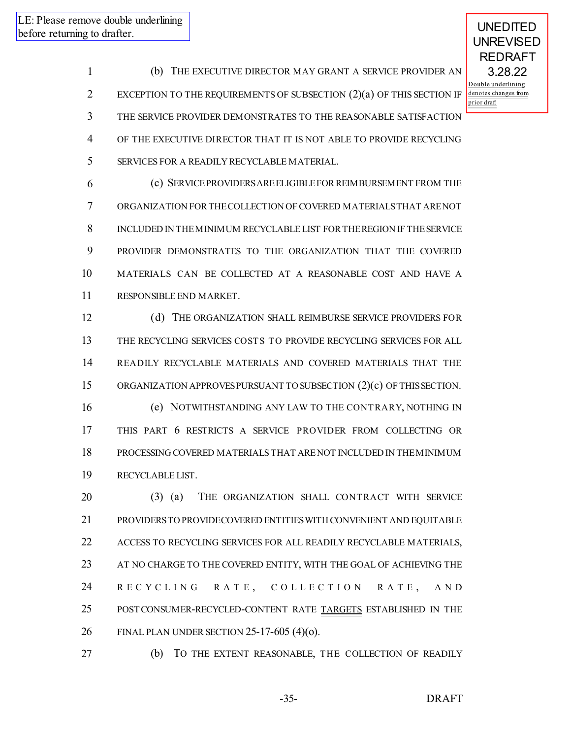LE: Please remove double underlining before returning to drafter.

UNEDITED UNREVISED REDRAFT 3.28.22

Double underlining denotes changes from prior draft

1 (b) THE EXECUTIVE DIRECTOR MAY GRANT A SERVICE PROVIDER AN
2 EXCEPTION TO THE REQUIREMENTS OF SUBSECTION (2)(a) OF THIS SECTION IF
3 THE SERVICE PROVIDER DEMONSTRATES TO THE REASONABLE SATISFACTION
4 OF THE EXECUTIVE DIRECTOR THAT IT IS NOT ABLE TO PROVIDE RECYCLING
5 SERVICES FOR A READILY RECYCLABLE MATERIAL.

6 (c) SERVICE PROVIDERS ARE ELIGIBLE FOR REIMBURSEMENT FROM THE
7 ORGANIZATION FOR THE COLLECTION OF COVERED MATERIALS THAT ARE NOT
8 INCLUDED IN THE MINIMUM RECYCLABLE LIST FOR THE REGION IF THE SERVICE
9 PROVIDER DEMONSTRATES TO THE ORGANIZATION THAT THE COVERED
10 MATERIALS CAN BE COLLECTED AT A REASONABLE COST AND HAVE A
11 RESPONSIBLE END MARKET.

12 (d) THE ORGANIZATION SHALL REIMBURSE SERVICE PROVIDERS FOR
13 THE RECYCLING SERVICES COSTS TO PROVIDE RECYCLING SERVICES FOR ALL
14 READILY RECYCLABLE MATERIALS AND COVERED MATERIALS THAT THE
15 ORGANIZATION APPROVES PURSUANT TO SUBSECTION (2)(c) OF THIS SECTION.

16 (e) NOTWITHSTANDING ANY LAW TO THE CONTRARY, NOTHING IN
17 THIS PART 6 RESTRICTS A SERVICE PROVIDER FROM COLLECTING OR
18 PROCESSING COVERED MATERIALS THAT ARE NOT INCLUDED IN THE MINIMUM
19 RECYCLABLE LIST.

20 (3) (a) THE ORGANIZATION SHALL CONTRACT WITH SERVICE
21 PROVIDERS TO PROVIDE COVERED ENTITIES WITH CONVENIENT AND EQUITABLE
22 ACCESS TO RECYCLING SERVICES FOR ALL READILY RECYCLABLE MATERIALS,
23 AT NO CHARGE TO THE COVERED ENTITY, WITH THE GOAL OF ACHIEVING THE
24 RECYCLING RATE, COLLECTION RATE, AND
25 POSTCONSUMER-RECYCLED-CONTENT RATE TARGETS ESTABLISHED IN THE
26 FINAL PLAN UNDER SECTION 25-17-605 (4)(o).

27 (b) TO THE EXTENT REASONABLE, THE COLLECTION OF READILY

DRAFT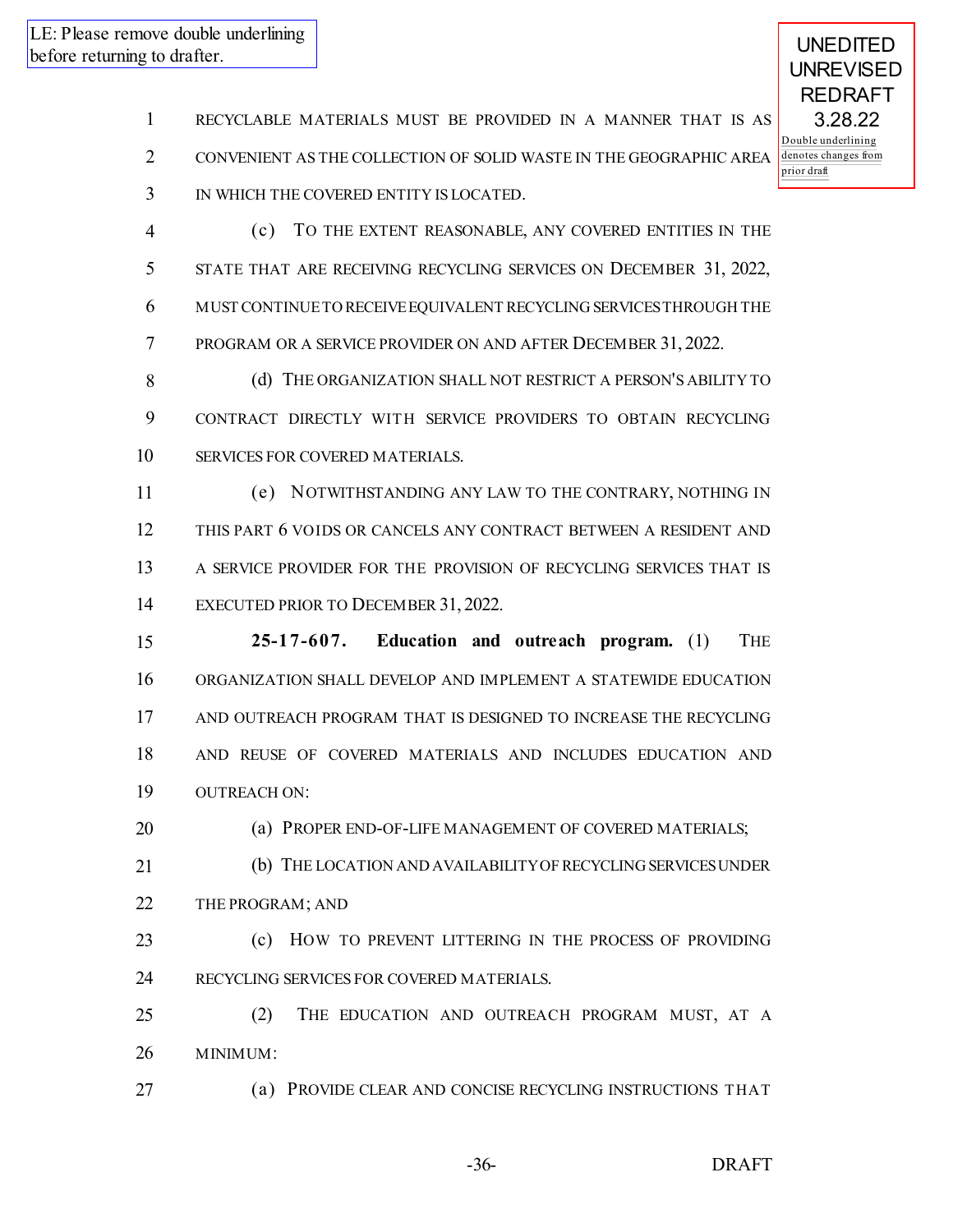LE: Please remove double underlining before returning to drafter.

UNEDITED UNREVISED REDRAFT 3.28.22

Double underlining denotes changes from prior draft

RECYCLABLE MATERIALS MUST BE PROVIDED IN A MANNER THAT IS AS CONVENIENT AS THE COLLECTION OF SOLID WASTE IN THE GEOGRAPHIC AREA IN WHICH THE COVERED ENTITY IS LOCATED.

(c) TO THE EXTENT REASONABLE, ANY COVERED ENTITIES IN THE STATE THAT ARE RECEIVING RECYCLING SERVICES ON DECEMBER 31, 2022, MUST CONTINUE TO RECEIVE EQUIVALENT RECYCLING SERVICES THROUGH THE PROGRAM OR A SERVICE PROVIDER ON AND AFTER DECEMBER 31, 2022.

(d) THE ORGANIZATION SHALL NOT RESTRICT A PERSON'S ABILITY TO CONTRACT DIRECTLY WITH SERVICE PROVIDERS TO OBTAIN RECYCLING SERVICES FOR COVERED MATERIALS.

(e) NOTWITHSTANDING ANY LAW TO THE CONTRARY, NOTHING IN THIS PART 6 VOIDS OR CANCELS ANY CONTRACT BETWEEN A RESIDENT AND A SERVICE PROVIDER FOR THE PROVISION OF RECYCLING SERVICES THAT IS EXECUTED PRIOR TO DECEMBER 31, 2022.

**25-17-607. Education and outreach program.** (1) THE ORGANIZATION SHALL DEVELOP AND IMPLEMENT A STATEWIDE EDUCATION AND OUTREACH PROGRAM THAT IS DESIGNED TO INCREASE THE RECYCLING AND REUSE OF COVERED MATERIALS AND INCLUDES EDUCATION AND OUTREACH ON:

(a) PROPER END-OF-LIFE MANAGEMENT OF COVERED MATERIALS;

(b) THE LOCATION AND AVAILABILITY OF RECYCLING SERVICES UNDER THE PROGRAM; AND

(c) HOW TO PREVENT LITTERING IN THE PROCESS OF PROVIDING RECYCLING SERVICES FOR COVERED MATERIALS.

(2) THE EDUCATION AND OUTREACH PROGRAM MUST, AT A MINIMUM:

(a) PROVIDE CLEAR AND CONCISE RECYCLING INSTRUCTIONS THAT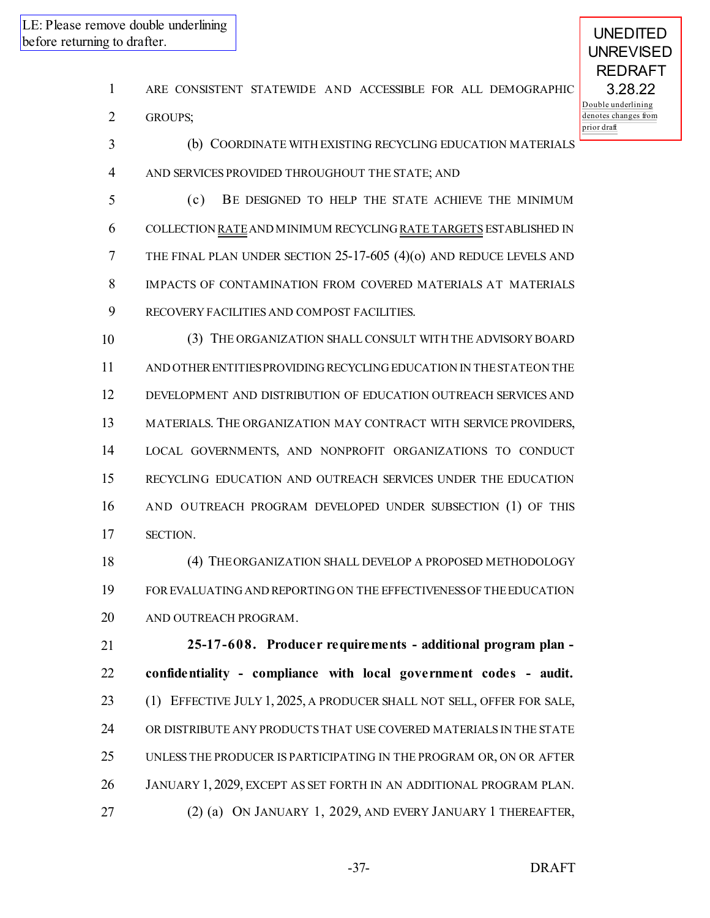LE: Please remove double underlining before returning to drafter.

UNEDITED UNREVISED REDRAFT 3.28.22

Double underlining denotes changes from prior draft

ARE CONSISTENT STATEWIDE AND ACCESSIBLE FOR ALL DEMOGRAPHIC GROUPS;

(b) COORDINATE WITH EXISTING RECYCLING EDUCATION MATERIALS AND SERVICES PROVIDED THROUGHOUT THE STATE; AND

(c) BE DESIGNED TO HELP THE STATE ACHIEVE THE MINIMUM COLLECTION RATE AND MINIMUM RECYCLING RATE TARGETS ESTABLISHED IN THE FINAL PLAN UNDER SECTION 25-17-605 (4)(o) AND REDUCE LEVELS AND IMPACTS OF CONTAMINATION FROM COVERED MATERIALS AT MATERIALS RECOVERY FACILITIES AND COMPOST FACILITIES.

(3) THE ORGANIZATION SHALL CONSULT WITH THE ADVISORY BOARD AND OTHER ENTITIES PROVIDING RECYCLING EDUCATION IN THE STATE ON THE DEVELOPMENT AND DISTRIBUTION OF EDUCATION OUTREACH SERVICES AND MATERIALS. THE ORGANIZATION MAY CONTRACT WITH SERVICE PROVIDERS, LOCAL GOVERNMENTS, AND NONPROFIT ORGANIZATIONS TO CONDUCT RECYCLING EDUCATION AND OUTREACH SERVICES UNDER THE EDUCATION AND OUTREACH PROGRAM DEVELOPED UNDER SUBSECTION (1) OF THIS SECTION.

(4) THE ORGANIZATION SHALL DEVELOP A PROPOSED METHODOLOGY FOR EVALUATING AND REPORTING ON THE EFFECTIVENESS OF THE EDUCATION AND OUTREACH PROGRAM.

**25-17-608. Producer requirements - additional program plan - confidentiality - compliance with local government codes - audit.** (1) EFFECTIVE JULY 1, 2025, A PRODUCER SHALL NOT SELL, OFFER FOR SALE, OR DISTRIBUTE ANY PRODUCTS THAT USE COVERED MATERIALS IN THE STATE UNLESS THE PRODUCER IS PARTICIPATING IN THE PROGRAM OR, ON OR AFTER JANUARY 1, 2029, EXCEPT AS SET FORTH IN AN ADDITIONAL PROGRAM PLAN.

(2) (a) ON JANUARY 1, 2029, AND EVERY JANUARY 1 THEREAFTER,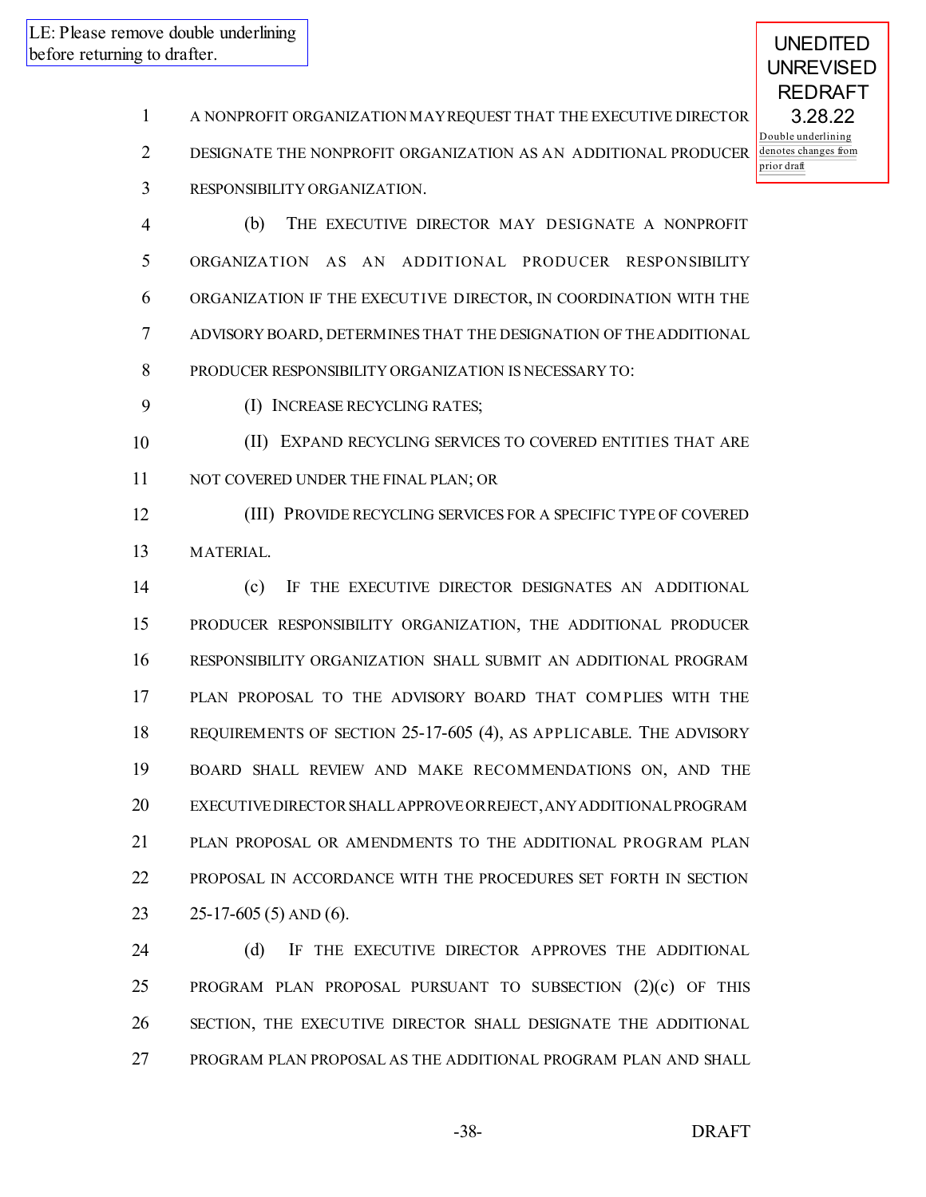LE: Please remove double underlining before returning to drafter.

UNEDITED UNREVISED REDRAFT 3.28.22

Double underlining denotes changes from prior draft

A NONPROFIT ORGANIZATION MAY REQUEST THAT THE EXECUTIVE DIRECTOR DESIGNATE THE NONPROFIT ORGANIZATION AS AN ADDITIONAL PRODUCER RESPONSIBILITY ORGANIZATION.

(b) THE EXECUTIVE DIRECTOR MAY DESIGNATE A NONPROFIT ORGANIZATION AS AN ADDITIONAL PRODUCER RESPONSIBILITY ORGANIZATION IF THE EXECUTIVE DIRECTOR, IN COORDINATION WITH THE ADVISORY BOARD, DETERMINES THAT THE DESIGNATION OF THE ADDITIONAL PRODUCER RESPONSIBILITY ORGANIZATION IS NECESSARY TO:

(I) INCREASE RECYCLING RATES;

(II) EXPAND RECYCLING SERVICES TO COVERED ENTITIES THAT ARE NOT COVERED UNDER THE FINAL PLAN; OR

(III) PROVIDE RECYCLING SERVICES FOR A SPECIFIC TYPE OF COVERED MATERIAL.

(c) IF THE EXECUTIVE DIRECTOR DESIGNATES AN ADDITIONAL PRODUCER RESPONSIBILITY ORGANIZATION, THE ADDITIONAL PRODUCER RESPONSIBILITY ORGANIZATION SHALL SUBMIT AN ADDITIONAL PROGRAM PLAN PROPOSAL TO THE ADVISORY BOARD THAT COMPLIES WITH THE REQUIREMENTS OF SECTION 25-17-605 (4), AS APPLICABLE. THE ADVISORY BOARD SHALL REVIEW AND MAKE RECOMMENDATIONS ON, AND THE EXECUTIVE DIRECTOR SHALL APPROVE OR REJECT, ANY ADDITIONAL PROGRAM PLAN PROPOSAL OR AMENDMENTS TO THE ADDITIONAL PROGRAM PLAN PROPOSAL IN ACCORDANCE WITH THE PROCEDURES SET FORTH IN SECTION 25-17-605 (5) AND (6).

(d) IF THE EXECUTIVE DIRECTOR APPROVES THE ADDITIONAL PROGRAM PLAN PROPOSAL PURSUANT TO SUBSECTION (2)(c) OF THIS SECTION, THE EXECUTIVE DIRECTOR SHALL DESIGNATE THE ADDITIONAL PROGRAM PLAN PROPOSAL AS THE ADDITIONAL PROGRAM PLAN AND SHALL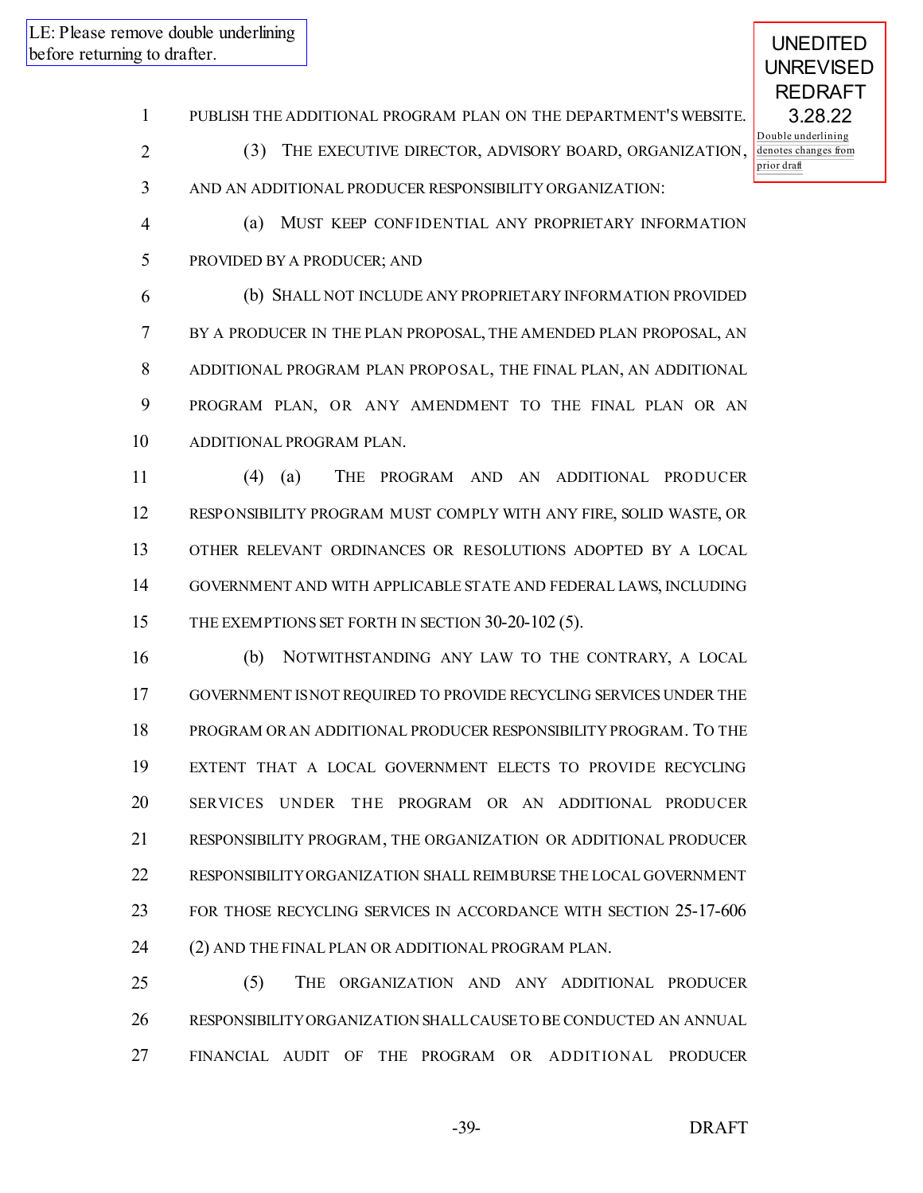LE: Please remove double underlining before returning to drafter.

UNEDITED UNREVISED REDRAFT 3.28.22

Double underlining denotes changes from prior draft

PUBLISH THE ADDITIONAL PROGRAM PLAN ON THE DEPARTMENT'S WEBSITE.

(3) THE EXECUTIVE DIRECTOR, ADVISORY BOARD, ORGANIZATION, AND AN ADDITIONAL PRODUCER RESPONSIBILITY ORGANIZATION:

(a) MUST KEEP CONFIDENTIAL ANY PROPRIETARY INFORMATION PROVIDED BY A PRODUCER; AND

(b) SHALL NOT INCLUDE ANY PROPRIETARY INFORMATION PROVIDED BY A PRODUCER IN THE PLAN PROPOSAL, THE AMENDED PLAN PROPOSAL, AN ADDITIONAL PROGRAM PLAN PROPOSAL, THE FINAL PLAN, AN ADDITIONAL PROGRAM PLAN, OR ANY AMENDMENT TO THE FINAL PLAN OR AN ADDITIONAL PROGRAM PLAN.

(4) (a) THE PROGRAM AND AN ADDITIONAL PRODUCER RESPONSIBILITY PROGRAM MUST COMPLY WITH ANY FIRE, SOLID WASTE, OR OTHER RELEVANT ORDINANCES OR RESOLUTIONS ADOPTED BY A LOCAL GOVERNMENT AND WITH APPLICABLE STATE AND FEDERAL LAWS, INCLUDING THE EXEMPTIONS SET FORTH IN SECTION 30-20-102 (5).

(b) NOTWITHSTANDING ANY LAW TO THE CONTRARY, A LOCAL GOVERNMENT IS NOT REQUIRED TO PROVIDE RECYCLING SERVICES UNDER THE PROGRAM OR AN ADDITIONAL PRODUCER RESPONSIBILITY PROGRAM. TO THE EXTENT THAT A LOCAL GOVERNMENT ELECTS TO PROVIDE RECYCLING SERVICES UNDER THE PROGRAM OR AN ADDITIONAL PRODUCER RESPONSIBILITY PROGRAM, THE ORGANIZATION OR ADDITIONAL PRODUCER RESPONSIBILITY ORGANIZATION SHALL REIMBURSE THE LOCAL GOVERNMENT FOR THOSE RECYCLING SERVICES IN ACCORDANCE WITH SECTION 25-17-606 (2) AND THE FINAL PLAN OR ADDITIONAL PROGRAM PLAN.

(5) THE ORGANIZATION AND ANY ADDITIONAL PRODUCER RESPONSIBILITY ORGANIZATION SHALL CAUSE TO BE CONDUCTED AN ANNUAL FINANCIAL AUDIT OF THE PROGRAM OR ADDITIONAL PRODUCER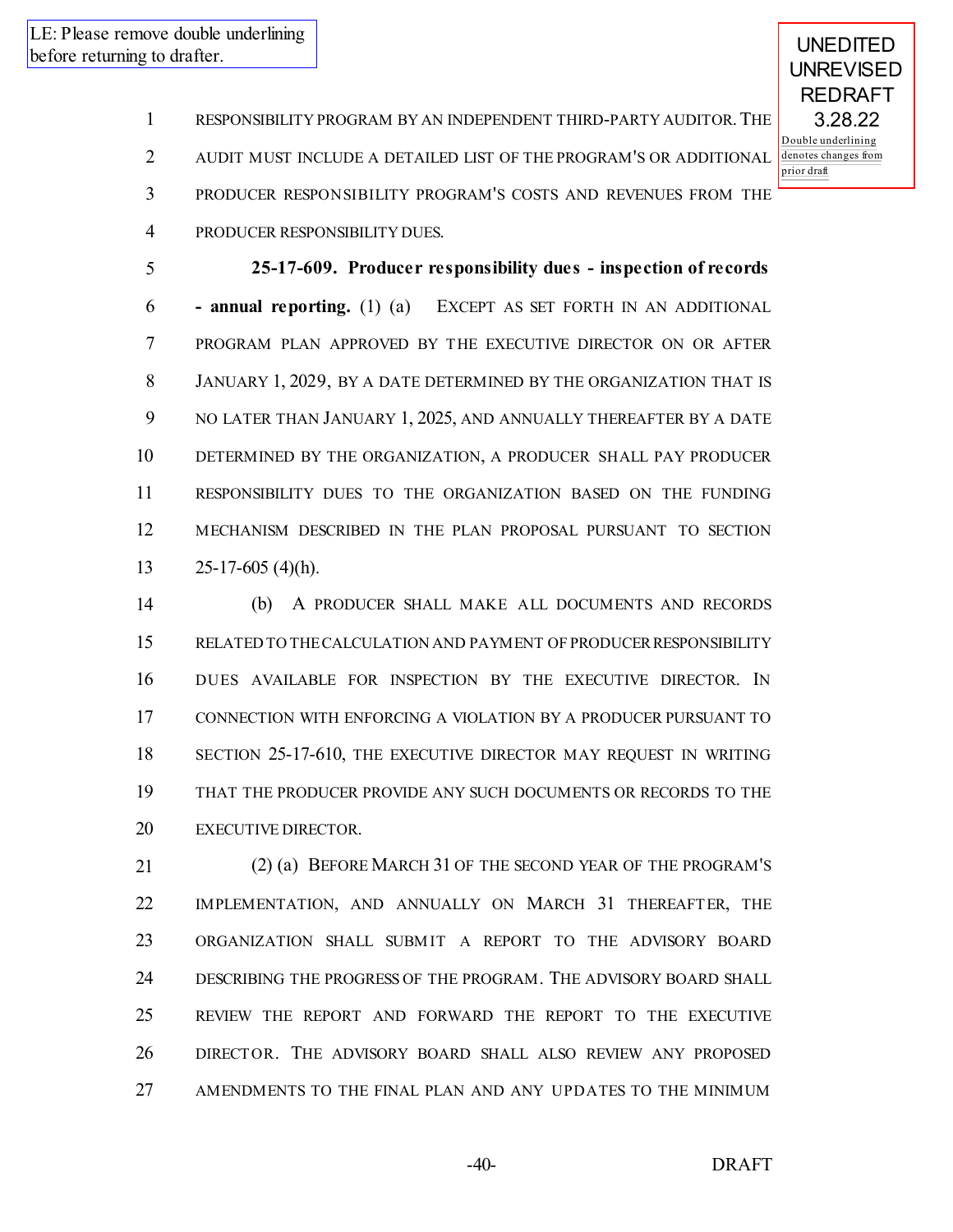LE: Please remove double underlining before returning to drafter.

UNEDITED UNREVISED REDRAFT 3.28.22

Double underlining denotes changes from prior draft

RESPONSIBILITY PROGRAM BY AN INDEPENDENT THIRD-PARTY AUDITOR. THE AUDIT MUST INCLUDE A DETAILED LIST OF THE PROGRAM'S OR ADDITIONAL PRODUCER RESPONSIBILITY PROGRAM'S COSTS AND REVENUES FROM THE PRODUCER RESPONSIBILITY DUES.

**25-17-609. Producer responsibility dues - inspection of records - annual reporting.** (1) (a) EXCEPT AS SET FORTH IN AN ADDITIONAL PROGRAM PLAN APPROVED BY THE EXECUTIVE DIRECTOR ON OR AFTER JANUARY 1, 2029, BY A DATE DETERMINED BY THE ORGANIZATION THAT IS NO LATER THAN JANUARY 1, 2025, AND ANNUALLY THEREAFTER BY A DATE DETERMINED BY THE ORGANIZATION, A PRODUCER SHALL PAY PRODUCER RESPONSIBILITY DUES TO THE ORGANIZATION BASED ON THE FUNDING MECHANISM DESCRIBED IN THE PLAN PROPOSAL PURSUANT TO SECTION 25-17-605 (4)(h).

(b) A PRODUCER SHALL MAKE ALL DOCUMENTS AND RECORDS RELATED TO THE CALCULATION AND PAYMENT OF PRODUCER RESPONSIBILITY DUES AVAILABLE FOR INSPECTION BY THE EXECUTIVE DIRECTOR. IN CONNECTION WITH ENFORCING A VIOLATION BY A PRODUCER PURSUANT TO SECTION 25-17-610, THE EXECUTIVE DIRECTOR MAY REQUEST IN WRITING THAT THE PRODUCER PROVIDE ANY SUCH DOCUMENTS OR RECORDS TO THE EXECUTIVE DIRECTOR.

(2) (a) BEFORE MARCH 31 OF THE SECOND YEAR OF THE PROGRAM'S IMPLEMENTATION, AND ANNUALLY ON MARCH 31 THEREAFTER, THE ORGANIZATION SHALL SUBMIT A REPORT TO THE ADVISORY BOARD DESCRIBING THE PROGRESS OF THE PROGRAM. THE ADVISORY BOARD SHALL REVIEW THE REPORT AND FORWARD THE REPORT TO THE EXECUTIVE DIRECTOR. THE ADVISORY BOARD SHALL ALSO REVIEW ANY PROPOSED AMENDMENTS TO THE FINAL PLAN AND ANY UPDATES TO THE MINIMUM

DRAFT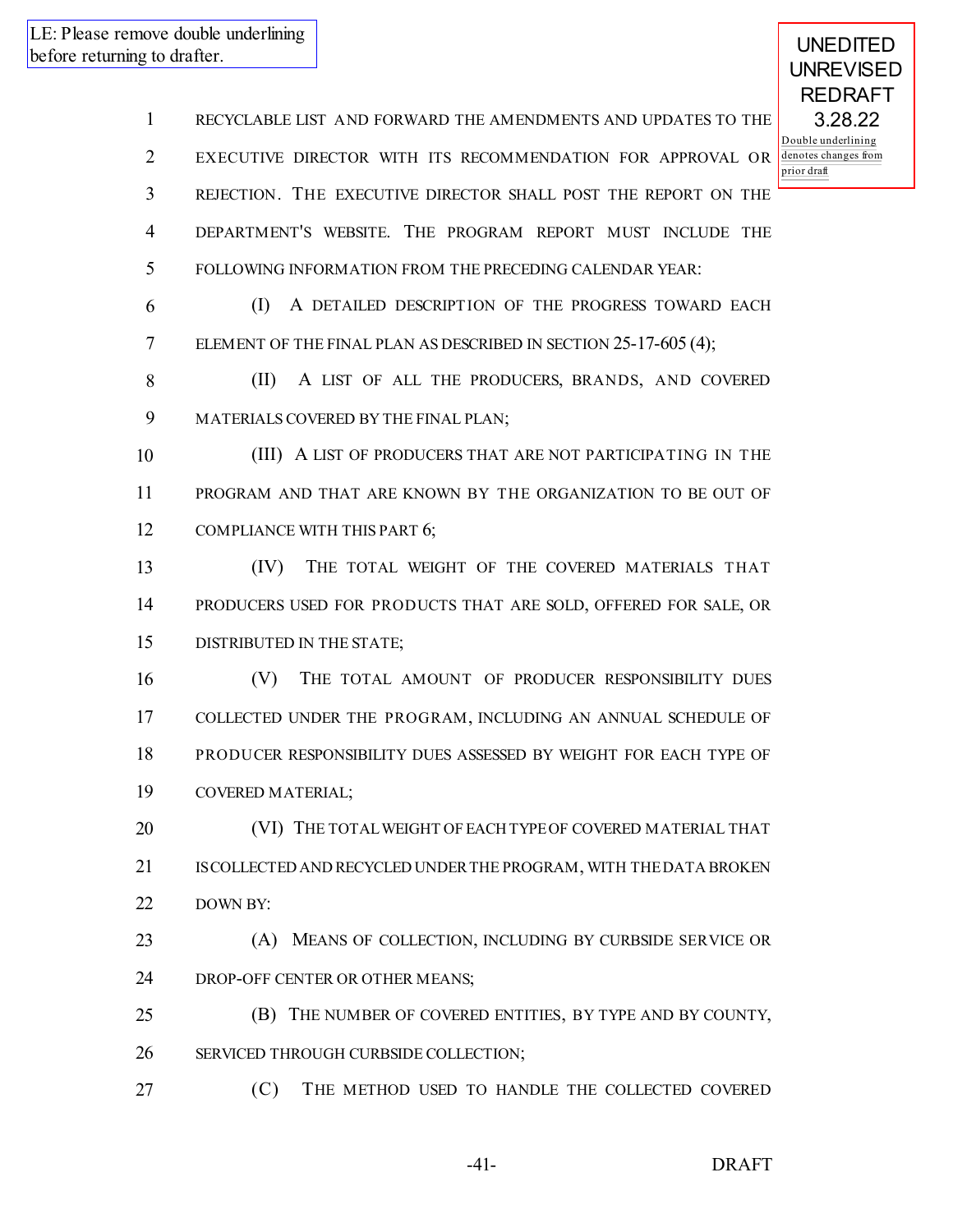LE: Please remove double underlining before returning to drafter.

UNEDITED UNREVISED REDRAFT 3.28.22

Double underlining denotes changes from prior draft

RECYCLABLE LIST AND FORWARD THE AMENDMENTS AND UPDATES TO THE EXECUTIVE DIRECTOR WITH ITS RECOMMENDATION FOR APPROVAL OR REJECTION. THE EXECUTIVE DIRECTOR SHALL POST THE REPORT ON THE DEPARTMENT'S WEBSITE. THE PROGRAM REPORT MUST INCLUDE THE FOLLOWING INFORMATION FROM THE PRECEDING CALENDAR YEAR:

(I) A DETAILED DESCRIPTION OF THE PROGRESS TOWARD EACH ELEMENT OF THE FINAL PLAN AS DESCRIBED IN SECTION 25-17-605 (4);

(II) A LIST OF ALL THE PRODUCERS, BRANDS, AND COVERED MATERIALS COVERED BY THE FINAL PLAN;

(III) A LIST OF PRODUCERS THAT ARE NOT PARTICIPATING IN THE PROGRAM AND THAT ARE KNOWN BY THE ORGANIZATION TO BE OUT OF COMPLIANCE WITH THIS PART 6;

(IV) THE TOTAL WEIGHT OF THE COVERED MATERIALS THAT PRODUCERS USED FOR PRODUCTS THAT ARE SOLD, OFFERED FOR SALE, OR DISTRIBUTED IN THE STATE;

(V) THE TOTAL AMOUNT OF PRODUCER RESPONSIBILITY DUES COLLECTED UNDER THE PROGRAM, INCLUDING AN ANNUAL SCHEDULE OF PRODUCER RESPONSIBILITY DUES ASSESSED BY WEIGHT FOR EACH TYPE OF COVERED MATERIAL;

(VI) THE TOTAL WEIGHT OF EACH TYPE OF COVERED MATERIAL THAT IS COLLECTED AND RECYCLED UNDER THE PROGRAM, WITH THE DATA BROKEN DOWN BY:

(A) MEANS OF COLLECTION, INCLUDING BY CURBSIDE SERVICE OR DROP-OFF CENTER OR OTHER MEANS;

(B) THE NUMBER OF COVERED ENTITIES, BY TYPE AND BY COUNTY, SERVICED THROUGH CURBSIDE COLLECTION;

(C) THE METHOD USED TO HANDLE THE COLLECTED COVERED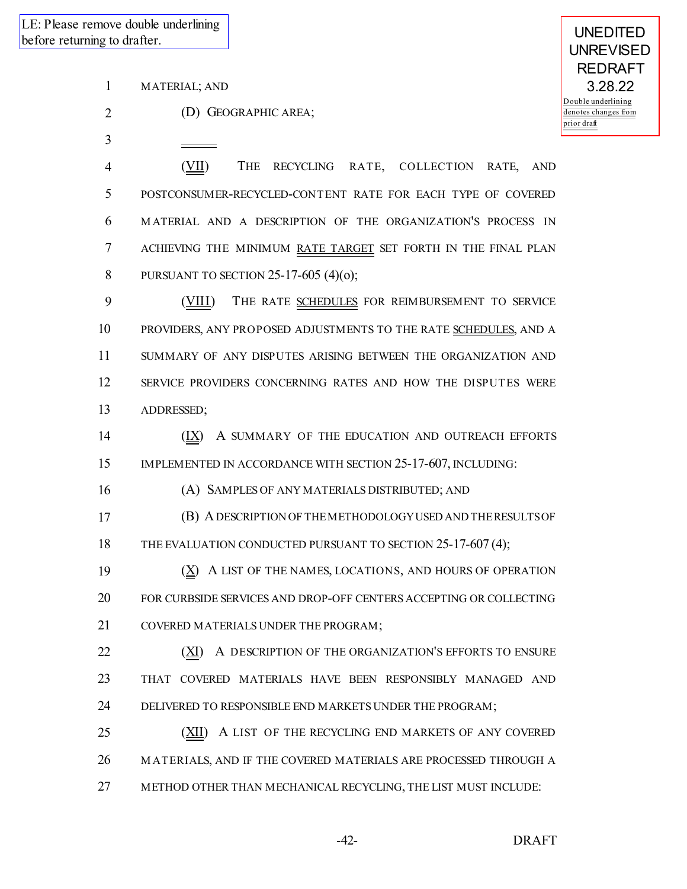LE: Please remove double underlining before returning to drafter.

UNEDITED
UNREVISED
REDRAFT
3.28.22
Double underlining denotes changes from prior draft

MATERIAL; AND

(D) GEOGRAPHIC AREA;

(VII) THE RECYCLING RATE, COLLECTION RATE, AND POSTCONSUMER-RECYCLED-CONTENT RATE FOR EACH TYPE OF COVERED MATERIAL AND A DESCRIPTION OF THE ORGANIZATION'S PROCESS IN ACHIEVING THE MINIMUM RATE TARGET SET FORTH IN THE FINAL PLAN PURSUANT TO SECTION 25-17-605 (4)(o);

(VIII) THE RATE SCHEDULES FOR REIMBURSEMENT TO SERVICE PROVIDERS, ANY PROPOSED ADJUSTMENTS TO THE RATE SCHEDULES, AND A SUMMARY OF ANY DISPUTES ARISING BETWEEN THE ORGANIZATION AND SERVICE PROVIDERS CONCERNING RATES AND HOW THE DISPUTES WERE ADDRESSED;

(IX) A SUMMARY OF THE EDUCATION AND OUTREACH EFFORTS IMPLEMENTED IN ACCORDANCE WITH SECTION 25-17-607, INCLUDING:

(A) SAMPLES OF ANY MATERIALS DISTRIBUTED; AND

(B) A DESCRIPTION OF THE METHODOLOGY USED AND THE RESULTS OF THE EVALUATION CONDUCTED PURSUANT TO SECTION 25-17-607 (4);

(X) A LIST OF THE NAMES, LOCATIONS, AND HOURS OF OPERATION FOR CURBSIDE SERVICES AND DROP-OFF CENTERS ACCEPTING OR COLLECTING COVERED MATERIALS UNDER THE PROGRAM;

(XI) A DESCRIPTION OF THE ORGANIZATION'S EFFORTS TO ENSURE THAT COVERED MATERIALS HAVE BEEN RESPONSIBLY MANAGED AND DELIVERED TO RESPONSIBLE END MARKETS UNDER THE PROGRAM;

(XII) A LIST OF THE RECYCLING END MARKETS OF ANY COVERED MATERIALS, AND IF THE COVERED MATERIALS ARE PROCESSED THROUGH A METHOD OTHER THAN MECHANICAL RECYCLING, THE LIST MUST INCLUDE: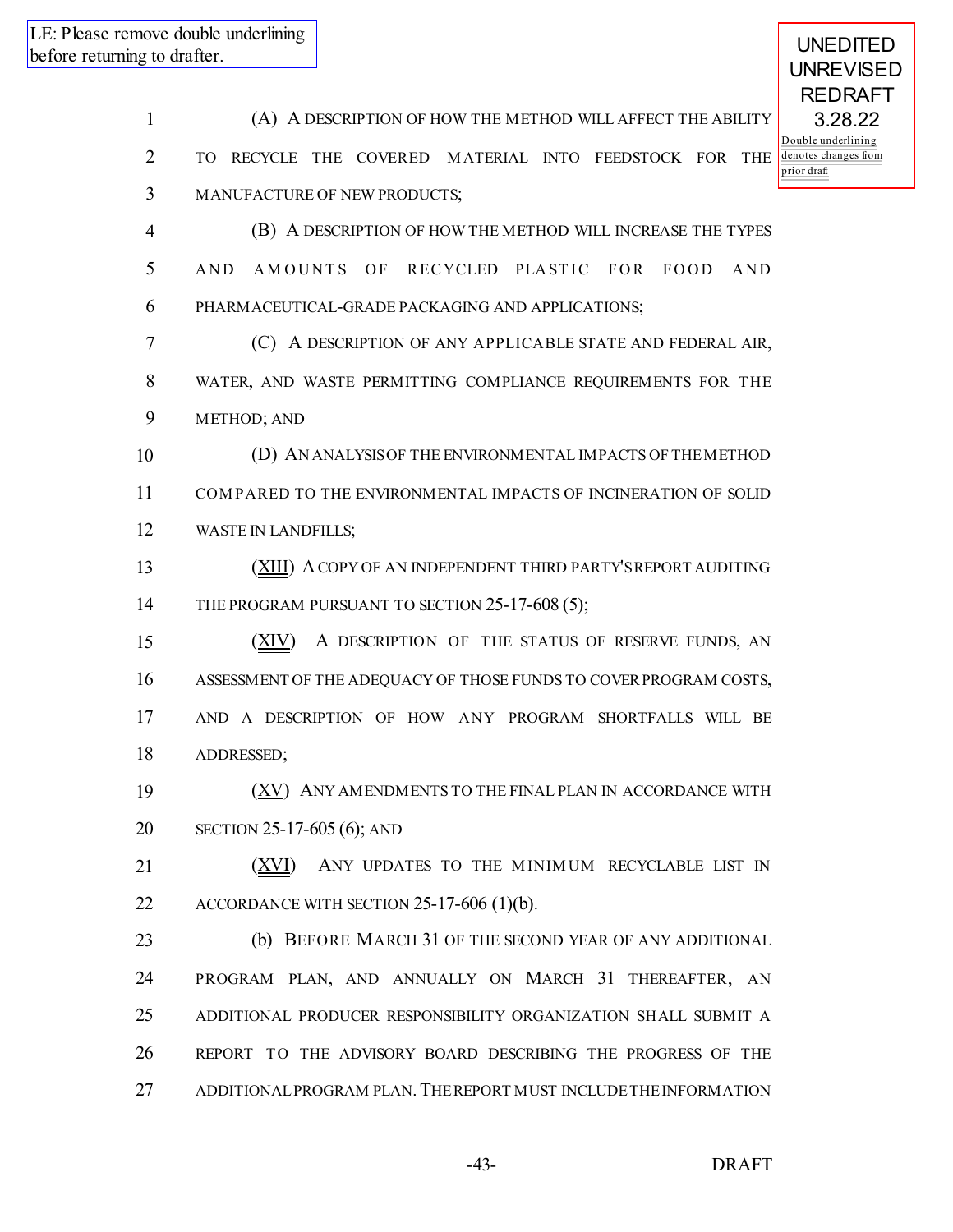LE: Please remove double underlining before returning to drafter.

UNEDITED UNREVISED REDRAFT 3.28.22

Double underlining denotes changes from prior draft

(A) A DESCRIPTION OF HOW THE METHOD WILL AFFECT THE ABILITY TO RECYCLE THE COVERED MATERIAL INTO FEEDSTOCK FOR THE MANUFACTURE OF NEW PRODUCTS;

(B) A DESCRIPTION OF HOW THE METHOD WILL INCREASE THE TYPES AND AMOUNTS OF RECYCLED PLASTIC FOR FOOD AND PHARMACEUTICAL-GRADE PACKAGING AND APPLICATIONS;

(C) A DESCRIPTION OF ANY APPLICABLE STATE AND FEDERAL AIR, WATER, AND WASTE PERMITTING COMPLIANCE REQUIREMENTS FOR THE METHOD; AND

(D) AN ANALYSIS OF THE ENVIRONMENTAL IMPACTS OF THE METHOD COMPARED TO THE ENVIRONMENTAL IMPACTS OF INCINERATION OF SOLID WASTE IN LANDFILLS;

(XIII) A COPY OF AN INDEPENDENT THIRD PARTY'S REPORT AUDITING THE PROGRAM PURSUANT TO SECTION 25-17-608 (5);

(XIV) A DESCRIPTION OF THE STATUS OF RESERVE FUNDS, AN ASSESSMENT OF THE ADEQUACY OF THOSE FUNDS TO COVER PROGRAM COSTS, AND A DESCRIPTION OF HOW ANY PROGRAM SHORTFALLS WILL BE ADDRESSED;

(XV) ANY AMENDMENTS TO THE FINAL PLAN IN ACCORDANCE WITH SECTION 25-17-605 (6); AND

(XVI) ANY UPDATES TO THE MINIMUM RECYCLABLE LIST IN ACCORDANCE WITH SECTION 25-17-606 (1)(b).

(b) BEFORE MARCH 31 OF THE SECOND YEAR OF ANY ADDITIONAL PROGRAM PLAN, AND ANNUALLY ON MARCH 31 THEREAFTER, AN ADDITIONAL PRODUCER RESPONSIBILITY ORGANIZATION SHALL SUBMIT A REPORT TO THE ADVISORY BOARD DESCRIBING THE PROGRESS OF THE ADDITIONAL PROGRAM PLAN. THE REPORT MUST INCLUDE THE INFORMATION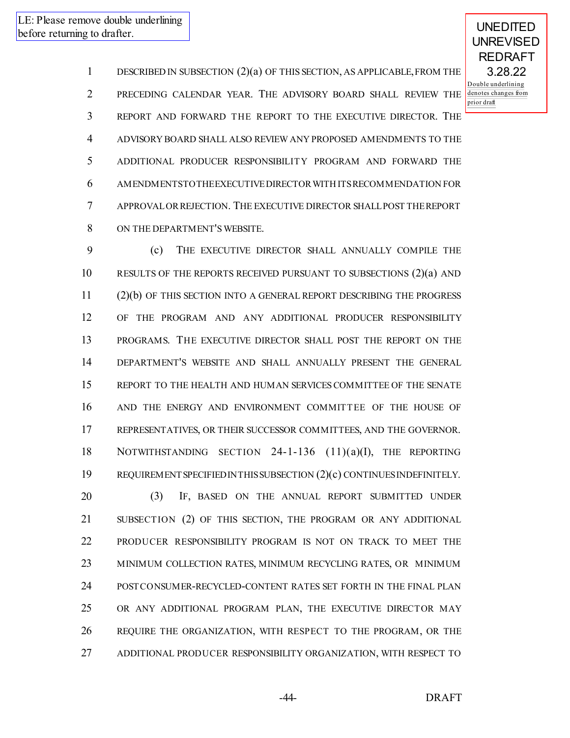LE: Please remove double underlining before returning to drafter.

UNEDITED UNREVISED REDRAFT 3.28.22

Double underlining denotes changes from prior draft

DESCRIBED IN SUBSECTION (2)(a) OF THIS SECTION, AS APPLICABLE, FROM THE PRECEDING CALENDAR YEAR. THE ADVISORY BOARD SHALL REVIEW THE REPORT AND FORWARD THE REPORT TO THE EXECUTIVE DIRECTOR. THE ADVISORY BOARD SHALL ALSO REVIEW ANY PROPOSED AMENDMENTS TO THE ADDITIONAL PRODUCER RESPONSIBILITY PROGRAM AND FORWARD THE AMENDMENTS TO THE EXECUTIVE DIRECTOR WITH ITS RECOMMENDATION FOR APPROVAL OR REJECTION. THE EXECUTIVE DIRECTOR SHALL POST THE REPORT ON THE DEPARTMENT'S WEBSITE.

(c) THE EXECUTIVE DIRECTOR SHALL ANNUALLY COMPILE THE RESULTS OF THE REPORTS RECEIVED PURSUANT TO SUBSECTIONS (2)(a) AND (2)(b) OF THIS SECTION INTO A GENERAL REPORT DESCRIBING THE PROGRESS OF THE PROGRAM AND ANY ADDITIONAL PRODUCER RESPONSIBILITY PROGRAMS. THE EXECUTIVE DIRECTOR SHALL POST THE REPORT ON THE DEPARTMENT'S WEBSITE AND SHALL ANNUALLY PRESENT THE GENERAL REPORT TO THE HEALTH AND HUMAN SERVICES COMMITTEE OF THE SENATE AND THE ENERGY AND ENVIRONMENT COMMITTEE OF THE HOUSE OF REPRESENTATIVES, OR THEIR SUCCESSOR COMMITTEES, AND THE GOVERNOR. NOTWITHSTANDING SECTION 24-1-136 (11)(a)(I), THE REPORTING REQUIREMENT SPECIFIED IN THIS SUBSECTION (2)(c) CONTINUES INDEFINITELY.

(3) IF, BASED ON THE ANNUAL REPORT SUBMITTED UNDER SUBSECTION (2) OF THIS SECTION, THE PROGRAM OR ANY ADDITIONAL PRODUCER RESPONSIBILITY PROGRAM IS NOT ON TRACK TO MEET THE MINIMUM COLLECTION RATES, MINIMUM RECYCLING RATES, OR MINIMUM POSTCONSUMER-RECYCLED-CONTENT RATES SET FORTH IN THE FINAL PLAN OR ANY ADDITIONAL PROGRAM PLAN, THE EXECUTIVE DIRECTOR MAY REQUIRE THE ORGANIZATION, WITH RESPECT TO THE PROGRAM, OR THE ADDITIONAL PRODUCER RESPONSIBILITY ORGANIZATION, WITH RESPECT TO

DRAFT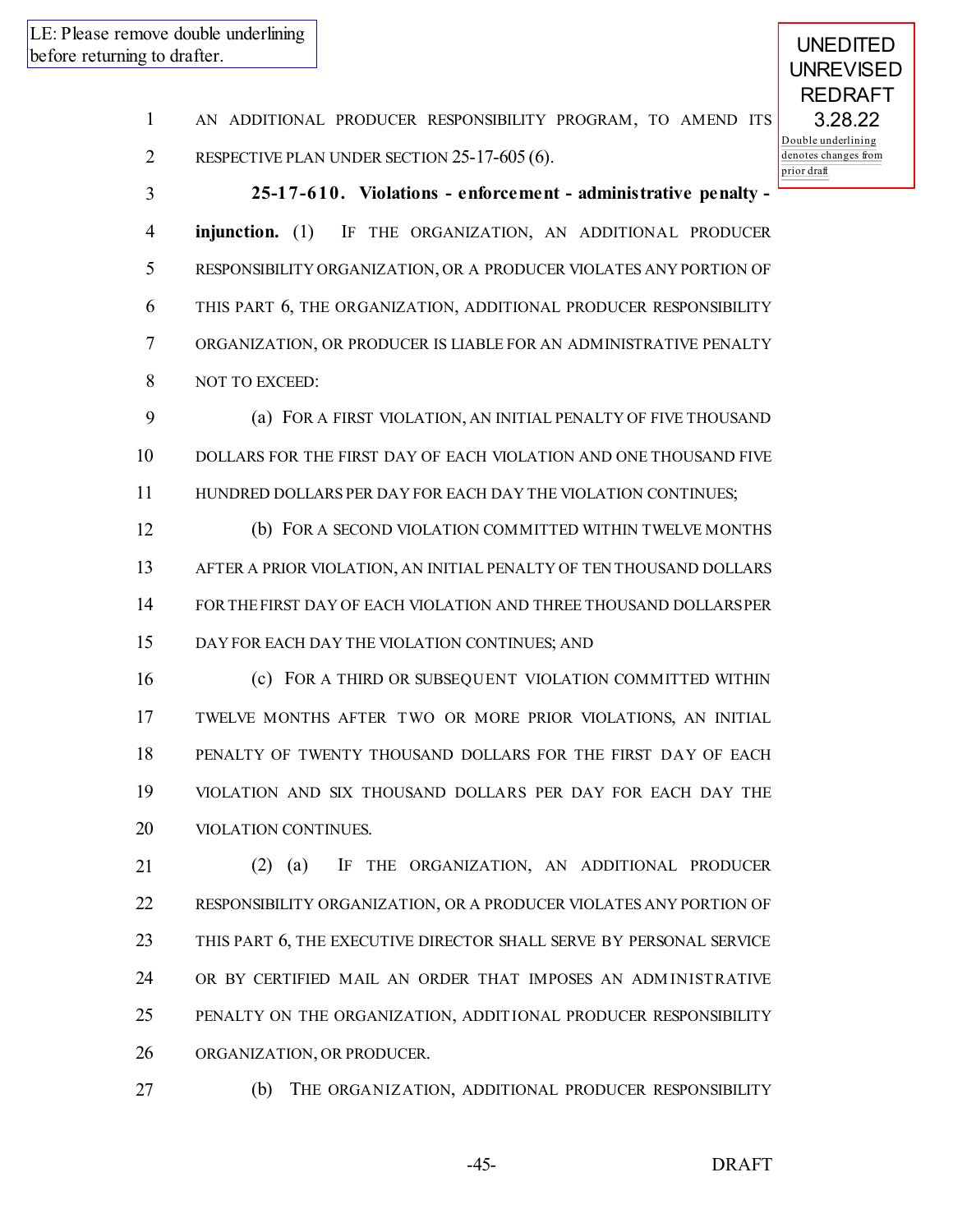LE: Please remove double underlining before returning to drafter.

UNEDITED UNREVISED REDRAFT 3.28.22

Double underlining denotes changes from prior draft

AN ADDITIONAL PRODUCER RESPONSIBILITY PROGRAM, TO AMEND ITS RESPECTIVE PLAN UNDER SECTION 25-17-605 (6).

**25-17-610. Violations - enforcement - administrative penalty - injunction.** (1) IF THE ORGANIZATION, AN ADDITIONAL PRODUCER RESPONSIBILITY ORGANIZATION, OR A PRODUCER VIOLATES ANY PORTION OF THIS PART 6, THE ORGANIZATION, ADDITIONAL PRODUCER RESPONSIBILITY ORGANIZATION, OR PRODUCER IS LIABLE FOR AN ADMINISTRATIVE PENALTY NOT TO EXCEED:

(a) FOR A FIRST VIOLATION, AN INITIAL PENALTY OF FIVE THOUSAND DOLLARS FOR THE FIRST DAY OF EACH VIOLATION AND ONE THOUSAND FIVE HUNDRED DOLLARS PER DAY FOR EACH DAY THE VIOLATION CONTINUES;

(b) FOR A SECOND VIOLATION COMMITTED WITHIN TWELVE MONTHS AFTER A PRIOR VIOLATION, AN INITIAL PENALTY OF TEN THOUSAND DOLLARS FOR THE FIRST DAY OF EACH VIOLATION AND THREE THOUSAND DOLLARS PER DAY FOR EACH DAY THE VIOLATION CONTINUES; AND

(c) FOR A THIRD OR SUBSEQUENT VIOLATION COMMITTED WITHIN TWELVE MONTHS AFTER TWO OR MORE PRIOR VIOLATIONS, AN INITIAL PENALTY OF TWENTY THOUSAND DOLLARS FOR THE FIRST DAY OF EACH VIOLATION AND SIX THOUSAND DOLLARS PER DAY FOR EACH DAY THE VIOLATION CONTINUES.

(2) (a) IF THE ORGANIZATION, AN ADDITIONAL PRODUCER RESPONSIBILITY ORGANIZATION, OR A PRODUCER VIOLATES ANY PORTION OF THIS PART 6, THE EXECUTIVE DIRECTOR SHALL SERVE BY PERSONAL SERVICE OR BY CERTIFIED MAIL AN ORDER THAT IMPOSES AN ADMINISTRATIVE PENALTY ON THE ORGANIZATION, ADDITIONAL PRODUCER RESPONSIBILITY ORGANIZATION, OR PRODUCER.

(b) THE ORGANIZATION, ADDITIONAL PRODUCER RESPONSIBILITY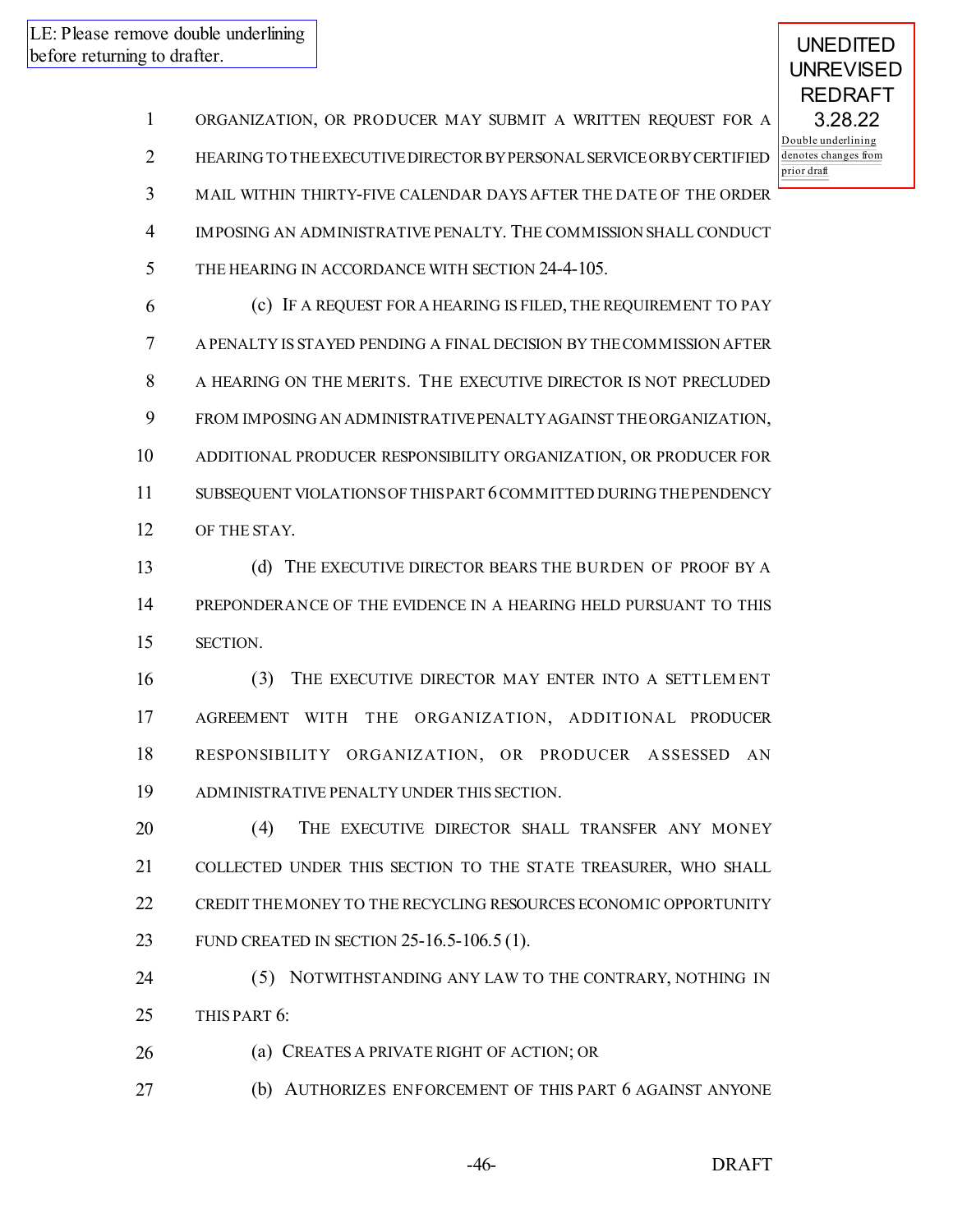LE: Please remove double underlining before returning to drafter.

UNEDITED UNREVISED REDRAFT 3.28.22

Double underlining denotes changes from prior draft

ORGANIZATION, OR PRODUCER MAY SUBMIT A WRITTEN REQUEST FOR A HEARING TO THE EXECUTIVE DIRECTOR BY PERSONAL SERVICE OR BY CERTIFIED MAIL WITHIN THIRTY-FIVE CALENDAR DAYS AFTER THE DATE OF THE ORDER IMPOSING AN ADMINISTRATIVE PENALTY. THE COMMISSION SHALL CONDUCT THE HEARING IN ACCORDANCE WITH SECTION 24-4-105.

(c) IF A REQUEST FOR A HEARING IS FILED, THE REQUIREMENT TO PAY A PENALTY IS STAYED PENDING A FINAL DECISION BY THE COMMISSION AFTER A HEARING ON THE MERITS. THE EXECUTIVE DIRECTOR IS NOT PRECLUDED FROM IMPOSING AN ADMINISTRATIVE PENALTY AGAINST THE ORGANIZATION, ADDITIONAL PRODUCER RESPONSIBILITY ORGANIZATION, OR PRODUCER FOR SUBSEQUENT VIOLATIONS OF THIS PART 6 COMMITTED DURING THE PENDENCY OF THE STAY.

(d) THE EXECUTIVE DIRECTOR BEARS THE BURDEN OF PROOF BY A PREPONDERANCE OF THE EVIDENCE IN A HEARING HELD PURSUANT TO THIS SECTION.

(3) THE EXECUTIVE DIRECTOR MAY ENTER INTO A SETTLEMENT AGREEMENT WITH THE ORGANIZATION, ADDITIONAL PRODUCER RESPONSIBILITY ORGANIZATION, OR PRODUCER ASSESSED AN ADMINISTRATIVE PENALTY UNDER THIS SECTION.

(4) THE EXECUTIVE DIRECTOR SHALL TRANSFER ANY MONEY COLLECTED UNDER THIS SECTION TO THE STATE TREASURER, WHO SHALL CREDIT THE MONEY TO THE RECYCLING RESOURCES ECONOMIC OPPORTUNITY FUND CREATED IN SECTION 25-16.5-106.5 (1).

(5) NOTWITHSTANDING ANY LAW TO THE CONTRARY, NOTHING IN THIS PART 6:

(a) CREATES A PRIVATE RIGHT OF ACTION; OR

(b) AUTHORIZES ENFORCEMENT OF THIS PART 6 AGAINST ANYONE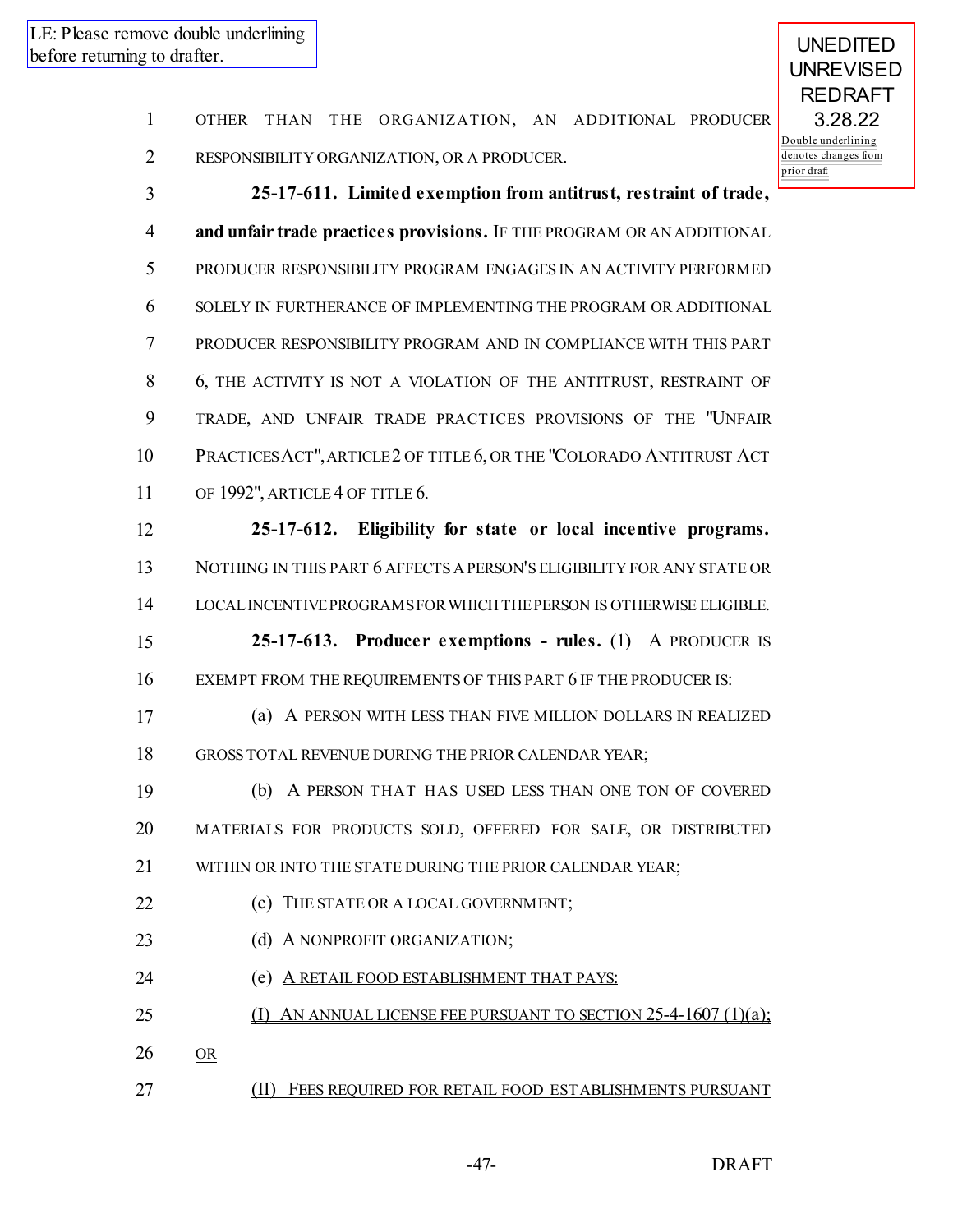LE: Please remove double underlining before returning to drafter.

UNEDITED UNREVISED REDRAFT 3.28.22

Double underlining denotes changes from prior draft

OTHER THAN THE ORGANIZATION, AN ADDITIONAL PRODUCER RESPONSIBILITY ORGANIZATION, OR A PRODUCER.

**25-17-611. Limited exemption from antitrust, restraint of trade, and unfair trade practices provisions.** IF THE PROGRAM OR AN ADDITIONAL PRODUCER RESPONSIBILITY PROGRAM ENGAGES IN AN ACTIVITY PERFORMED SOLELY IN FURTHERANCE OF IMPLEMENTING THE PROGRAM OR ADDITIONAL PRODUCER RESPONSIBILITY PROGRAM AND IN COMPLIANCE WITH THIS PART 6, THE ACTIVITY IS NOT A VIOLATION OF THE ANTITRUST, RESTRAINT OF TRADE, AND UNFAIR TRADE PRACTICES PROVISIONS OF THE "UNFAIR PRACTICES ACT", ARTICLE 2 OF TITLE 6, OR THE "COLORADO ANTITRUST ACT OF 1992", ARTICLE 4 OF TITLE 6.

**25-17-612. Eligibility for state or local incentive programs.** NOTHING IN THIS PART 6 AFFECTS A PERSON'S ELIGIBILITY FOR ANY STATE OR LOCAL INCENTIVE PROGRAMS FOR WHICH THE PERSON IS OTHERWISE ELIGIBLE.

**25-17-613. Producer exemptions - rules.** (1) A PRODUCER IS EXEMPT FROM THE REQUIREMENTS OF THIS PART 6 IF THE PRODUCER IS:

(a) A PERSON WITH LESS THAN FIVE MILLION DOLLARS IN REALIZED GROSS TOTAL REVENUE DURING THE PRIOR CALENDAR YEAR;

(b) A PERSON THAT HAS USED LESS THAN ONE TON OF COVERED MATERIALS FOR PRODUCTS SOLD, OFFERED FOR SALE, OR DISTRIBUTED WITHIN OR INTO THE STATE DURING THE PRIOR CALENDAR YEAR;

(c) THE STATE OR A LOCAL GOVERNMENT;

(d) A NONPROFIT ORGANIZATION;

(e) A RETAIL FOOD ESTABLISHMENT THAT PAYS:

(I) AN ANNUAL LICENSE FEE PURSUANT TO SECTION 25-4-1607 (1)(a); OR

(II) FEES REQUIRED FOR RETAIL FOOD ESTABLISHMENTS PURSUANT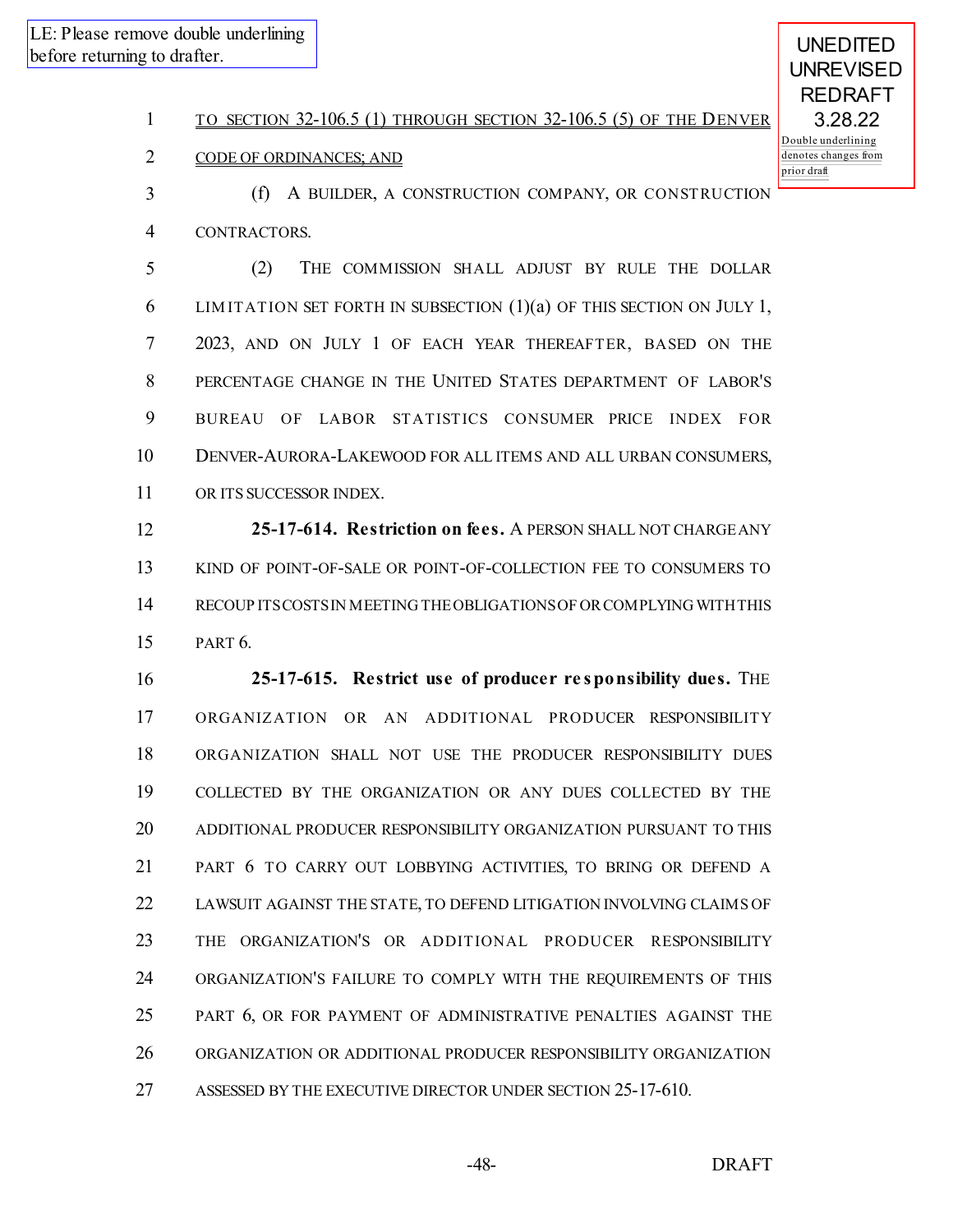LE: Please remove double underlining before returning to drafter.

UNEDITED UNREVISED REDRAFT 3.28.22

Double underlining denotes changes from prior draft

TO SECTION 32-106.5 (1) THROUGH SECTION 32-106.5 (5) OF THE DENVER CODE OF ORDINANCES; AND

(f) A BUILDER, A CONSTRUCTION COMPANY, OR CONSTRUCTION CONTRACTORS.

(2) THE COMMISSION SHALL ADJUST BY RULE THE DOLLAR LIMITATION SET FORTH IN SUBSECTION (1)(a) OF THIS SECTION ON JULY 1, 2023, AND ON JULY 1 OF EACH YEAR THEREAFTER, BASED ON THE PERCENTAGE CHANGE IN THE UNITED STATES DEPARTMENT OF LABOR'S BUREAU OF LABOR STATISTICS CONSUMER PRICE INDEX FOR DENVER-AURORA-LAKEWOOD FOR ALL ITEMS AND ALL URBAN CONSUMERS, OR ITS SUCCESSOR INDEX.

**25-17-614. Restriction on fees.** A PERSON SHALL NOT CHARGE ANY KIND OF POINT-OF-SALE OR POINT-OF-COLLECTION FEE TO CONSUMERS TO RECOUP ITS COSTS IN MEETING THE OBLIGATIONS OF OR COMPLYING WITH THIS PART 6.

**25-17-615. Restrict use of producer responsibility dues.** THE ORGANIZATION OR AN ADDITIONAL PRODUCER RESPONSIBILITY ORGANIZATION SHALL NOT USE THE PRODUCER RESPONSIBILITY DUES COLLECTED BY THE ORGANIZATION OR ANY DUES COLLECTED BY THE ADDITIONAL PRODUCER RESPONSIBILITY ORGANIZATION PURSUANT TO THIS PART 6 TO CARRY OUT LOBBYING ACTIVITIES, TO BRING OR DEFEND A LAWSUIT AGAINST THE STATE, TO DEFEND LITIGATION INVOLVING CLAIMS OF THE ORGANIZATION'S OR ADDITIONAL PRODUCER RESPONSIBILITY ORGANIZATION'S FAILURE TO COMPLY WITH THE REQUIREMENTS OF THIS PART 6, OR FOR PAYMENT OF ADMINISTRATIVE PENALTIES AGAINST THE ORGANIZATION OR ADDITIONAL PRODUCER RESPONSIBILITY ORGANIZATION ASSESSED BY THE EXECUTIVE DIRECTOR UNDER SECTION 25-17-610.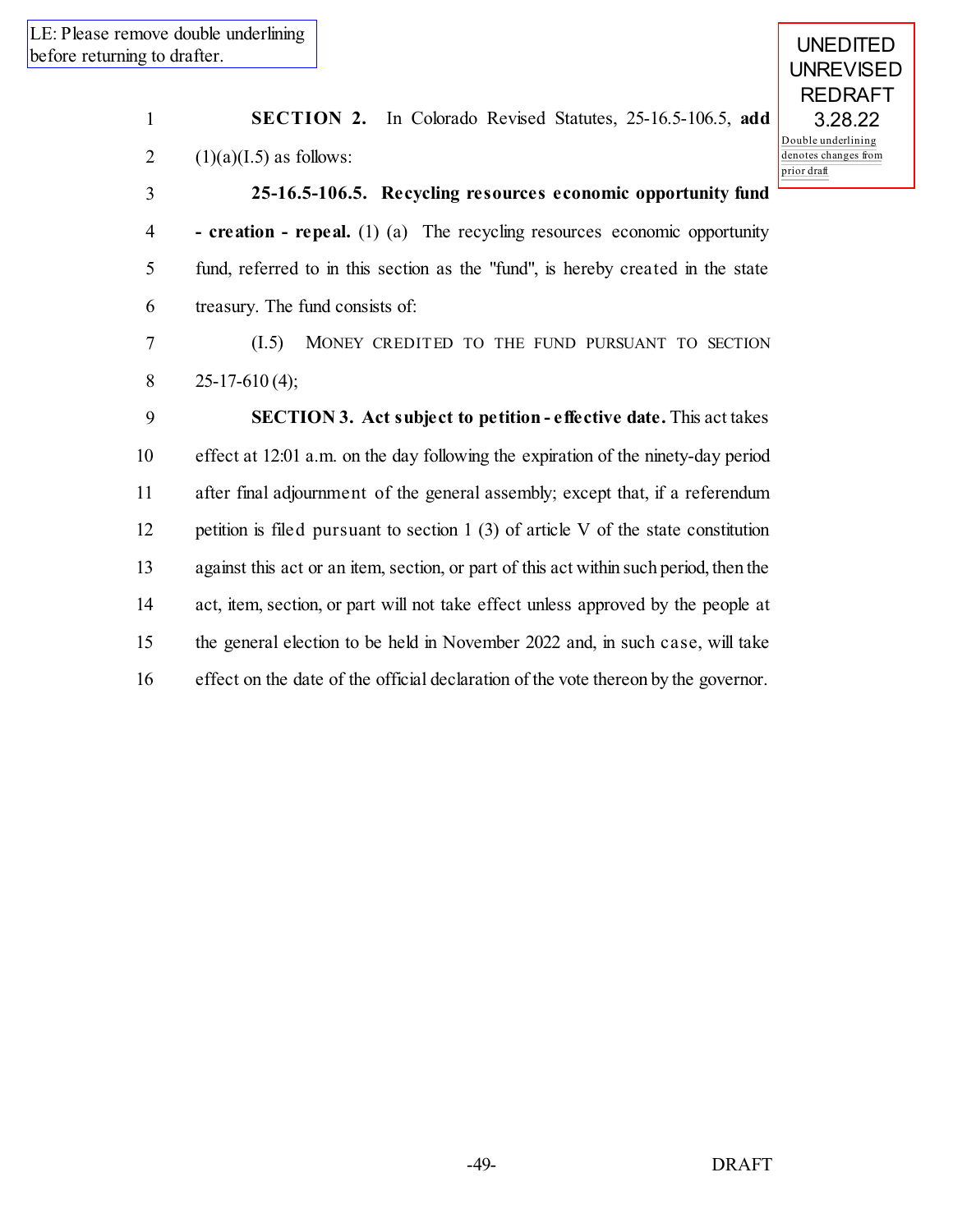LE: Please remove double underlining before returning to drafter.

UNEDITED UNREVISED REDRAFT 3.28.22

Double underlining denotes changes from prior draft

**SECTION 2.** In Colorado Revised Statutes, 25-16.5-106.5, **add** (1)(a)(I.5) as follows:

**25-16.5-106.5. Recycling resources economic opportunity fund - creation - repeal.** (1) (a) The recycling resources economic opportunity fund, referred to in this section as the "fund", is hereby created in the state treasury. The fund consists of:

(I.5) MONEY CREDITED TO THE FUND PURSUANT TO SECTION 25-17-610 (4);

**SECTION 3. Act subject to petition - effective date.** This act takes effect at 12:01 a.m. on the day following the expiration of the ninety-day period after final adjournment of the general assembly; except that, if a referendum petition is filed pursuant to section 1 (3) of article V of the state constitution against this act or an item, section, or part of this act within such period, then the act, item, section, or part will not take effect unless approved by the people at the general election to be held in November 2022 and, in such case, will take effect on the date of the official declaration of the vote thereon by the governor.

DRAFT